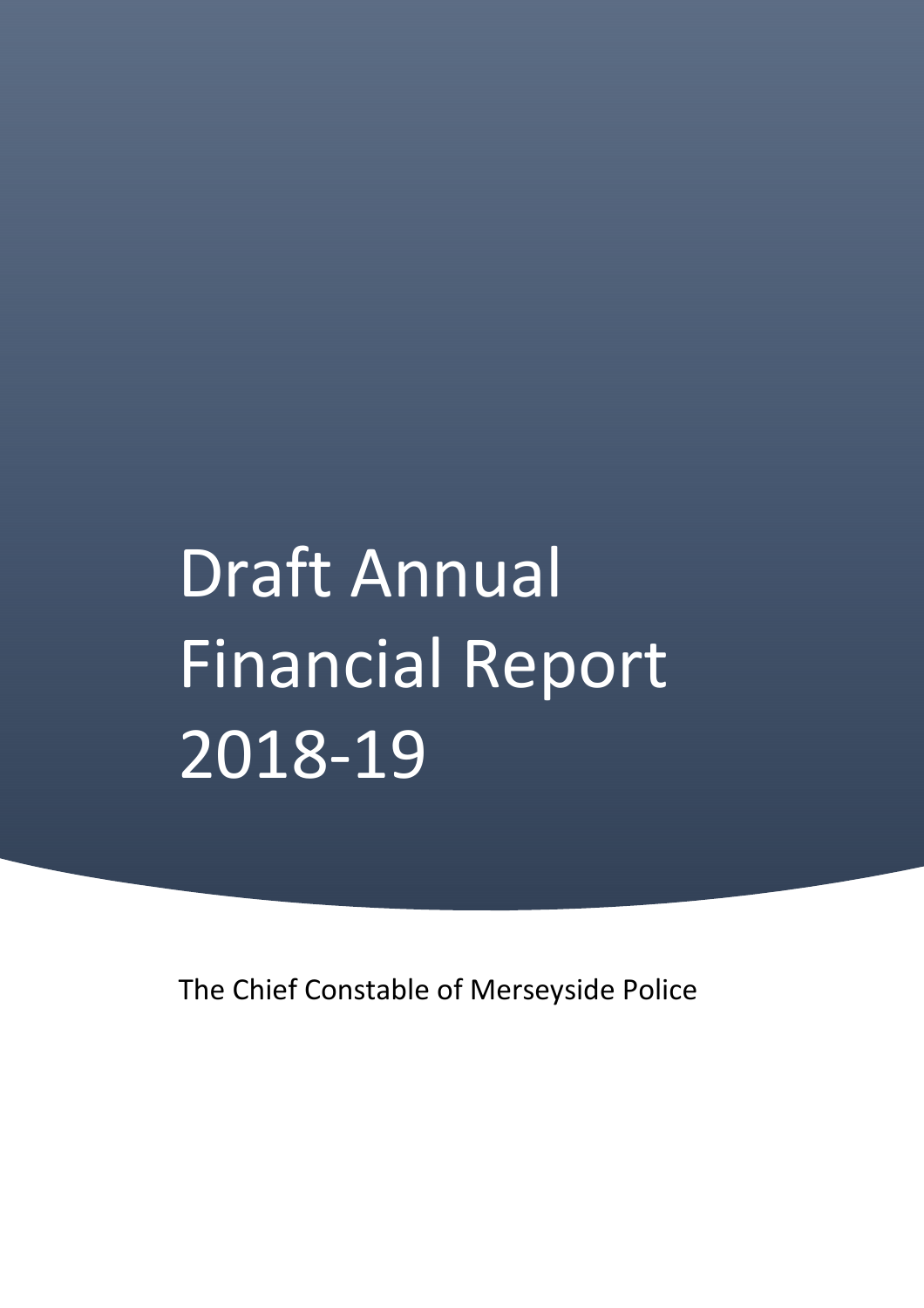# Draft Annual Financial Report 2018-19

The Chief Constable of Merseyside Police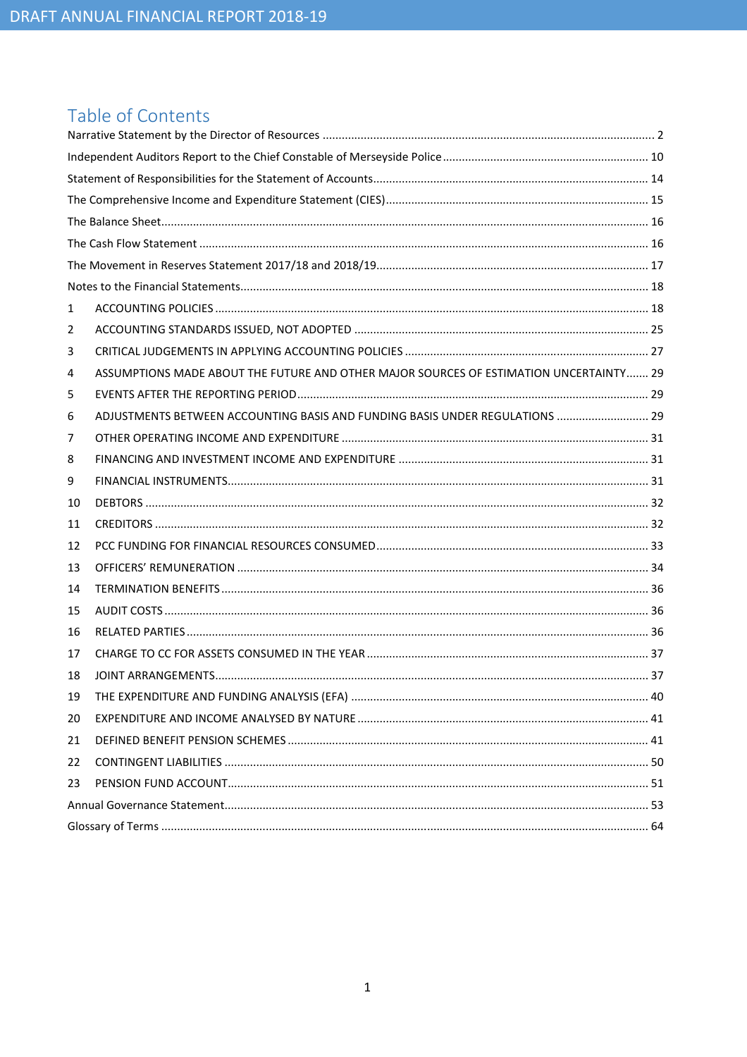# Table of Contents

Narrative Statement by the Director of Resources ........ 2
Independent Auditors Report to the Chief Constable of Merseyside Police ........ 10
Statement of Responsibilities for the Statement of Accounts ........ 14
The Comprehensive Income and Expenditure Statement (CIES) ........ 15
The Balance Sheet ........ 16
The Cash Flow Statement ........ 16
The Movement in Reserves Statement 2017/18 and 2018/19 ........ 17
Notes to the Financial Statements ........ 18

1 ACCOUNTING POLICIES ........ 18
2 ACCOUNTING STANDARDS ISSUED, NOT ADOPTED ........ 25
3 CRITICAL JUDGEMENTS IN APPLYING ACCOUNTING POLICIES ........ 27
4 ASSUMPTIONS MADE ABOUT THE FUTURE AND OTHER MAJOR SOURCES OF ESTIMATION UNCERTAINTY ........ 29
5 EVENTS AFTER THE REPORTING PERIOD ........ 29
6 ADJUSTMENTS BETWEEN ACCOUNTING BASIS AND FUNDING BASIS UNDER REGULATIONS ........ 29
7 OTHER OPERATING INCOME AND EXPENDITURE ........ 31
8 FINANCING AND INVESTMENT INCOME AND EXPENDITURE ........ 31
9 FINANCIAL INSTRUMENTS ........ 31
10 DEBTORS ........ 32
11 CREDITORS ........ 32
12 PCC FUNDING FOR FINANCIAL RESOURCES CONSUMED ........ 33
13 OFFICERS' REMUNERATION ........ 34
14 TERMINATION BENEFITS ........ 36
15 AUDIT COSTS ........ 36
16 RELATED PARTIES ........ 36
17 CHARGE TO CC FOR ASSETS CONSUMED IN THE YEAR ........ 37
18 JOINT ARRANGEMENTS ........ 37
19 THE EXPENDITURE AND FUNDING ANALYSIS (EFA) ........ 40
20 EXPENDITURE AND INCOME ANALYSED BY NATURE ........ 41
21 DEFINED BENEFIT PENSION SCHEMES ........ 41
22 CONTINGENT LIABILITIES ........ 50
23 PENSION FUND ACCOUNT ........ 51

Annual Governance Statement ........ 53
Glossary of Terms ........ 64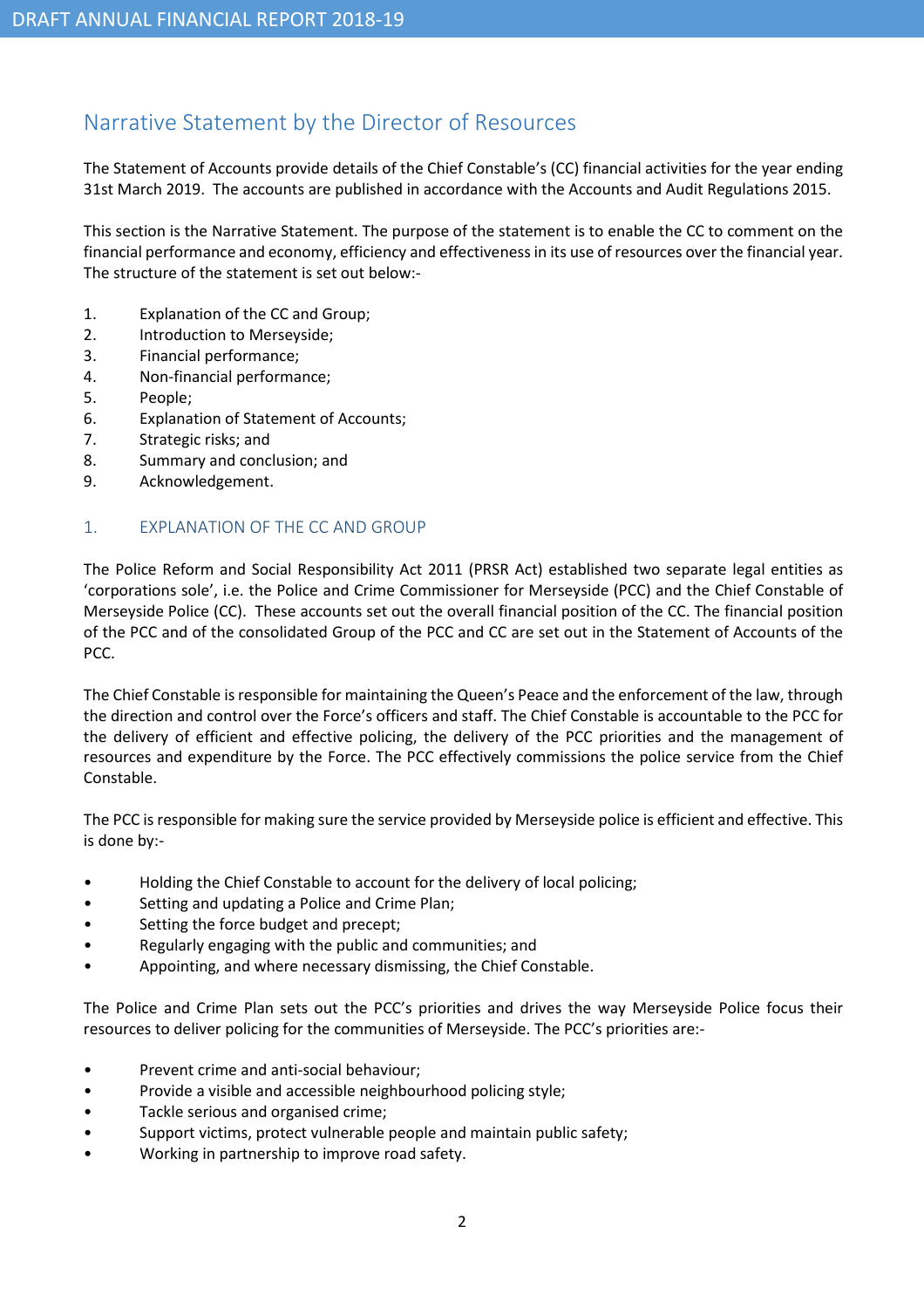## Narrative Statement by the Director of Resources

The Statement of Accounts provide details of the Chief Constable's (CC) financial activities for the year ending 31st March 2019. The accounts are published in accordance with the Accounts and Audit Regulations 2015.

This section is the Narrative Statement. The purpose of the statement is to enable the CC to comment on the financial performance and economy, efficiency and effectiveness in its use of resources over the financial year. The structure of the statement is set out below:-

1. Explanation of the CC and Group;
2. Introduction to Merseyside;
3. Financial performance;
4. Non-financial performance;
5. People;
6. Explanation of Statement of Accounts;
7. Strategic risks; and
8. Summary and conclusion; and
9. Acknowledgement.

### 1. EXPLANATION OF THE CC AND GROUP

The Police Reform and Social Responsibility Act 2011 (PRSR Act) established two separate legal entities as 'corporations sole', i.e. the Police and Crime Commissioner for Merseyside (PCC) and the Chief Constable of Merseyside Police (CC). These accounts set out the overall financial position of the CC. The financial position of the PCC and of the consolidated Group of the PCC and CC are set out in the Statement of Accounts of the PCC.

The Chief Constable is responsible for maintaining the Queen's Peace and the enforcement of the law, through the direction and control over the Force's officers and staff. The Chief Constable is accountable to the PCC for the delivery of efficient and effective policing, the delivery of the PCC priorities and the management of resources and expenditure by the Force. The PCC effectively commissions the police service from the Chief Constable.

The PCC is responsible for making sure the service provided by Merseyside police is efficient and effective. This is done by:-

- Holding the Chief Constable to account for the delivery of local policing;
- Setting and updating a Police and Crime Plan;
- Setting the force budget and precept;
- Regularly engaging with the public and communities; and
- Appointing, and where necessary dismissing, the Chief Constable.

The Police and Crime Plan sets out the PCC's priorities and drives the way Merseyside Police focus their resources to deliver policing for the communities of Merseyside. The PCC's priorities are:-

- Prevent crime and anti-social behaviour;
- Provide a visible and accessible neighbourhood policing style;
- Tackle serious and organised crime;
- Support victims, protect vulnerable people and maintain public safety;
- Working in partnership to improve road safety.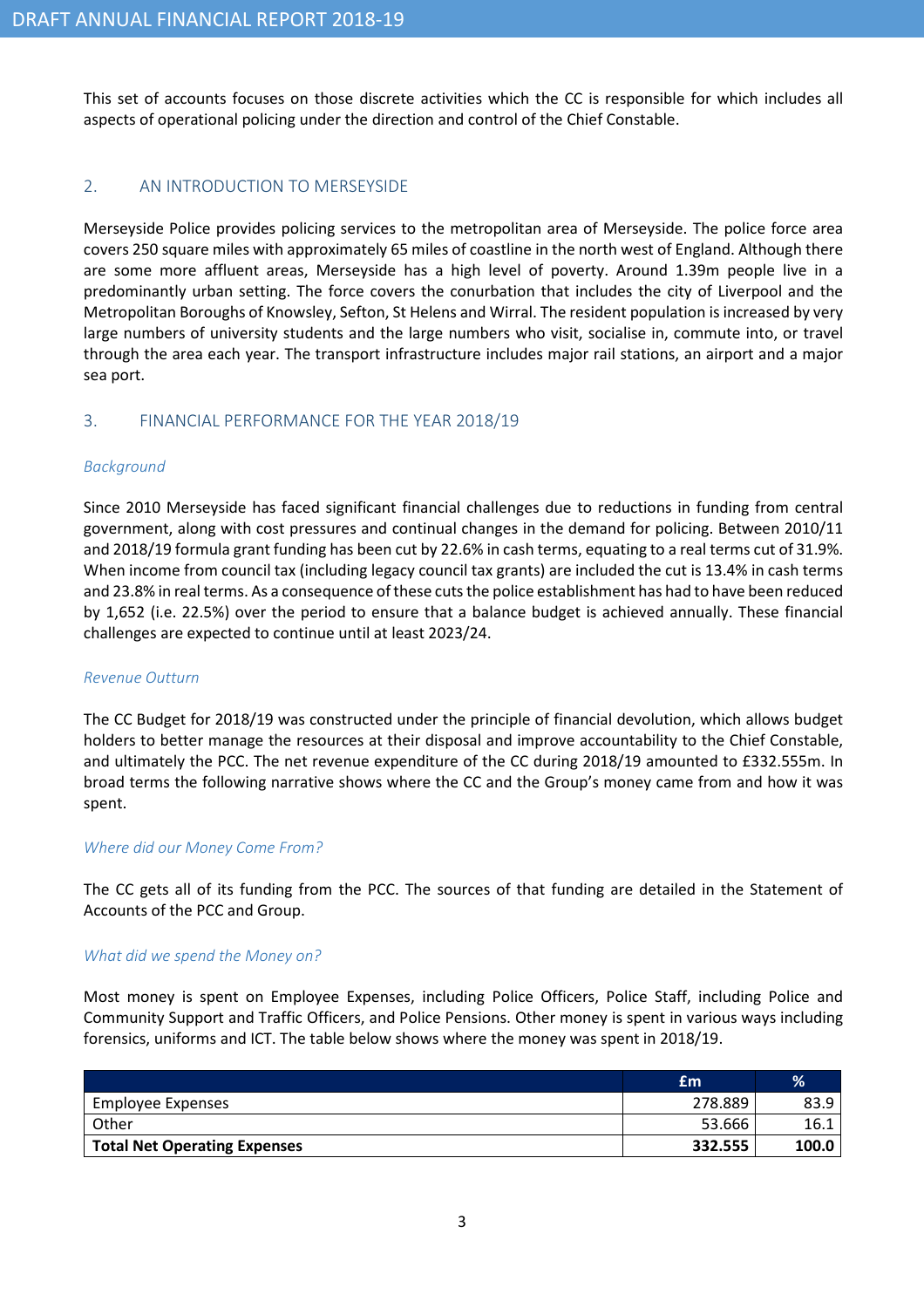This set of accounts focuses on those discrete activities which the CC is responsible for which includes all aspects of operational policing under the direction and control of the Chief Constable.

## 2. AN INTRODUCTION TO MERSEYSIDE

Merseyside Police provides policing services to the metropolitan area of Merseyside. The police force area covers 250 square miles with approximately 65 miles of coastline in the north west of England. Although there are some more affluent areas, Merseyside has a high level of poverty. Around 1.39m people live in a predominantly urban setting. The force covers the conurbation that includes the city of Liverpool and the Metropolitan Boroughs of Knowsley, Sefton, St Helens and Wirral. The resident population is increased by very large numbers of university students and the large numbers who visit, socialise in, commute into, or travel through the area each year. The transport infrastructure includes major rail stations, an airport and a major sea port.

## 3. FINANCIAL PERFORMANCE FOR THE YEAR 2018/19

### *Background*

Since 2010 Merseyside has faced significant financial challenges due to reductions in funding from central government, along with cost pressures and continual changes in the demand for policing. Between 2010/11 and 2018/19 formula grant funding has been cut by 22.6% in cash terms, equating to a real terms cut of 31.9%. When income from council tax (including legacy council tax grants) are included the cut is 13.4% in cash terms and 23.8% in real terms. As a consequence of these cuts the police establishment has had to have been reduced by 1,652 (i.e. 22.5%) over the period to ensure that a balance budget is achieved annually. These financial challenges are expected to continue until at least 2023/24.

### *Revenue Outturn*

The CC Budget for 2018/19 was constructed under the principle of financial devolution, which allows budget holders to better manage the resources at their disposal and improve accountability to the Chief Constable, and ultimately the PCC. The net revenue expenditure of the CC during 2018/19 amounted to £332.555m. In broad terms the following narrative shows where the CC and the Group's money came from and how it was spent.

### *Where did our Money Come From?*

The CC gets all of its funding from the PCC. The sources of that funding are detailed in the Statement of Accounts of the PCC and Group.

### *What did we spend the Money on?*

Most money is spent on Employee Expenses, including Police Officers, Police Staff, including Police and Community Support and Traffic Officers, and Police Pensions. Other money is spent in various ways including forensics, uniforms and ICT. The table below shows where the money was spent in 2018/19.

| | £m | % |
|---|---|---|
| Employee Expenses | 278.889 | 83.9 |
| Other | 53.666 | 16.1 |
| **Total Net Operating Expenses** | **332.555** | **100.0** |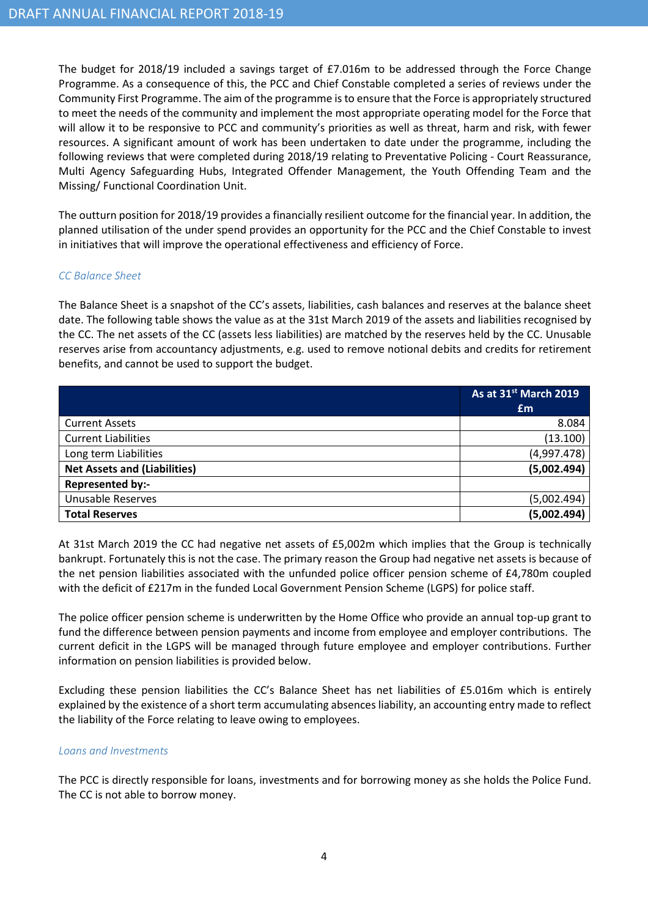The budget for 2018/19 included a savings target of £7.016m to be addressed through the Force Change Programme. As a consequence of this, the PCC and Chief Constable completed a series of reviews under the Community First Programme. The aim of the programme is to ensure that the Force is appropriately structured to meet the needs of the community and implement the most appropriate operating model for the Force that will allow it to be responsive to PCC and community's priorities as well as threat, harm and risk, with fewer resources. A significant amount of work has been undertaken to date under the programme, including the following reviews that were completed during 2018/19 relating to Preventative Policing - Court Reassurance, Multi Agency Safeguarding Hubs, Integrated Offender Management, the Youth Offending Team and the Missing/ Functional Coordination Unit.

The outturn position for 2018/19 provides a financially resilient outcome for the financial year. In addition, the planned utilisation of the under spend provides an opportunity for the PCC and the Chief Constable to invest in initiatives that will improve the operational effectiveness and efficiency of Force.

### *CC Balance Sheet*

The Balance Sheet is a snapshot of the CC's assets, liabilities, cash balances and reserves at the balance sheet date. The following table shows the value as at the 31st March 2019 of the assets and liabilities recognised by the CC. The net assets of the CC (assets less liabilities) are matched by the reserves held by the CC. Unusable reserves arise from accountancy adjustments, e.g. used to remove notional debits and credits for retirement benefits, and cannot be used to support the budget.

| | As at 31st March 2019 £m |
|---|---|
| Current Assets | 8.084 |
| Current Liabilities | (13.100) |
| Long term Liabilities | (4,997.478) |
| **Net Assets and (Liabilities)** | **(5,002.494)** |
| **Represented by:-** | |
| Unusable Reserves | (5,002.494) |
| **Total Reserves** | **(5,002.494)** |

At 31st March 2019 the CC had negative net assets of £5,002m which implies that the Group is technically bankrupt. Fortunately this is not the case. The primary reason the Group had negative net assets is because of the net pension liabilities associated with the unfunded police officer pension scheme of £4,780m coupled with the deficit of £217m in the funded Local Government Pension Scheme (LGPS) for police staff.

The police officer pension scheme is underwritten by the Home Office who provide an annual top-up grant to fund the difference between pension payments and income from employee and employer contributions. The current deficit in the LGPS will be managed through future employee and employer contributions. Further information on pension liabilities is provided below.

Excluding these pension liabilities the CC's Balance Sheet has net liabilities of £5.016m which is entirely explained by the existence of a short term accumulating absences liability, an accounting entry made to reflect the liability of the Force relating to leave owing to employees.

### *Loans and Investments*

The PCC is directly responsible for loans, investments and for borrowing money as she holds the Police Fund. The CC is not able to borrow money.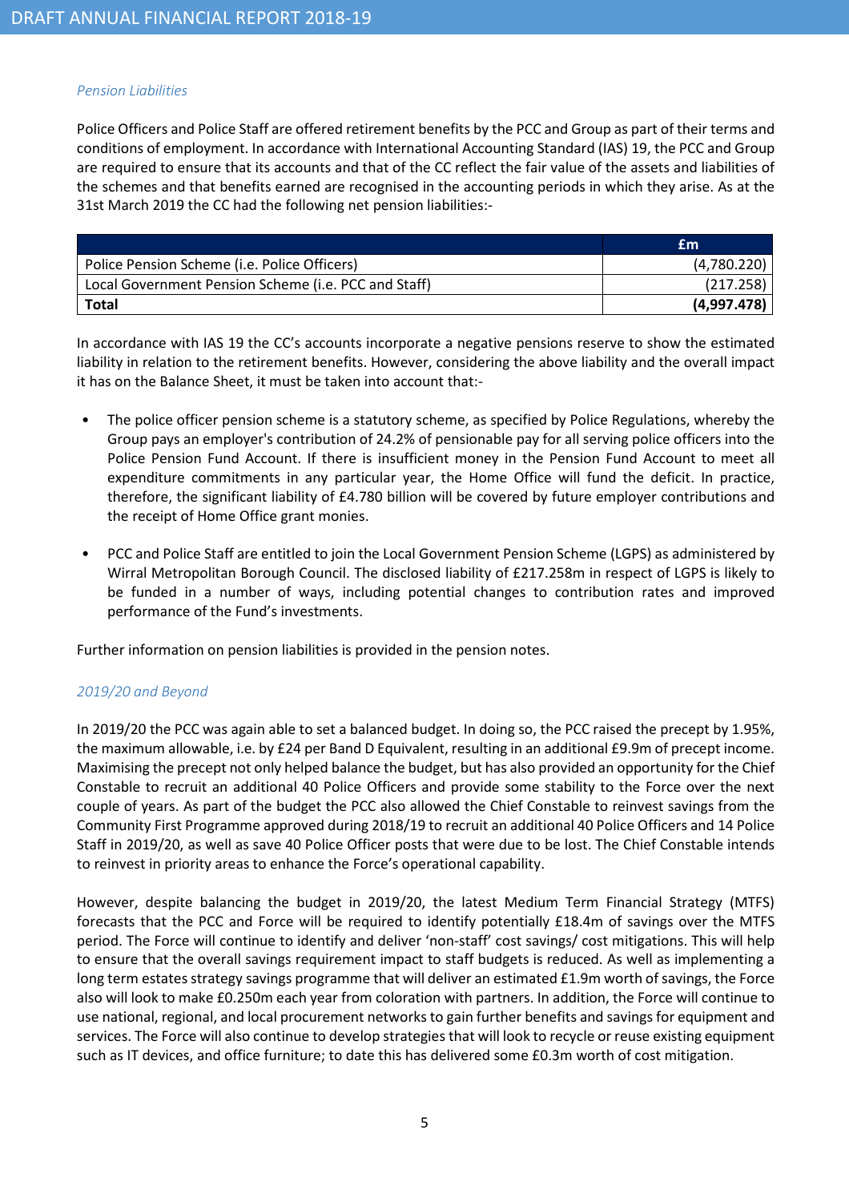*Pension Liabilities*

Police Officers and Police Staff are offered retirement benefits by the PCC and Group as part of their terms and conditions of employment. In accordance with International Accounting Standard (IAS) 19, the PCC and Group are required to ensure that its accounts and that of the CC reflect the fair value of the assets and liabilities of the schemes and that benefits earned are recognised in the accounting periods in which they arise. As at the 31st March 2019 the CC had the following net pension liabilities:-

| | £m |
|---|---|
| Police Pension Scheme (i.e. Police Officers) | (4,780.220) |
| Local Government Pension Scheme (i.e. PCC and Staff) | (217.258) |
| **Total** | **(4,997.478)** |

In accordance with IAS 19 the CC's accounts incorporate a negative pensions reserve to show the estimated liability in relation to the retirement benefits. However, considering the above liability and the overall impact it has on the Balance Sheet, it must be taken into account that:-

- The police officer pension scheme is a statutory scheme, as specified by Police Regulations, whereby the Group pays an employer's contribution of 24.2% of pensionable pay for all serving police officers into the Police Pension Fund Account. If there is insufficient money in the Pension Fund Account to meet all expenditure commitments in any particular year, the Home Office will fund the deficit. In practice, therefore, the significant liability of £4.780 billion will be covered by future employer contributions and the receipt of Home Office grant monies.

- PCC and Police Staff are entitled to join the Local Government Pension Scheme (LGPS) as administered by Wirral Metropolitan Borough Council. The disclosed liability of £217.258m in respect of LGPS is likely to be funded in a number of ways, including potential changes to contribution rates and improved performance of the Fund's investments.

Further information on pension liabilities is provided in the pension notes.

*2019/20 and Beyond*

In 2019/20 the PCC was again able to set a balanced budget. In doing so, the PCC raised the precept by 1.95%, the maximum allowable, i.e. by £24 per Band D Equivalent, resulting in an additional £9.9m of precept income. Maximising the precept not only helped balance the budget, but has also provided an opportunity for the Chief Constable to recruit an additional 40 Police Officers and provide some stability to the Force over the next couple of years. As part of the budget the PCC also allowed the Chief Constable to reinvest savings from the Community First Programme approved during 2018/19 to recruit an additional 40 Police Officers and 14 Police Staff in 2019/20, as well as save 40 Police Officer posts that were due to be lost. The Chief Constable intends to reinvest in priority areas to enhance the Force's operational capability.

However, despite balancing the budget in 2019/20, the latest Medium Term Financial Strategy (MTFS) forecasts that the PCC and Force will be required to identify potentially £18.4m of savings over the MTFS period. The Force will continue to identify and deliver 'non-staff' cost savings/ cost mitigations. This will help to ensure that the overall savings requirement impact to staff budgets is reduced. As well as implementing a long term estates strategy savings programme that will deliver an estimated £1.9m worth of savings, the Force also will look to make £0.250m each year from coloration with partners. In addition, the Force will continue to use national, regional, and local procurement networks to gain further benefits and savings for equipment and services. The Force will also continue to develop strategies that will look to recycle or reuse existing equipment such as IT devices, and office furniture; to date this has delivered some £0.3m worth of cost mitigation.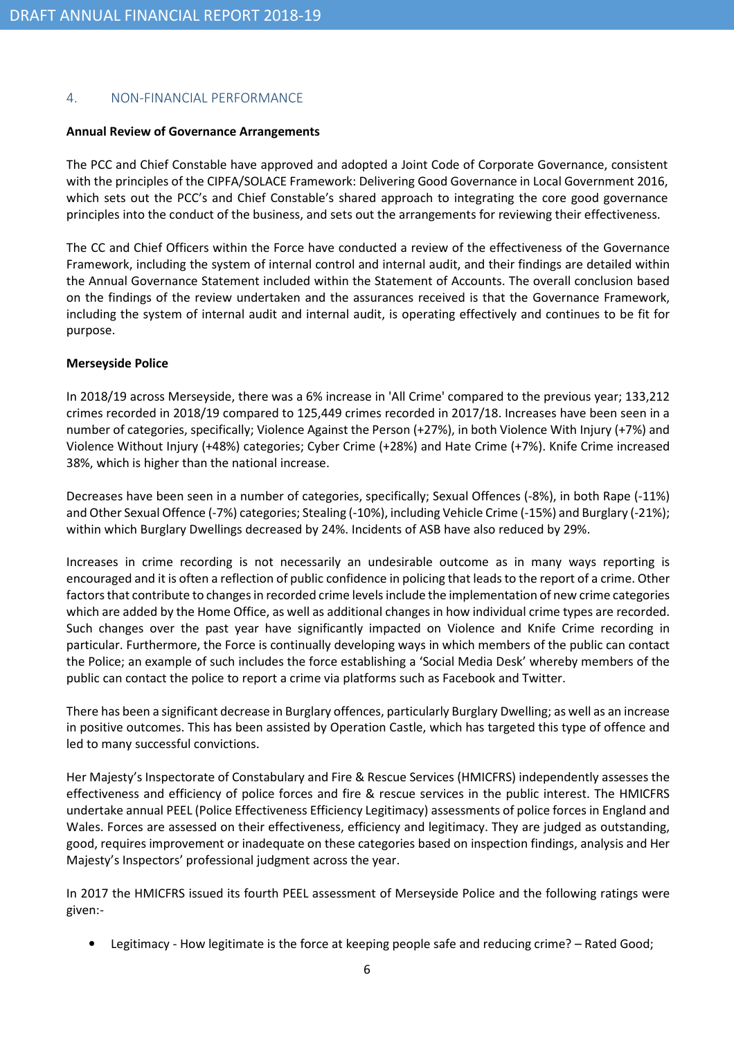## 4. NON-FINANCIAL PERFORMANCE

**Annual Review of Governance Arrangements**

The PCC and Chief Constable have approved and adopted a Joint Code of Corporate Governance, consistent with the principles of the CIPFA/SOLACE Framework: Delivering Good Governance in Local Government 2016, which sets out the PCC's and Chief Constable's shared approach to integrating the core good governance principles into the conduct of the business, and sets out the arrangements for reviewing their effectiveness.

The CC and Chief Officers within the Force have conducted a review of the effectiveness of the Governance Framework, including the system of internal control and internal audit, and their findings are detailed within the Annual Governance Statement included within the Statement of Accounts. The overall conclusion based on the findings of the review undertaken and the assurances received is that the Governance Framework, including the system of internal audit and internal audit, is operating effectively and continues to be fit for purpose.

**Merseyside Police**

In 2018/19 across Merseyside, there was a 6% increase in 'All Crime' compared to the previous year; 133,212 crimes recorded in 2018/19 compared to 125,449 crimes recorded in 2017/18. Increases have been seen in a number of categories, specifically; Violence Against the Person (+27%), in both Violence With Injury (+7%) and Violence Without Injury (+48%) categories; Cyber Crime (+28%) and Hate Crime (+7%). Knife Crime increased 38%, which is higher than the national increase.

Decreases have been seen in a number of categories, specifically; Sexual Offences (-8%), in both Rape (-11%) and Other Sexual Offence (-7%) categories; Stealing (-10%), including Vehicle Crime (-15%) and Burglary (-21%); within which Burglary Dwellings decreased by 24%. Incidents of ASB have also reduced by 29%.

Increases in crime recording is not necessarily an undesirable outcome as in many ways reporting is encouraged and it is often a reflection of public confidence in policing that leads to the report of a crime. Other factors that contribute to changes in recorded crime levels include the implementation of new crime categories which are added by the Home Office, as well as additional changes in how individual crime types are recorded. Such changes over the past year have significantly impacted on Violence and Knife Crime recording in particular. Furthermore, the Force is continually developing ways in which members of the public can contact the Police; an example of such includes the force establishing a 'Social Media Desk' whereby members of the public can contact the police to report a crime via platforms such as Facebook and Twitter.

There has been a significant decrease in Burglary offences, particularly Burglary Dwelling; as well as an increase in positive outcomes. This has been assisted by Operation Castle, which has targeted this type of offence and led to many successful convictions.

Her Majesty's Inspectorate of Constabulary and Fire & Rescue Services (HMICFRS) independently assesses the effectiveness and efficiency of police forces and fire & rescue services in the public interest. The HMICFRS undertake annual PEEL (Police Effectiveness Efficiency Legitimacy) assessments of police forces in England and Wales. Forces are assessed on their effectiveness, efficiency and legitimacy. They are judged as outstanding, good, requires improvement or inadequate on these categories based on inspection findings, analysis and Her Majesty's Inspectors' professional judgment across the year.

In 2017 the HMICFRS issued its fourth PEEL assessment of Merseyside Police and the following ratings were given:-

- Legitimacy - How legitimate is the force at keeping people safe and reducing crime? – Rated Good;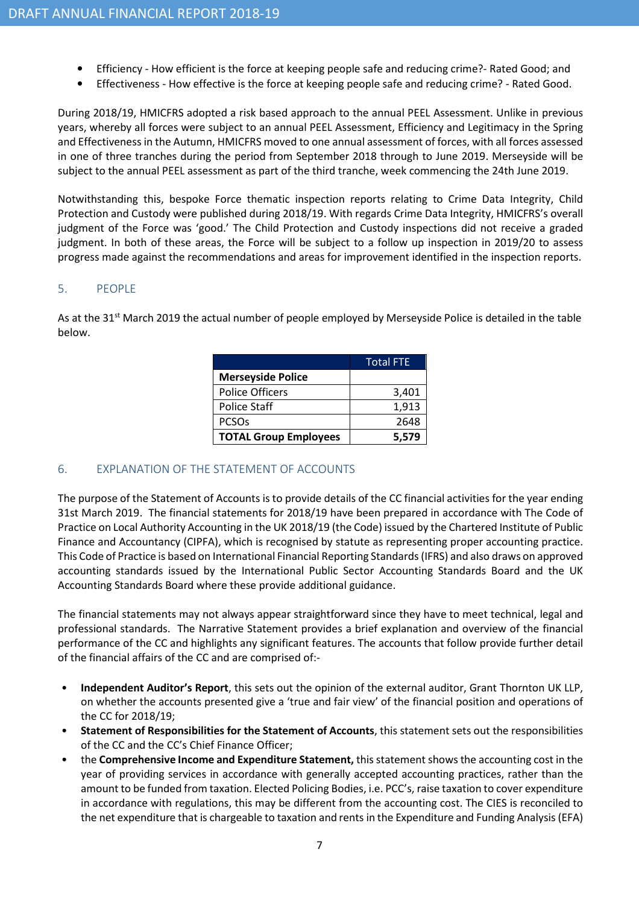- Efficiency - How efficient is the force at keeping people safe and reducing crime?- Rated Good; and
- Effectiveness - How effective is the force at keeping people safe and reducing crime? - Rated Good.

During 2018/19, HMICFRS adopted a risk based approach to the annual PEEL Assessment. Unlike in previous years, whereby all forces were subject to an annual PEEL Assessment, Efficiency and Legitimacy in the Spring and Effectiveness in the Autumn, HMICFRS moved to one annual assessment of forces, with all forces assessed in one of three tranches during the period from September 2018 through to June 2019. Merseyside will be subject to the annual PEEL assessment as part of the third tranche, week commencing the 24th June 2019.

Notwithstanding this, bespoke Force thematic inspection reports relating to Crime Data Integrity, Child Protection and Custody were published during 2018/19. With regards Crime Data Integrity, HMICFRS's overall judgment of the Force was 'good.' The Child Protection and Custody inspections did not receive a graded judgment. In both of these areas, the Force will be subject to a follow up inspection in 2019/20 to assess progress made against the recommendations and areas for improvement identified in the inspection reports.

## 5. PEOPLE

As at the 31st March 2019 the actual number of people employed by Merseyside Police is detailed in the table below.

| | Total FTE |
|---|---:|
| **Merseyside Police** | |
| Police Officers | 3,401 |
| Police Staff | 1,913 |
| PCSOs | 2648 |
| **TOTAL Group Employees** | **5,579** |

## 6. EXPLANATION OF THE STATEMENT OF ACCOUNTS

The purpose of the Statement of Accounts is to provide details of the CC financial activities for the year ending 31st March 2019. The financial statements for 2018/19 have been prepared in accordance with The Code of Practice on Local Authority Accounting in the UK 2018/19 (the Code) issued by the Chartered Institute of Public Finance and Accountancy (CIPFA), which is recognised by statute as representing proper accounting practice. This Code of Practice is based on International Financial Reporting Standards (IFRS) and also draws on approved accounting standards issued by the International Public Sector Accounting Standards Board and the UK Accounting Standards Board where these provide additional guidance.

The financial statements may not always appear straightforward since they have to meet technical, legal and professional standards. The Narrative Statement provides a brief explanation and overview of the financial performance of the CC and highlights any significant features. The accounts that follow provide further detail of the financial affairs of the CC and are comprised of:-

- **Independent Auditor's Report**, this sets out the opinion of the external auditor, Grant Thornton UK LLP, on whether the accounts presented give a 'true and fair view' of the financial position and operations of the CC for 2018/19;
- **Statement of Responsibilities for the Statement of Accounts**, this statement sets out the responsibilities of the CC and the CC's Chief Finance Officer;
- the **Comprehensive Income and Expenditure Statement,** this statement shows the accounting cost in the year of providing services in accordance with generally accepted accounting practices, rather than the amount to be funded from taxation. Elected Policing Bodies, i.e. PCC's, raise taxation to cover expenditure in accordance with regulations, this may be different from the accounting cost. The CIES is reconciled to the net expenditure that is chargeable to taxation and rents in the Expenditure and Funding Analysis (EFA)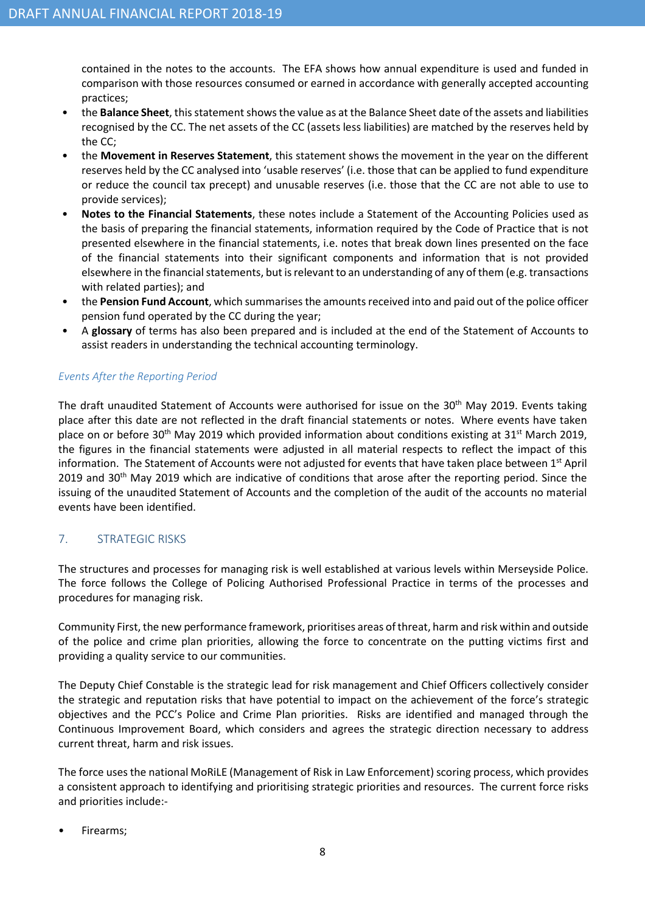contained in the notes to the accounts. The EFA shows how annual expenditure is used and funded in comparison with those resources consumed or earned in accordance with generally accepted accounting practices;

- the **Balance Sheet**, this statement shows the value as at the Balance Sheet date of the assets and liabilities recognised by the CC. The net assets of the CC (assets less liabilities) are matched by the reserves held by the CC;
- the **Movement in Reserves Statement**, this statement shows the movement in the year on the different reserves held by the CC analysed into 'usable reserves' (i.e. those that can be applied to fund expenditure or reduce the council tax precept) and unusable reserves (i.e. those that the CC are not able to use to provide services);
- **Notes to the Financial Statements**, these notes include a Statement of the Accounting Policies used as the basis of preparing the financial statements, information required by the Code of Practice that is not presented elsewhere in the financial statements, i.e. notes that break down lines presented on the face of the financial statements into their significant components and information that is not provided elsewhere in the financial statements, but is relevant to an understanding of any of them (e.g. transactions with related parties); and
- the **Pension Fund Account**, which summarises the amounts received into and paid out of the police officer pension fund operated by the CC during the year;
- A **glossary** of terms has also been prepared and is included at the end of the Statement of Accounts to assist readers in understanding the technical accounting terminology.

*Events After the Reporting Period*

The draft unaudited Statement of Accounts were authorised for issue on the 30th May 2019. Events taking place after this date are not reflected in the draft financial statements or notes. Where events have taken place on or before 30th May 2019 which provided information about conditions existing at 31st March 2019, the figures in the financial statements were adjusted in all material respects to reflect the impact of this information. The Statement of Accounts were not adjusted for events that have taken place between 1st April 2019 and 30th May 2019 which are indicative of conditions that arose after the reporting period. Since the issuing of the unaudited Statement of Accounts and the completion of the audit of the accounts no material events have been identified.

## 7. STRATEGIC RISKS

The structures and processes for managing risk is well established at various levels within Merseyside Police. The force follows the College of Policing Authorised Professional Practice in terms of the processes and procedures for managing risk.

Community First, the new performance framework, prioritises areas of threat, harm and risk within and outside of the police and crime plan priorities, allowing the force to concentrate on the putting victims first and providing a quality service to our communities.

The Deputy Chief Constable is the strategic lead for risk management and Chief Officers collectively consider the strategic and reputation risks that have potential to impact on the achievement of the force's strategic objectives and the PCC's Police and Crime Plan priorities. Risks are identified and managed through the Continuous Improvement Board, which considers and agrees the strategic direction necessary to address current threat, harm and risk issues.

The force uses the national MoRiLE (Management of Risk in Law Enforcement) scoring process, which provides a consistent approach to identifying and prioritising strategic priorities and resources. The current force risks and priorities include:-

- Firearms;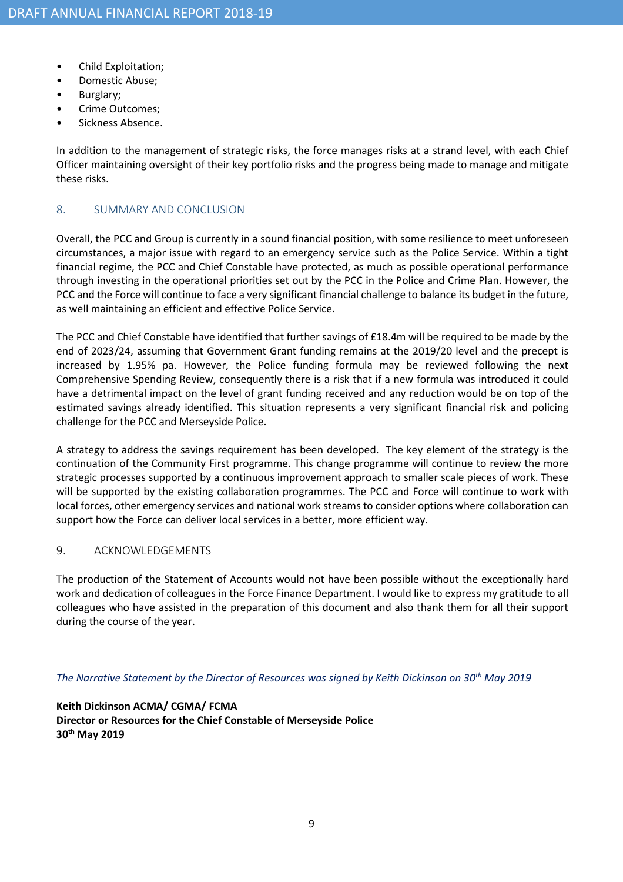- Child Exploitation;
- Domestic Abuse;
- Burglary;
- Crime Outcomes;
- Sickness Absence.

In addition to the management of strategic risks, the force manages risks at a strand level, with each Chief Officer maintaining oversight of their key portfolio risks and the progress being made to manage and mitigate these risks.

## 8. SUMMARY AND CONCLUSION

Overall, the PCC and Group is currently in a sound financial position, with some resilience to meet unforeseen circumstances, a major issue with regard to an emergency service such as the Police Service. Within a tight financial regime, the PCC and Chief Constable have protected, as much as possible operational performance through investing in the operational priorities set out by the PCC in the Police and Crime Plan. However, the PCC and the Force will continue to face a very significant financial challenge to balance its budget in the future, as well maintaining an efficient and effective Police Service.

The PCC and Chief Constable have identified that further savings of £18.4m will be required to be made by the end of 2023/24, assuming that Government Grant funding remains at the 2019/20 level and the precept is increased by 1.95% pa. However, the Police funding formula may be reviewed following the next Comprehensive Spending Review, consequently there is a risk that if a new formula was introduced it could have a detrimental impact on the level of grant funding received and any reduction would be on top of the estimated savings already identified. This situation represents a very significant financial risk and policing challenge for the PCC and Merseyside Police.

A strategy to address the savings requirement has been developed. The key element of the strategy is the continuation of the Community First programme. This change programme will continue to review the more strategic processes supported by a continuous improvement approach to smaller scale pieces of work. These will be supported by the existing collaboration programmes. The PCC and Force will continue to work with local forces, other emergency services and national work streams to consider options where collaboration can support how the Force can deliver local services in a better, more efficient way.

## 9. ACKNOWLEDGEMENTS

The production of the Statement of Accounts would not have been possible without the exceptionally hard work and dedication of colleagues in the Force Finance Department. I would like to express my gratitude to all colleagues who have assisted in the preparation of this document and also thank them for all their support during the course of the year.

*The Narrative Statement by the Director of Resources was signed by Keith Dickinson on 30th May 2019*

**Keith Dickinson ACMA/ CGMA/ FCMA**
**Director or Resources for the Chief Constable of Merseyside Police**
**30th May 2019**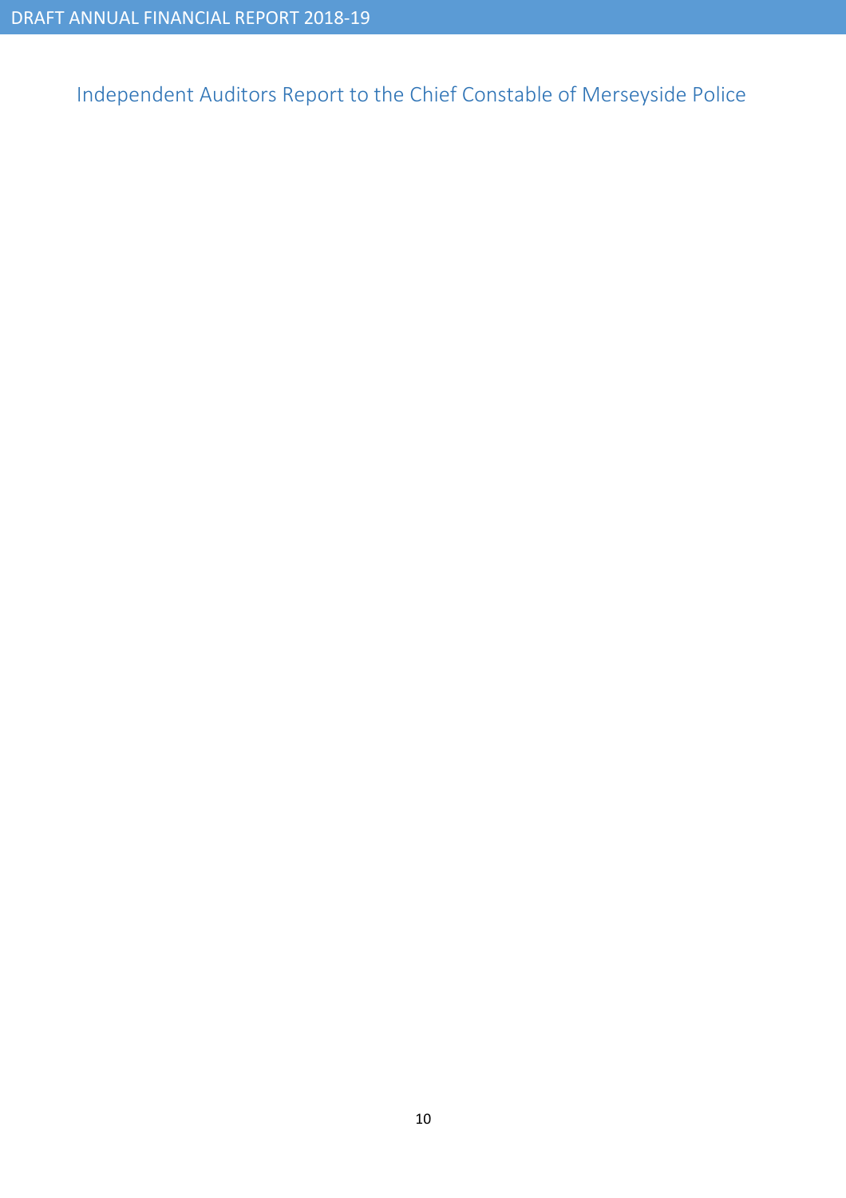# Independent Auditors Report to the Chief Constable of Merseyside Police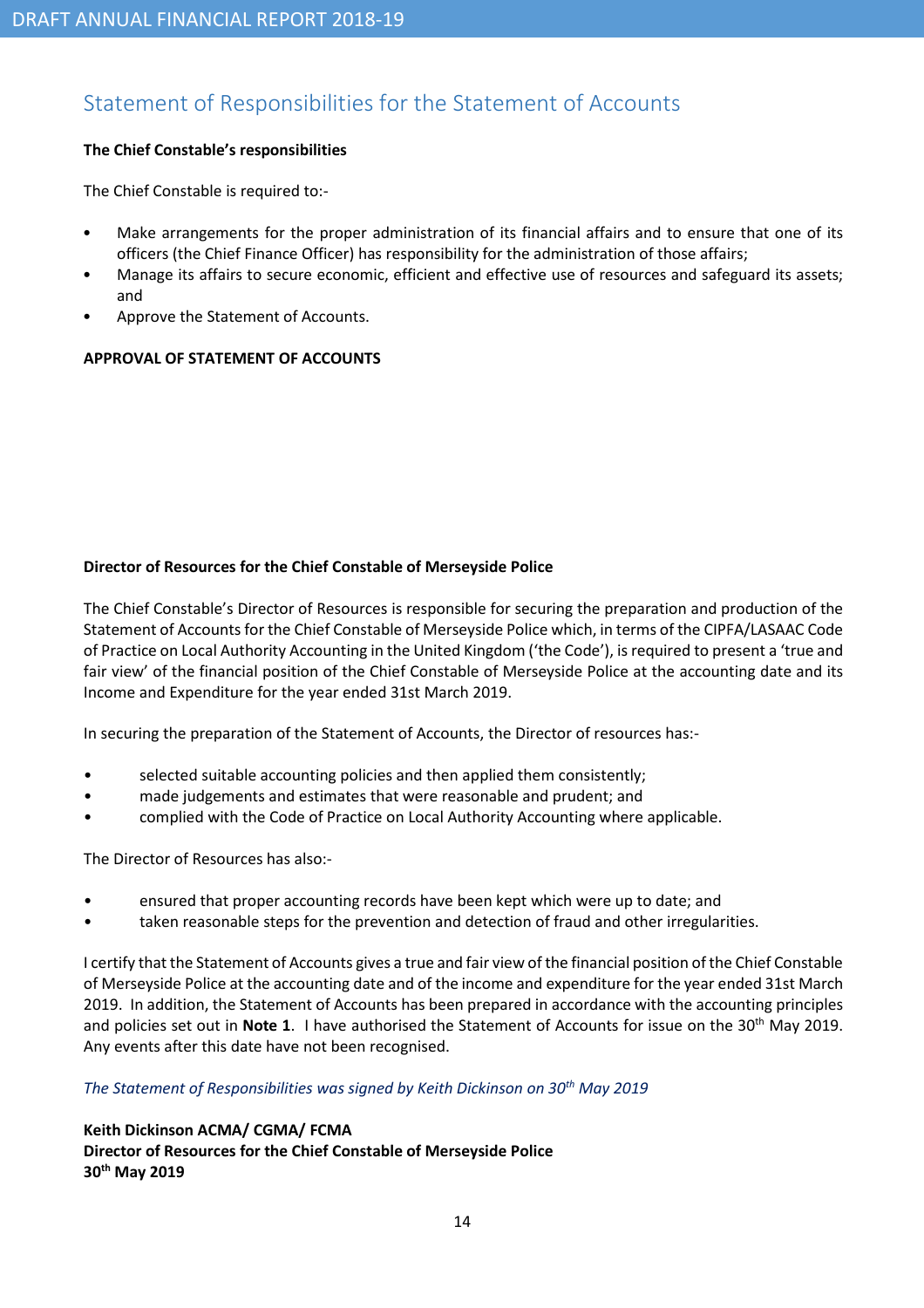## Statement of Responsibilities for the Statement of Accounts

**The Chief Constable's responsibilities**

The Chief Constable is required to:-

- Make arrangements for the proper administration of its financial affairs and to ensure that one of its officers (the Chief Finance Officer) has responsibility for the administration of those affairs;
- Manage its affairs to secure economic, efficient and effective use of resources and safeguard its assets; and
- Approve the Statement of Accounts.

**APPROVAL OF STATEMENT OF ACCOUNTS**

**Director of Resources for the Chief Constable of Merseyside Police**

The Chief Constable's Director of Resources is responsible for securing the preparation and production of the Statement of Accounts for the Chief Constable of Merseyside Police which, in terms of the CIPFA/LASAAC Code of Practice on Local Authority Accounting in the United Kingdom ('the Code'), is required to present a 'true and fair view' of the financial position of the Chief Constable of Merseyside Police at the accounting date and its Income and Expenditure for the year ended 31st March 2019.

In securing the preparation of the Statement of Accounts, the Director of resources has:-

- selected suitable accounting policies and then applied them consistently;
- made judgements and estimates that were reasonable and prudent; and
- complied with the Code of Practice on Local Authority Accounting where applicable.

The Director of Resources has also:-

- ensured that proper accounting records have been kept which were up to date; and
- taken reasonable steps for the prevention and detection of fraud and other irregularities.

I certify that the Statement of Accounts gives a true and fair view of the financial position of the Chief Constable of Merseyside Police at the accounting date and of the income and expenditure for the year ended 31st March 2019. In addition, the Statement of Accounts has been prepared in accordance with the accounting principles and policies set out in **Note 1**. I have authorised the Statement of Accounts for issue on the 30th May 2019. Any events after this date have not been recognised.

*The Statement of Responsibilities was signed by Keith Dickinson on 30th May 2019*

**Keith Dickinson ACMA/ CGMA/ FCMA**
**Director of Resources for the Chief Constable of Merseyside Police**
**30th May 2019**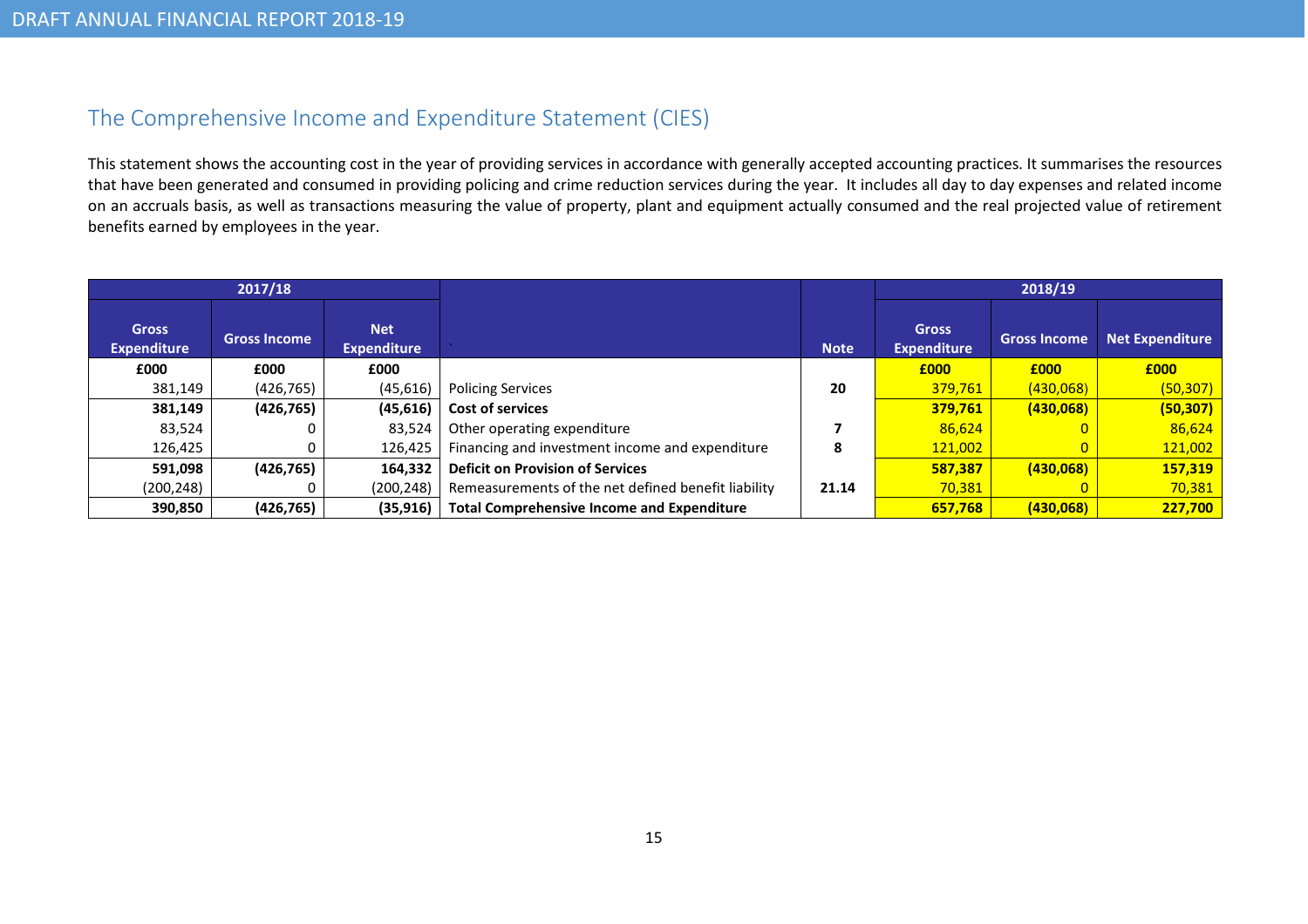## The Comprehensive Income and Expenditure Statement (CIES)

This statement shows the accounting cost in the year of providing services in accordance with generally accepted accounting practices. It summarises the resources that have been generated and consumed in providing policing and crime reduction services during the year. It includes all day to day expenses and related income on an accruals basis, as well as transactions measuring the value of property, plant and equipment actually consumed and the real projected value of retirement benefits earned by employees in the year.

| 2017/18 | | | | | 2018/19 | | |
|---|---|---|---|---|---|---|---|
| Gross Expenditure | Gross Income | Net Expenditure | | Note | Gross Expenditure | Gross Income | Net Expenditure |
| **£000** | **£000** | **£000** | | | **£000** | **£000** | **£000** |
| 381,149 | (426,765) | (45,616) | Policing Services | **20** | 379,761 | (430,068) | (50,307) |
| **381,149** | **(426,765)** | **(45,616)** | **Cost of services** | | **379,761** | **(430,068)** | **(50,307)** |
| 83,524 | 0 | 83,524 | Other operating expenditure | **7** | 86,624 | 0 | 86,624 |
| 126,425 | 0 | 126,425 | Financing and investment income and expenditure | **8** | 121,002 | 0 | 121,002 |
| **591,098** | **(426,765)** | **164,332** | **Deficit on Provision of Services** | | **587,387** | **(430,068)** | **157,319** |
| (200,248) | 0 | (200,248) | Remeasurements of the net defined benefit liability | **21.14** | 70,381 | 0 | 70,381 |
| **390,850** | **(426,765)** | **(35,916)** | **Total Comprehensive Income and Expenditure** | | **657,768** | **(430,068)** | **227,700** |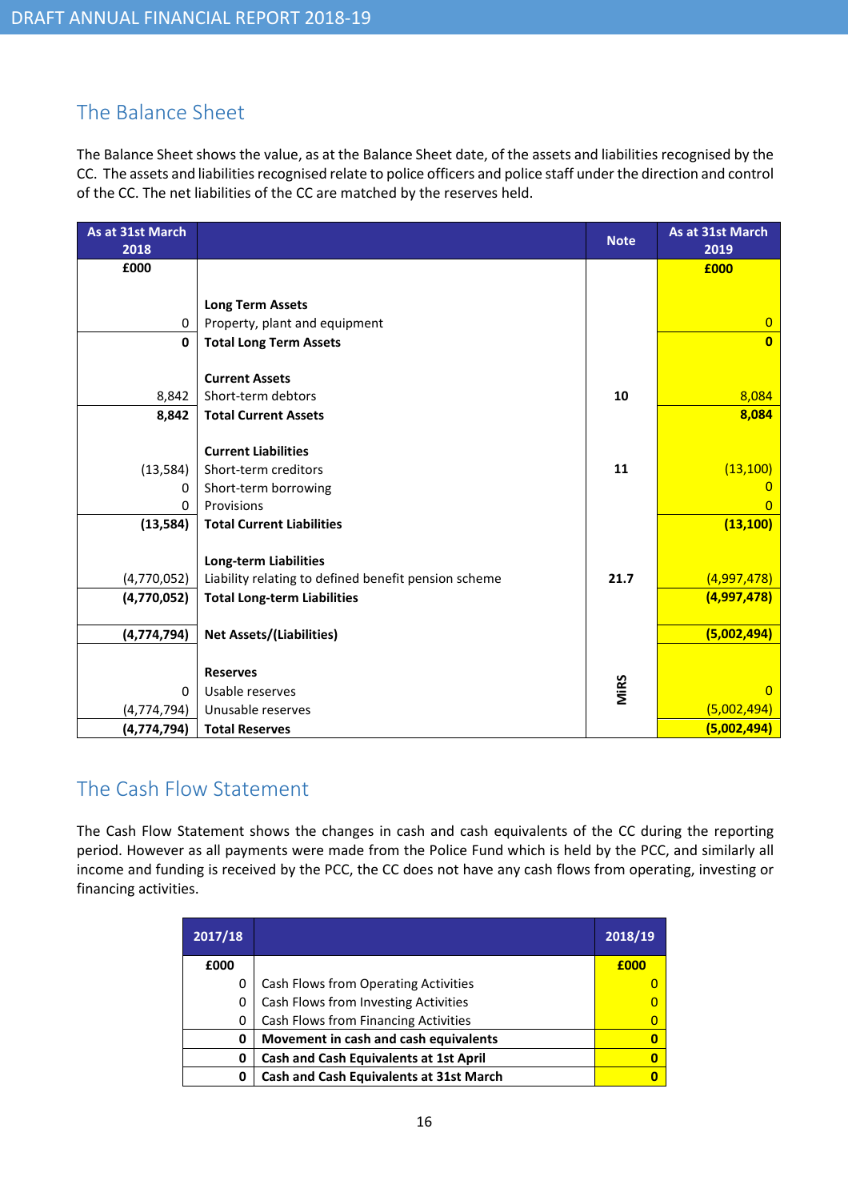## The Balance Sheet

The Balance Sheet shows the value, as at the Balance Sheet date, of the assets and liabilities recognised by the CC. The assets and liabilities recognised relate to police officers and police staff under the direction and control of the CC. The net liabilities of the CC are matched by the reserves held.

| As at 31st March 2018 | | Note | As at 31st March 2019 |
|---|---|---|---|
| **£000** | | | **£000** |
| | **Long Term Assets** | | |
| 0 | Property, plant and equipment | | 0 |
| **0** | **Total Long Term Assets** | | **0** |
| | **Current Assets** | | |
| 8,842 | Short-term debtors | **10** | 8,084 |
| **8,842** | **Total Current Assets** | | **8,084** |
| | **Current Liabilities** | | |
| (13,584) | Short-term creditors | **11** | (13,100) |
| 0 | Short-term borrowing | | 0 |
| 0 | Provisions | | 0 |
| **(13,584)** | **Total Current Liabilities** | | **(13,100)** |
| | **Long-term Liabilities** | | |
| (4,770,052) | Liability relating to defined benefit pension scheme | **21.7** | (4,997,478) |
| **(4,770,052)** | **Total Long-term Liabilities** | | **(4,997,478)** |
| **(4,774,794)** | **Net Assets/(Liabilities)** | | **(5,002,494)** |
| | **Reserves** | | |
| 0 | Usable reserves | **MiRS** | 0 |
| (4,774,794) | Unusable reserves | | (5,002,494) |
| **(4,774,794)** | **Total Reserves** | | **(5,002,494)** |

## The Cash Flow Statement

The Cash Flow Statement shows the changes in cash and cash equivalents of the CC during the reporting period. However as all payments were made from the Police Fund which is held by the PCC, and similarly all income and funding is received by the PCC, the CC does not have any cash flows from operating, investing or financing activities.

| 2017/18 | | 2018/19 |
|---|---|---|
| **£000** | | **£000** |
| 0 | Cash Flows from Operating Activities | 0 |
| 0 | Cash Flows from Investing Activities | 0 |
| 0 | Cash Flows from Financing Activities | 0 |
| **0** | **Movement in cash and cash equivalents** | **0** |
| **0** | **Cash and Cash Equivalents at 1st April** | **0** |
| **0** | **Cash and Cash Equivalents at 31st March** | **0** |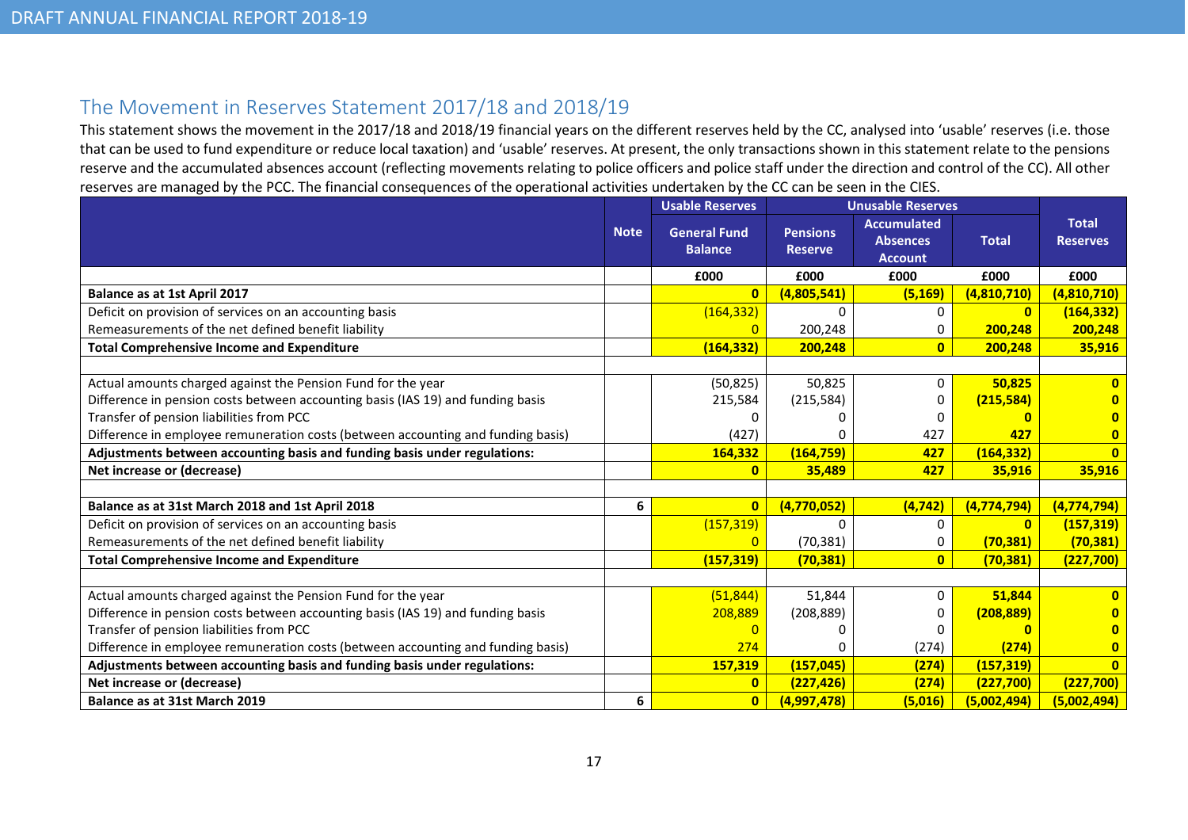## The Movement in Reserves Statement 2017/18 and 2018/19

This statement shows the movement in the 2017/18 and 2018/19 financial years on the different reserves held by the CC, analysed into 'usable' reserves (i.e. those that can be used to fund expenditure or reduce local taxation) and 'usable' reserves. At present, the only transactions shown in this statement relate to the pensions reserve and the accumulated absences account (reflecting movements relating to police officers and police staff under the direction and control of the CC). All other reserves are managed by the PCC. The financial consequences of the operational activities undertaken by the CC can be seen in the CIES.

| | Note | Usable Reserves | Unusable Reserves | | | Total Reserves |
|---|---|---|---|---|---|---|
| | | General Fund Balance | Pensions Reserve | Accumulated Absences Account | Total | |
| | | £000 | £000 | £000 | £000 | £000 |
| **Balance as at 1st April 2017** | | **0** | **(4,805,541)** | **(5,169)** | **(4,810,710)** | **(4,810,710)** |
| Deficit on provision of services on an accounting basis | | (164,332) | 0 | 0 | **0** | **(164,332)** |
| Remeasurements of the net defined benefit liability | | 0 | 200,248 | 0 | **200,248** | **200,248** |
| **Total Comprehensive Income and Expenditure** | | **(164,332)** | **200,248** | **0** | **200,248** | **35,916** |
| | | | | | | |
| Actual amounts charged against the Pension Fund for the year | | (50,825) | 50,825 | 0 | **50,825** | **0** |
| Difference in pension costs between accounting basis (IAS 19) and funding basis | | 215,584 | (215,584) | 0 | **(215,584)** | **0** |
| Transfer of pension liabilities from PCC | | 0 | 0 | 0 | **0** | **0** |
| Difference in employee remuneration costs (between accounting and funding basis) | | (427) | 0 | 427 | **427** | **0** |
| **Adjustments between accounting basis and funding basis under regulations:** | | **164,332** | **(164,759)** | **427** | **(164,332)** | **0** |
| **Net increase or (decrease)** | | **0** | **35,489** | **427** | **35,916** | **35,916** |
| | | | | | | |
| **Balance as at 31st March 2018 and 1st April 2018** | **6** | **0** | **(4,770,052)** | **(4,742)** | **(4,774,794)** | **(4,774,794)** |
| Deficit on provision of services on an accounting basis | | (157,319) | 0 | 0 | **0** | **(157,319)** |
| Remeasurements of the net defined benefit liability | | 0 | (70,381) | 0 | **(70,381)** | **(70,381)** |
| **Total Comprehensive Income and Expenditure** | | **(157,319)** | **(70,381)** | **0** | **(70,381)** | **(227,700)** |
| | | | | | | |
| Actual amounts charged against the Pension Fund for the year | | (51,844) | 51,844 | 0 | **51,844** | **0** |
| Difference in pension costs between accounting basis (IAS 19) and funding basis | | 208,889 | (208,889) | 0 | **(208,889)** | **0** |
| Transfer of pension liabilities from PCC | | 0 | 0 | 0 | **0** | **0** |
| Difference in employee remuneration costs (between accounting and funding basis) | | 274 | 0 | (274) | **(274)** | **0** |
| **Adjustments between accounting basis and funding basis under regulations:** | | **157,319** | **(157,045)** | **(274)** | **(157,319)** | **0** |
| **Net increase or (decrease)** | | **0** | **(227,426)** | **(274)** | **(227,700)** | **(227,700)** |
| **Balance as at 31st March 2019** | **6** | **0** | **(4,997,478)** | **(5,016)** | **(5,002,494)** | **(5,002,494)** |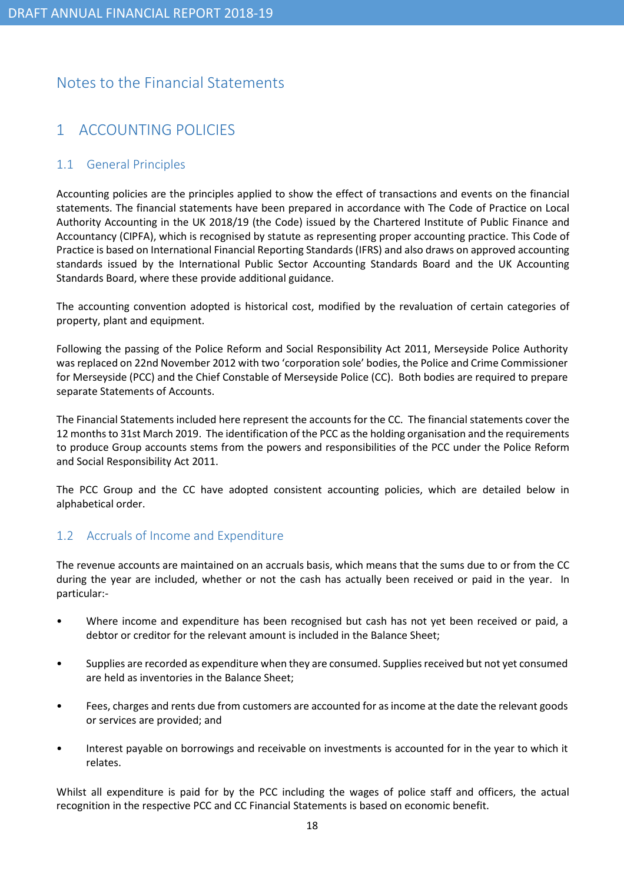# Notes to the Financial Statements

## 1 ACCOUNTING POLICIES

### 1.1 General Principles

Accounting policies are the principles applied to show the effect of transactions and events on the financial statements. The financial statements have been prepared in accordance with The Code of Practice on Local Authority Accounting in the UK 2018/19 (the Code) issued by the Chartered Institute of Public Finance and Accountancy (CIPFA), which is recognised by statute as representing proper accounting practice. This Code of Practice is based on International Financial Reporting Standards (IFRS) and also draws on approved accounting standards issued by the International Public Sector Accounting Standards Board and the UK Accounting Standards Board, where these provide additional guidance.

The accounting convention adopted is historical cost, modified by the revaluation of certain categories of property, plant and equipment.

Following the passing of the Police Reform and Social Responsibility Act 2011, Merseyside Police Authority was replaced on 22nd November 2012 with two 'corporation sole' bodies, the Police and Crime Commissioner for Merseyside (PCC) and the Chief Constable of Merseyside Police (CC). Both bodies are required to prepare separate Statements of Accounts.

The Financial Statements included here represent the accounts for the CC. The financial statements cover the 12 months to 31st March 2019. The identification of the PCC as the holding organisation and the requirements to produce Group accounts stems from the powers and responsibilities of the PCC under the Police Reform and Social Responsibility Act 2011.

The PCC Group and the CC have adopted consistent accounting policies, which are detailed below in alphabetical order.

### 1.2 Accruals of Income and Expenditure

The revenue accounts are maintained on an accruals basis, which means that the sums due to or from the CC during the year are included, whether or not the cash has actually been received or paid in the year. In particular:-

- Where income and expenditure has been recognised but cash has not yet been received or paid, a debtor or creditor for the relevant amount is included in the Balance Sheet;
- Supplies are recorded as expenditure when they are consumed. Supplies received but not yet consumed are held as inventories in the Balance Sheet;
- Fees, charges and rents due from customers are accounted for as income at the date the relevant goods or services are provided; and
- Interest payable on borrowings and receivable on investments is accounted for in the year to which it relates.

Whilst all expenditure is paid for by the PCC including the wages of police staff and officers, the actual recognition in the respective PCC and CC Financial Statements is based on economic benefit.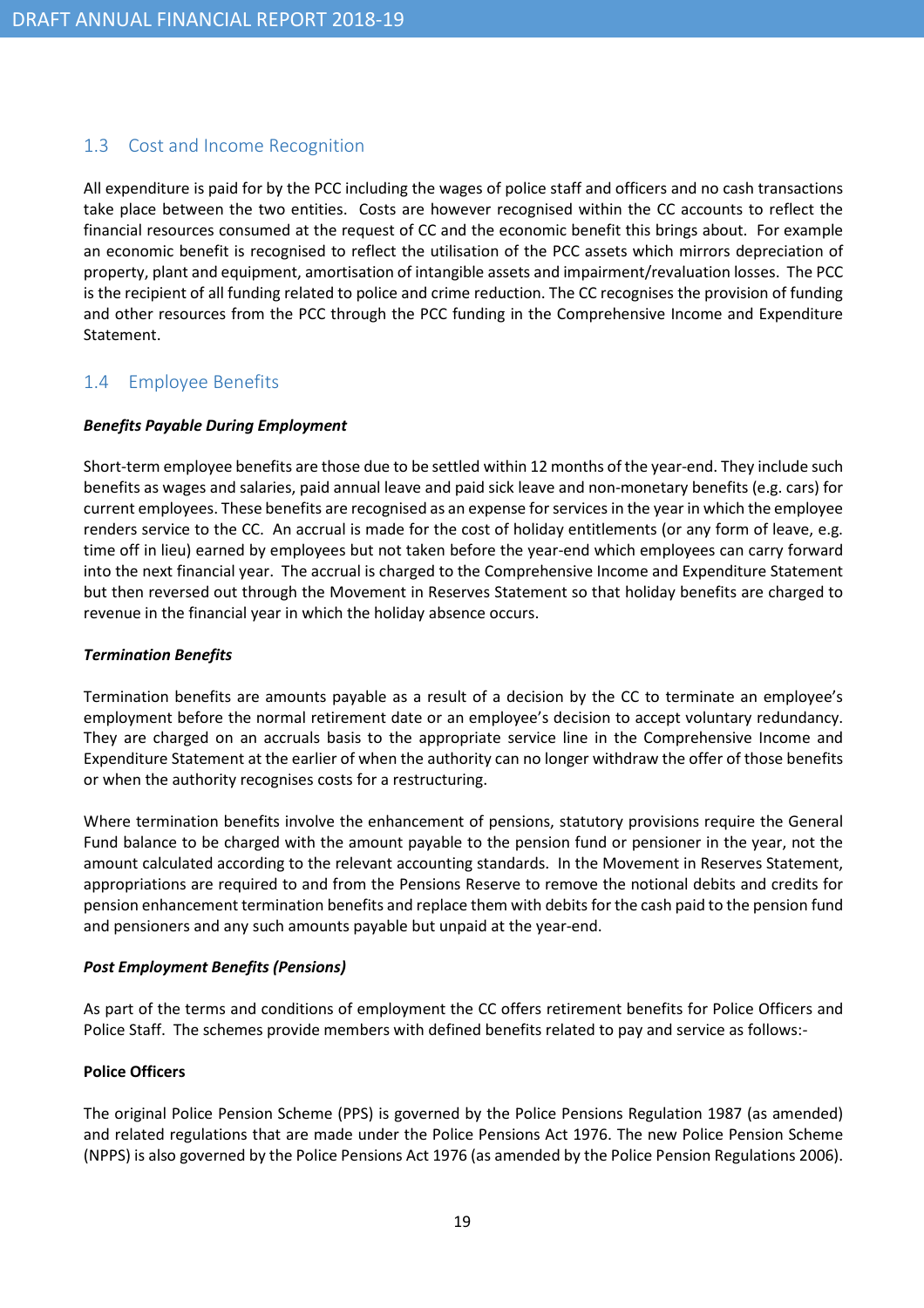## 1.3 Cost and Income Recognition

All expenditure is paid for by the PCC including the wages of police staff and officers and no cash transactions take place between the two entities. Costs are however recognised within the CC accounts to reflect the financial resources consumed at the request of CC and the economic benefit this brings about. For example an economic benefit is recognised to reflect the utilisation of the PCC assets which mirrors depreciation of property, plant and equipment, amortisation of intangible assets and impairment/revaluation losses. The PCC is the recipient of all funding related to police and crime reduction. The CC recognises the provision of funding and other resources from the PCC through the PCC funding in the Comprehensive Income and Expenditure Statement.

## 1.4 Employee Benefits

***Benefits Payable During Employment***

Short-term employee benefits are those due to be settled within 12 months of the year-end. They include such benefits as wages and salaries, paid annual leave and paid sick leave and non-monetary benefits (e.g. cars) for current employees. These benefits are recognised as an expense for services in the year in which the employee renders service to the CC. An accrual is made for the cost of holiday entitlements (or any form of leave, e.g. time off in lieu) earned by employees but not taken before the year-end which employees can carry forward into the next financial year. The accrual is charged to the Comprehensive Income and Expenditure Statement but then reversed out through the Movement in Reserves Statement so that holiday benefits are charged to revenue in the financial year in which the holiday absence occurs.

***Termination Benefits***

Termination benefits are amounts payable as a result of a decision by the CC to terminate an employee's employment before the normal retirement date or an employee's decision to accept voluntary redundancy. They are charged on an accruals basis to the appropriate service line in the Comprehensive Income and Expenditure Statement at the earlier of when the authority can no longer withdraw the offer of those benefits or when the authority recognises costs for a restructuring.

Where termination benefits involve the enhancement of pensions, statutory provisions require the General Fund balance to be charged with the amount payable to the pension fund or pensioner in the year, not the amount calculated according to the relevant accounting standards. In the Movement in Reserves Statement, appropriations are required to and from the Pensions Reserve to remove the notional debits and credits for pension enhancement termination benefits and replace them with debits for the cash paid to the pension fund and pensioners and any such amounts payable but unpaid at the year-end.

***Post Employment Benefits (Pensions)***

As part of the terms and conditions of employment the CC offers retirement benefits for Police Officers and Police Staff. The schemes provide members with defined benefits related to pay and service as follows:-

**Police Officers**

The original Police Pension Scheme (PPS) is governed by the Police Pensions Regulation 1987 (as amended) and related regulations that are made under the Police Pensions Act 1976. The new Police Pension Scheme (NPPS) is also governed by the Police Pensions Act 1976 (as amended by the Police Pension Regulations 2006).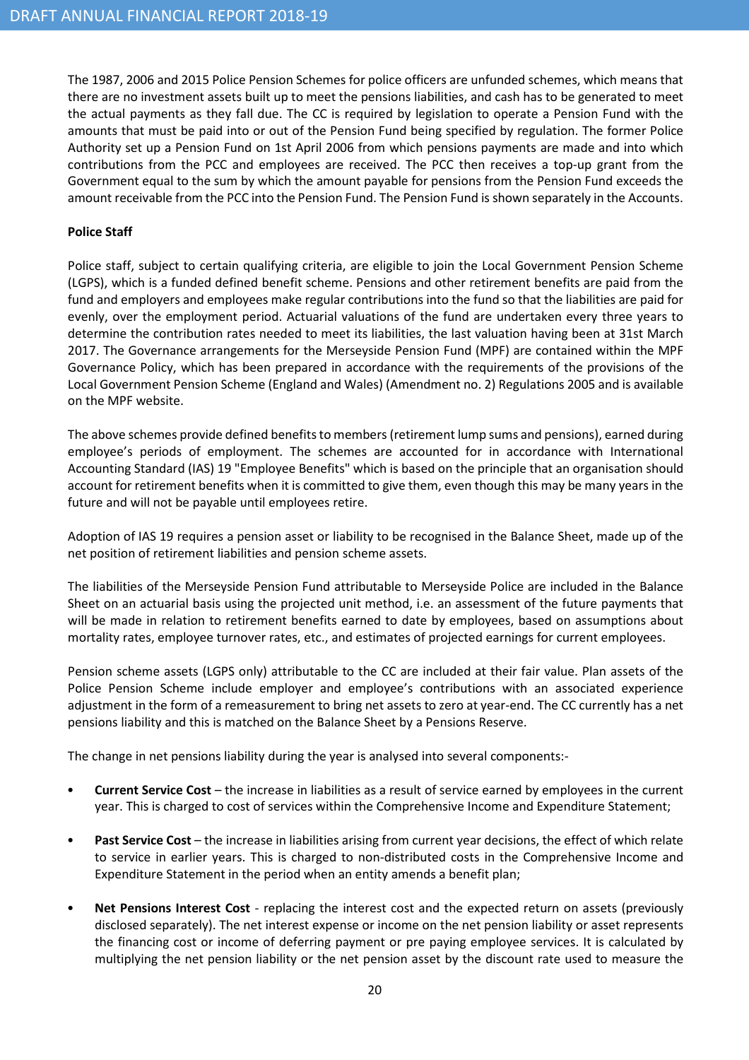The 1987, 2006 and 2015 Police Pension Schemes for police officers are unfunded schemes, which means that there are no investment assets built up to meet the pensions liabilities, and cash has to be generated to meet the actual payments as they fall due. The CC is required by legislation to operate a Pension Fund with the amounts that must be paid into or out of the Pension Fund being specified by regulation. The former Police Authority set up a Pension Fund on 1st April 2006 from which pensions payments are made and into which contributions from the PCC and employees are received. The PCC then receives a top-up grant from the Government equal to the sum by which the amount payable for pensions from the Pension Fund exceeds the amount receivable from the PCC into the Pension Fund. The Pension Fund is shown separately in the Accounts.

**Police Staff**

Police staff, subject to certain qualifying criteria, are eligible to join the Local Government Pension Scheme (LGPS), which is a funded defined benefit scheme. Pensions and other retirement benefits are paid from the fund and employers and employees make regular contributions into the fund so that the liabilities are paid for evenly, over the employment period. Actuarial valuations of the fund are undertaken every three years to determine the contribution rates needed to meet its liabilities, the last valuation having been at 31st March 2017. The Governance arrangements for the Merseyside Pension Fund (MPF) are contained within the MPF Governance Policy, which has been prepared in accordance with the requirements of the provisions of the Local Government Pension Scheme (England and Wales) (Amendment no. 2) Regulations 2005 and is available on the MPF website.

The above schemes provide defined benefits to members (retirement lump sums and pensions), earned during employee's periods of employment. The schemes are accounted for in accordance with International Accounting Standard (IAS) 19 "Employee Benefits" which is based on the principle that an organisation should account for retirement benefits when it is committed to give them, even though this may be many years in the future and will not be payable until employees retire.

Adoption of IAS 19 requires a pension asset or liability to be recognised in the Balance Sheet, made up of the net position of retirement liabilities and pension scheme assets.

The liabilities of the Merseyside Pension Fund attributable to Merseyside Police are included in the Balance Sheet on an actuarial basis using the projected unit method, i.e. an assessment of the future payments that will be made in relation to retirement benefits earned to date by employees, based on assumptions about mortality rates, employee turnover rates, etc., and estimates of projected earnings for current employees.

Pension scheme assets (LGPS only) attributable to the CC are included at their fair value. Plan assets of the Police Pension Scheme include employer and employee's contributions with an associated experience adjustment in the form of a remeasurement to bring net assets to zero at year-end. The CC currently has a net pensions liability and this is matched on the Balance Sheet by a Pensions Reserve.

The change in net pensions liability during the year is analysed into several components:-

- **Current Service Cost** – the increase in liabilities as a result of service earned by employees in the current year. This is charged to cost of services within the Comprehensive Income and Expenditure Statement;
- **Past Service Cost** – the increase in liabilities arising from current year decisions, the effect of which relate to service in earlier years. This is charged to non-distributed costs in the Comprehensive Income and Expenditure Statement in the period when an entity amends a benefit plan;
- **Net Pensions Interest Cost** - replacing the interest cost and the expected return on assets (previously disclosed separately). The net interest expense or income on the net pension liability or asset represents the financing cost or income of deferring payment or pre paying employee services. It is calculated by multiplying the net pension liability or the net pension asset by the discount rate used to measure the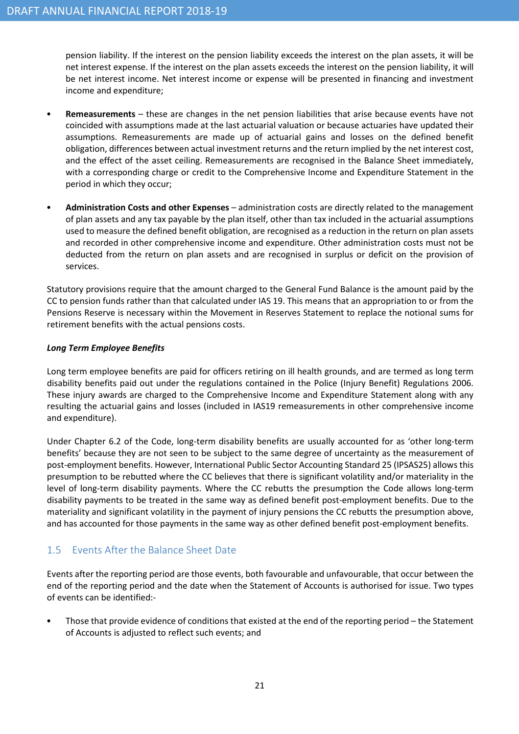pension liability. If the interest on the pension liability exceeds the interest on the plan assets, it will be net interest expense. If the interest on the plan assets exceeds the interest on the pension liability, it will be net interest income. Net interest income or expense will be presented in financing and investment income and expenditure;

- **Remeasurements** – these are changes in the net pension liabilities that arise because events have not coincided with assumptions made at the last actuarial valuation or because actuaries have updated their assumptions. Remeasurements are made up of actuarial gains and losses on the defined benefit obligation, differences between actual investment returns and the return implied by the net interest cost, and the effect of the asset ceiling. Remeasurements are recognised in the Balance Sheet immediately, with a corresponding charge or credit to the Comprehensive Income and Expenditure Statement in the period in which they occur;

- **Administration Costs and other Expenses** – administration costs are directly related to the management of plan assets and any tax payable by the plan itself, other than tax included in the actuarial assumptions used to measure the defined benefit obligation, are recognised as a reduction in the return on plan assets and recorded in other comprehensive income and expenditure. Other administration costs must not be deducted from the return on plan assets and are recognised in surplus or deficit on the provision of services.

Statutory provisions require that the amount charged to the General Fund Balance is the amount paid by the CC to pension funds rather than that calculated under IAS 19. This means that an appropriation to or from the Pensions Reserve is necessary within the Movement in Reserves Statement to replace the notional sums for retirement benefits with the actual pensions costs.

***Long Term Employee Benefits***

Long term employee benefits are paid for officers retiring on ill health grounds, and are termed as long term disability benefits paid out under the regulations contained in the Police (Injury Benefit) Regulations 2006. These injury awards are charged to the Comprehensive Income and Expenditure Statement along with any resulting the actuarial gains and losses (included in IAS19 remeasurements in other comprehensive income and expenditure).

Under Chapter 6.2 of the Code, long-term disability benefits are usually accounted for as 'other long-term benefits' because they are not seen to be subject to the same degree of uncertainty as the measurement of post-employment benefits. However, International Public Sector Accounting Standard 25 (IPSAS25) allows this presumption to be rebutted where the CC believes that there is significant volatility and/or materiality in the level of long-term disability payments. Where the CC rebutts the presumption the Code allows long-term disability payments to be treated in the same way as defined benefit post-employment benefits. Due to the materiality and significant volatility in the payment of injury pensions the CC rebutts the presumption above, and has accounted for those payments in the same way as other defined benefit post-employment benefits.

## 1.5 Events After the Balance Sheet Date

Events after the reporting period are those events, both favourable and unfavourable, that occur between the end of the reporting period and the date when the Statement of Accounts is authorised for issue. Two types of events can be identified:-

- Those that provide evidence of conditions that existed at the end of the reporting period – the Statement of Accounts is adjusted to reflect such events; and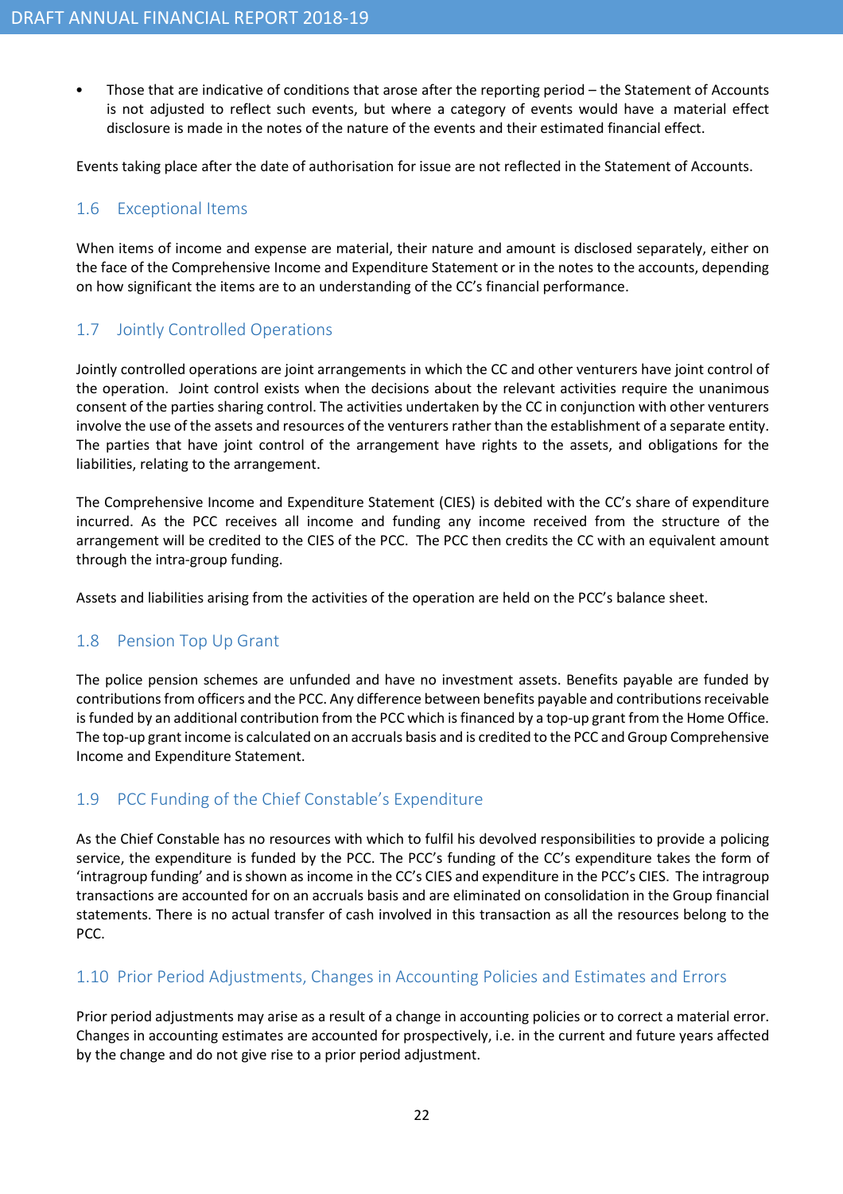- Those that are indicative of conditions that arose after the reporting period – the Statement of Accounts is not adjusted to reflect such events, but where a category of events would have a material effect disclosure is made in the notes of the nature of the events and their estimated financial effect.

Events taking place after the date of authorisation for issue are not reflected in the Statement of Accounts.

## 1.6 Exceptional Items

When items of income and expense are material, their nature and amount is disclosed separately, either on the face of the Comprehensive Income and Expenditure Statement or in the notes to the accounts, depending on how significant the items are to an understanding of the CC's financial performance.

## 1.7 Jointly Controlled Operations

Jointly controlled operations are joint arrangements in which the CC and other venturers have joint control of the operation. Joint control exists when the decisions about the relevant activities require the unanimous consent of the parties sharing control. The activities undertaken by the CC in conjunction with other venturers involve the use of the assets and resources of the venturers rather than the establishment of a separate entity. The parties that have joint control of the arrangement have rights to the assets, and obligations for the liabilities, relating to the arrangement.

The Comprehensive Income and Expenditure Statement (CIES) is debited with the CC's share of expenditure incurred. As the PCC receives all income and funding any income received from the structure of the arrangement will be credited to the CIES of the PCC. The PCC then credits the CC with an equivalent amount through the intra-group funding.

Assets and liabilities arising from the activities of the operation are held on the PCC's balance sheet.

## 1.8 Pension Top Up Grant

The police pension schemes are unfunded and have no investment assets. Benefits payable are funded by contributions from officers and the PCC. Any difference between benefits payable and contributions receivable is funded by an additional contribution from the PCC which is financed by a top-up grant from the Home Office. The top-up grant income is calculated on an accruals basis and is credited to the PCC and Group Comprehensive Income and Expenditure Statement.

## 1.9 PCC Funding of the Chief Constable's Expenditure

As the Chief Constable has no resources with which to fulfil his devolved responsibilities to provide a policing service, the expenditure is funded by the PCC. The PCC's funding of the CC's expenditure takes the form of 'intragroup funding' and is shown as income in the CC's CIES and expenditure in the PCC's CIES. The intragroup transactions are accounted for on an accruals basis and are eliminated on consolidation in the Group financial statements. There is no actual transfer of cash involved in this transaction as all the resources belong to the PCC.

## 1.10 Prior Period Adjustments, Changes in Accounting Policies and Estimates and Errors

Prior period adjustments may arise as a result of a change in accounting policies or to correct a material error. Changes in accounting estimates are accounted for prospectively, i.e. in the current and future years affected by the change and do not give rise to a prior period adjustment.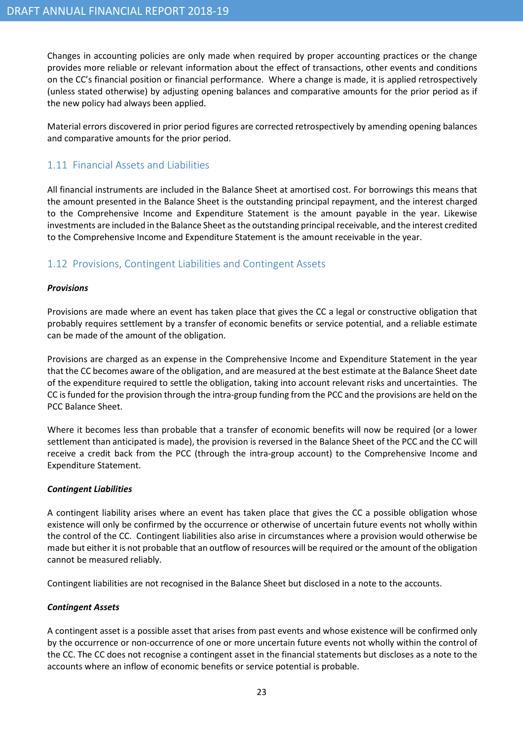Changes in accounting policies are only made when required by proper accounting practices or the change provides more reliable or relevant information about the effect of transactions, other events and conditions on the CC's financial position or financial performance. Where a change is made, it is applied retrospectively (unless stated otherwise) by adjusting opening balances and comparative amounts for the prior period as if the new policy had always been applied.

Material errors discovered in prior period figures are corrected retrospectively by amending opening balances and comparative amounts for the prior period.

## 1.11 Financial Assets and Liabilities

All financial instruments are included in the Balance Sheet at amortised cost. For borrowings this means that the amount presented in the Balance Sheet is the outstanding principal repayment, and the interest charged to the Comprehensive Income and Expenditure Statement is the amount payable in the year. Likewise investments are included in the Balance Sheet as the outstanding principal receivable, and the interest credited to the Comprehensive Income and Expenditure Statement is the amount receivable in the year.

## 1.12 Provisions, Contingent Liabilities and Contingent Assets

***Provisions***

Provisions are made where an event has taken place that gives the CC a legal or constructive obligation that probably requires settlement by a transfer of economic benefits or service potential, and a reliable estimate can be made of the amount of the obligation.

Provisions are charged as an expense in the Comprehensive Income and Expenditure Statement in the year that the CC becomes aware of the obligation, and are measured at the best estimate at the Balance Sheet date of the expenditure required to settle the obligation, taking into account relevant risks and uncertainties. The CC is funded for the provision through the intra-group funding from the PCC and the provisions are held on the PCC Balance Sheet.

Where it becomes less than probable that a transfer of economic benefits will now be required (or a lower settlement than anticipated is made), the provision is reversed in the Balance Sheet of the PCC and the CC will receive a credit back from the PCC (through the intra-group account) to the Comprehensive Income and Expenditure Statement.

***Contingent Liabilities***

A contingent liability arises where an event has taken place that gives the CC a possible obligation whose existence will only be confirmed by the occurrence or otherwise of uncertain future events not wholly within the control of the CC. Contingent liabilities also arise in circumstances where a provision would otherwise be made but either it is not probable that an outflow of resources will be required or the amount of the obligation cannot be measured reliably.

Contingent liabilities are not recognised in the Balance Sheet but disclosed in a note to the accounts.

***Contingent Assets***

A contingent asset is a possible asset that arises from past events and whose existence will be confirmed only by the occurrence or non-occurrence of one or more uncertain future events not wholly within the control of the CC. The CC does not recognise a contingent asset in the financial statements but discloses as a note to the accounts where an inflow of economic benefits or service potential is probable.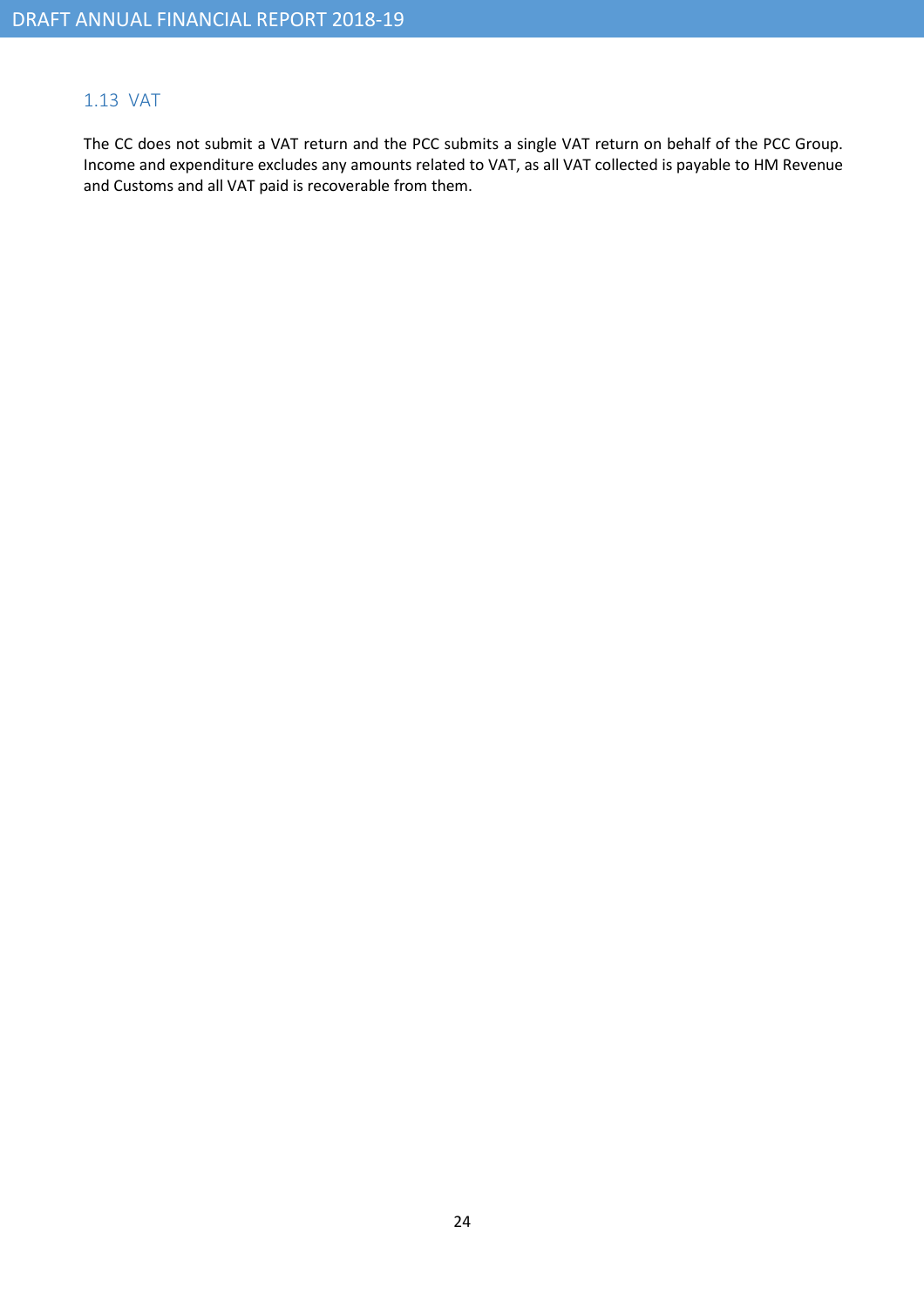## 1.13 VAT

The CC does not submit a VAT return and the PCC submits a single VAT return on behalf of the PCC Group. Income and expenditure excludes any amounts related to VAT, as all VAT collected is payable to HM Revenue and Customs and all VAT paid is recoverable from them.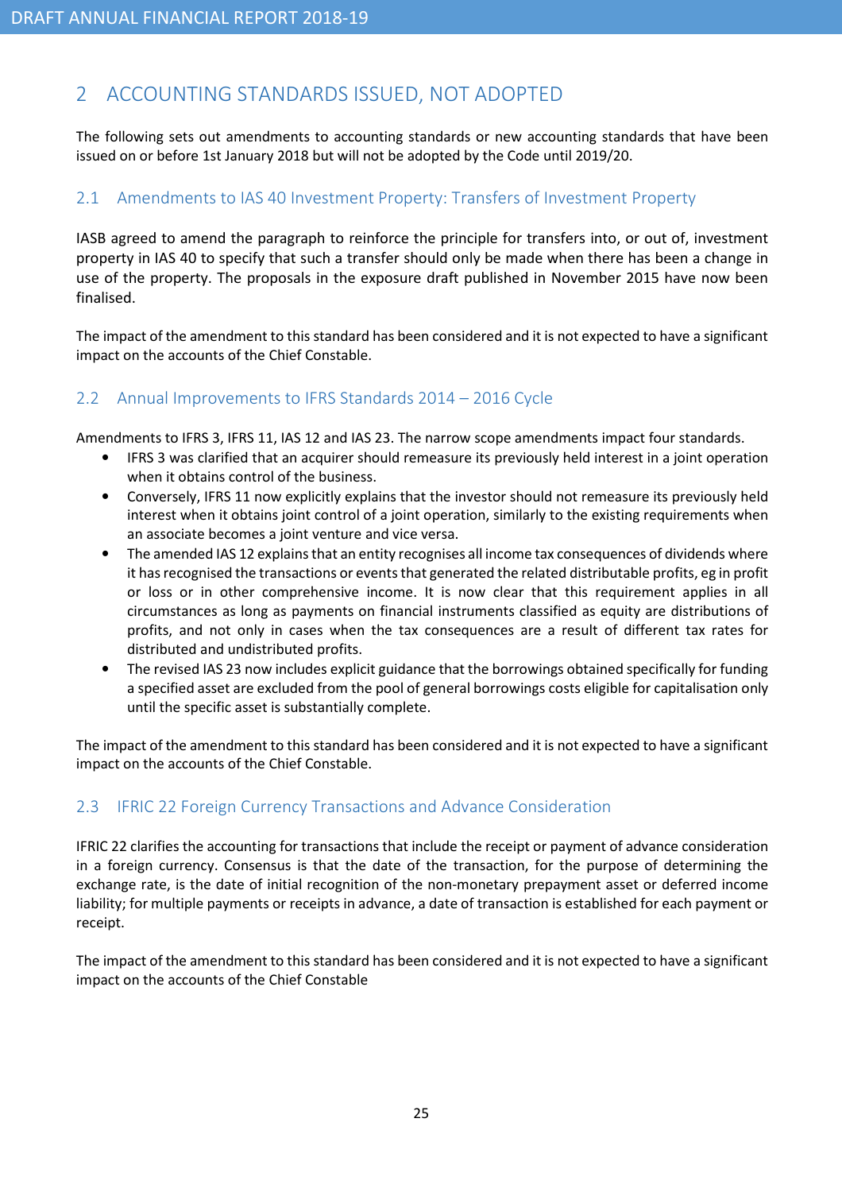# 2 ACCOUNTING STANDARDS ISSUED, NOT ADOPTED

The following sets out amendments to accounting standards or new accounting standards that have been issued on or before 1st January 2018 but will not be adopted by the Code until 2019/20.

## 2.1 Amendments to IAS 40 Investment Property: Transfers of Investment Property

IASB agreed to amend the paragraph to reinforce the principle for transfers into, or out of, investment property in IAS 40 to specify that such a transfer should only be made when there has been a change in use of the property. The proposals in the exposure draft published in November 2015 have now been finalised.

The impact of the amendment to this standard has been considered and it is not expected to have a significant impact on the accounts of the Chief Constable.

## 2.2 Annual Improvements to IFRS Standards 2014 – 2016 Cycle

Amendments to IFRS 3, IFRS 11, IAS 12 and IAS 23. The narrow scope amendments impact four standards.

- IFRS 3 was clarified that an acquirer should remeasure its previously held interest in a joint operation when it obtains control of the business.
- Conversely, IFRS 11 now explicitly explains that the investor should not remeasure its previously held interest when it obtains joint control of a joint operation, similarly to the existing requirements when an associate becomes a joint venture and vice versa.
- The amended IAS 12 explains that an entity recognises all income tax consequences of dividends where it has recognised the transactions or events that generated the related distributable profits, eg in profit or loss or in other comprehensive income. It is now clear that this requirement applies in all circumstances as long as payments on financial instruments classified as equity are distributions of profits, and not only in cases when the tax consequences are a result of different tax rates for distributed and undistributed profits.
- The revised IAS 23 now includes explicit guidance that the borrowings obtained specifically for funding a specified asset are excluded from the pool of general borrowings costs eligible for capitalisation only until the specific asset is substantially complete.

The impact of the amendment to this standard has been considered and it is not expected to have a significant impact on the accounts of the Chief Constable.

## 2.3 IFRIC 22 Foreign Currency Transactions and Advance Consideration

IFRIC 22 clarifies the accounting for transactions that include the receipt or payment of advance consideration in a foreign currency. Consensus is that the date of the transaction, for the purpose of determining the exchange rate, is the date of initial recognition of the non-monetary prepayment asset or deferred income liability; for multiple payments or receipts in advance, a date of transaction is established for each payment or receipt.

The impact of the amendment to this standard has been considered and it is not expected to have a significant impact on the accounts of the Chief Constable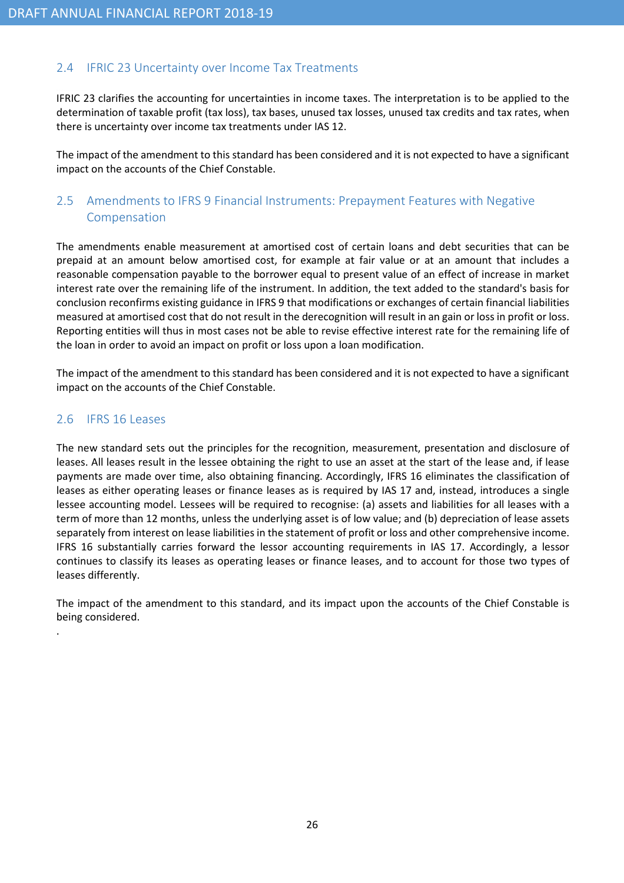## 2.4 IFRIC 23 Uncertainty over Income Tax Treatments

IFRIC 23 clarifies the accounting for uncertainties in income taxes. The interpretation is to be applied to the determination of taxable profit (tax loss), tax bases, unused tax losses, unused tax credits and tax rates, when there is uncertainty over income tax treatments under IAS 12.

The impact of the amendment to this standard has been considered and it is not expected to have a significant impact on the accounts of the Chief Constable.

## 2.5 Amendments to IFRS 9 Financial Instruments: Prepayment Features with Negative Compensation

The amendments enable measurement at amortised cost of certain loans and debt securities that can be prepaid at an amount below amortised cost, for example at fair value or at an amount that includes a reasonable compensation payable to the borrower equal to present value of an effect of increase in market interest rate over the remaining life of the instrument. In addition, the text added to the standard's basis for conclusion reconfirms existing guidance in IFRS 9 that modifications or exchanges of certain financial liabilities measured at amortised cost that do not result in the derecognition will result in an gain or loss in profit or loss. Reporting entities will thus in most cases not be able to revise effective interest rate for the remaining life of the loan in order to avoid an impact on profit or loss upon a loan modification.

The impact of the amendment to this standard has been considered and it is not expected to have a significant impact on the accounts of the Chief Constable.

## 2.6 IFRS 16 Leases

The new standard sets out the principles for the recognition, measurement, presentation and disclosure of leases. All leases result in the lessee obtaining the right to use an asset at the start of the lease and, if lease payments are made over time, also obtaining financing. Accordingly, IFRS 16 eliminates the classification of leases as either operating leases or finance leases as is required by IAS 17 and, instead, introduces a single lessee accounting model. Lessees will be required to recognise: (a) assets and liabilities for all leases with a term of more than 12 months, unless the underlying asset is of low value; and (b) depreciation of lease assets separately from interest on lease liabilities in the statement of profit or loss and other comprehensive income. IFRS 16 substantially carries forward the lessor accounting requirements in IAS 17. Accordingly, a lessor continues to classify its leases as operating leases or finance leases, and to account for those two types of leases differently.

The impact of the amendment to this standard, and its impact upon the accounts of the Chief Constable is being considered.

.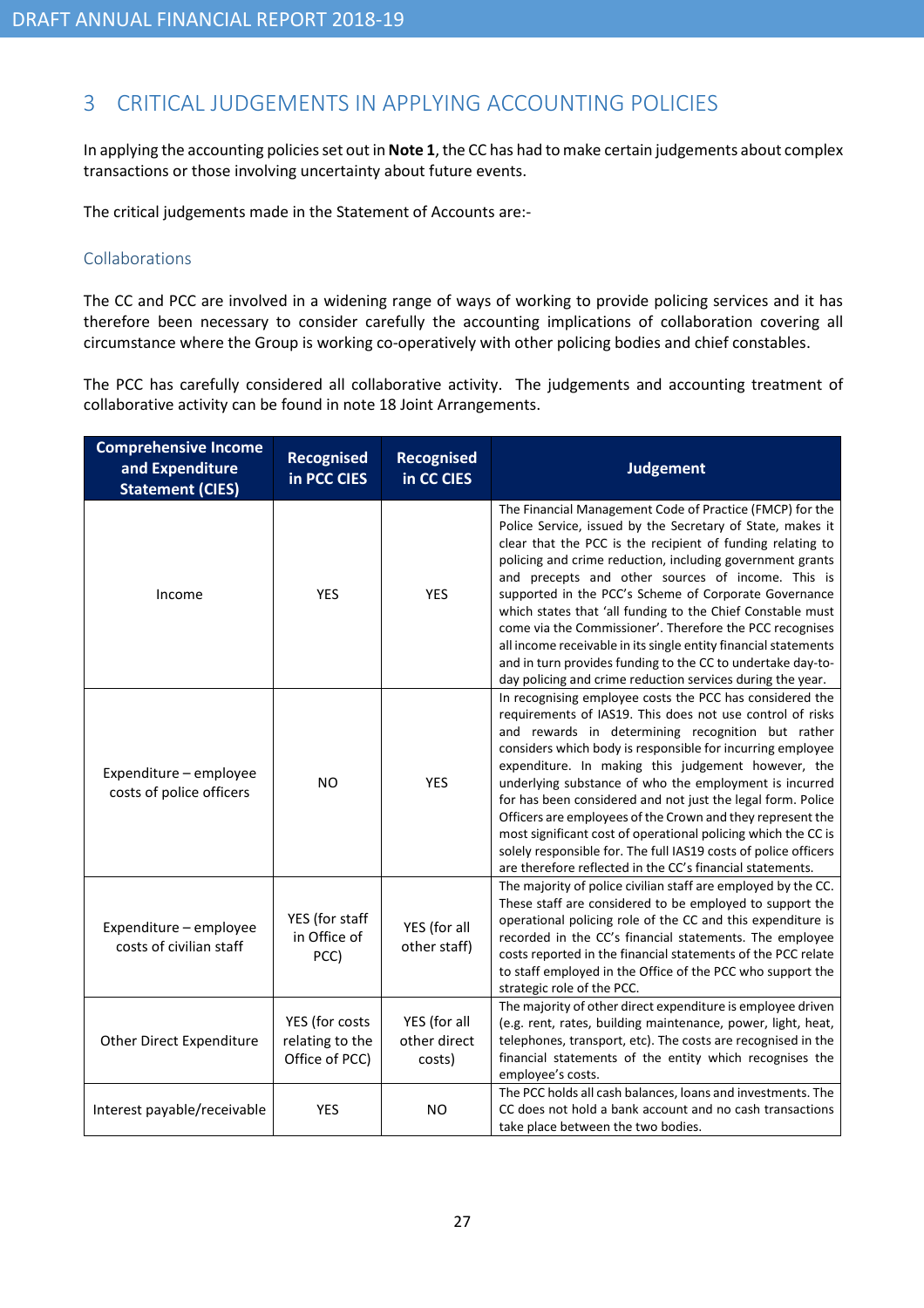## 3 CRITICAL JUDGEMENTS IN APPLYING ACCOUNTING POLICIES

In applying the accounting policies set out in **Note 1**, the CC has had to make certain judgements about complex transactions or those involving uncertainty about future events.

The critical judgements made in the Statement of Accounts are:-

### Collaborations

The CC and PCC are involved in a widening range of ways of working to provide policing services and it has therefore been necessary to consider carefully the accounting implications of collaboration covering all circumstance where the Group is working co-operatively with other policing bodies and chief constables.

The PCC has carefully considered all collaborative activity. The judgements and accounting treatment of collaborative activity can be found in note 18 Joint Arrangements.

| Comprehensive Income and Expenditure Statement (CIES) | Recognised in PCC CIES | Recognised in CC CIES | Judgement |
|---|---|---|---|
| Income | YES | YES | The Financial Management Code of Practice (FMCP) for the Police Service, issued by the Secretary of State, makes it clear that the PCC is the recipient of funding relating to policing and crime reduction, including government grants and precepts and other sources of income. This is supported in the PCC's Scheme of Corporate Governance which states that 'all funding to the Chief Constable must come via the Commissioner'. Therefore the PCC recognises all income receivable in its single entity financial statements and in turn provides funding to the CC to undertake day-to-day policing and crime reduction services during the year. |
| Expenditure – employee costs of police officers | NO | YES | In recognising employee costs the PCC has considered the requirements of IAS19. This does not use control of risks and rewards in determining recognition but rather considers which body is responsible for incurring employee expenditure. In making this judgement however, the underlying substance of who the employment is incurred for has been considered and not just the legal form. Police Officers are employees of the Crown and they represent the most significant cost of operational policing which the CC is solely responsible for. The full IAS19 costs of police officers are therefore reflected in the CC's financial statements. |
| Expenditure – employee costs of civilian staff | YES (for staff in Office of PCC) | YES (for all other staff) | The majority of police civilian staff are employed by the CC. These staff are considered to be employed to support the operational policing role of the CC and this expenditure is recorded in the CC's financial statements. The employee costs reported in the financial statements of the PCC relate to staff employed in the Office of the PCC who support the strategic role of the PCC. |
| Other Direct Expenditure | YES (for costs relating to the Office of PCC) | YES (for all other direct costs) | The majority of other direct expenditure is employee driven (e.g. rent, rates, building maintenance, power, light, heat, telephones, transport, etc). The costs are recognised in the financial statements of the entity which recognises the employee's costs. |
| Interest payable/receivable | YES | NO | The PCC holds all cash balances, loans and investments. The CC does not hold a bank account and no cash transactions take place between the two bodies. |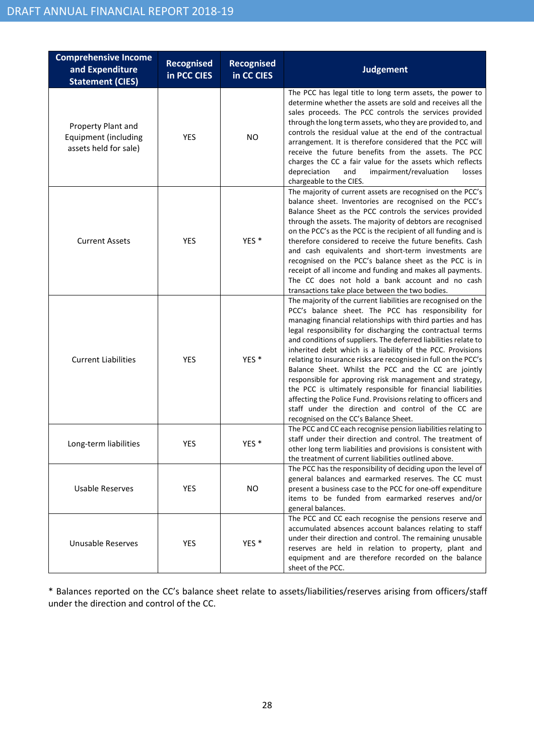| Comprehensive Income and Expenditure Statement (CIES) | Recognised in PCC CIES | Recognised in CC CIES | Judgement |
|---|---|---|---|
| Property Plant and Equipment (including assets held for sale) | YES | NO | The PCC has legal title to long term assets, the power to determine whether the assets are sold and receives all the sales proceeds. The PCC controls the services provided through the long term assets, who they are provided to, and controls the residual value at the end of the contractual arrangement. It is therefore considered that the PCC will receive the future benefits from the assets. The PCC charges the CC a fair value for the assets which reflects depreciation and impairment/revaluation losses chargeable to the CIES. |
| Current Assets | YES | YES * | The majority of current assets are recognised on the PCC's balance sheet. Inventories are recognised on the PCC's Balance Sheet as the PCC controls the services provided through the assets. The majority of debtors are recognised on the PCC's as the PCC is the recipient of all funding and is therefore considered to receive the future benefits. Cash and cash equivalents and short-term investments are recognised on the PCC's balance sheet as the PCC is in receipt of all income and funding and makes all payments. The CC does not hold a bank account and no cash transactions take place between the two bodies. |
| Current Liabilities | YES | YES * | The majority of the current liabilities are recognised on the PCC's balance sheet. The PCC has responsibility for managing financial relationships with third parties and has legal responsibility for discharging the contractual terms and conditions of suppliers. The deferred liabilities relate to inherited debt which is a liability of the PCC. Provisions relating to insurance risks are recognised in full on the PCC's Balance Sheet. Whilst the PCC and the CC are jointly responsible for approving risk management and strategy, the PCC is ultimately responsible for financial liabilities affecting the Police Fund. Provisions relating to officers and staff under the direction and control of the CC are recognised on the CC's Balance Sheet. |
| Long-term liabilities | YES | YES * | The PCC and CC each recognise pension liabilities relating to staff under their direction and control. The treatment of other long term liabilities and provisions is consistent with the treatment of current liabilities outlined above. |
| Usable Reserves | YES | NO | The PCC has the responsibility of deciding upon the level of general balances and earmarked reserves. The CC must present a business case to the PCC for one-off expenditure items to be funded from earmarked reserves and/or general balances. |
| Unusable Reserves | YES | YES * | The PCC and CC each recognise the pensions reserve and accumulated absences account balances relating to staff under their direction and control. The remaining unusable reserves are held in relation to property, plant and equipment and are therefore recorded on the balance sheet of the PCC. |

* Balances reported on the CC's balance sheet relate to assets/liabilities/reserves arising from officers/staff under the direction and control of the CC.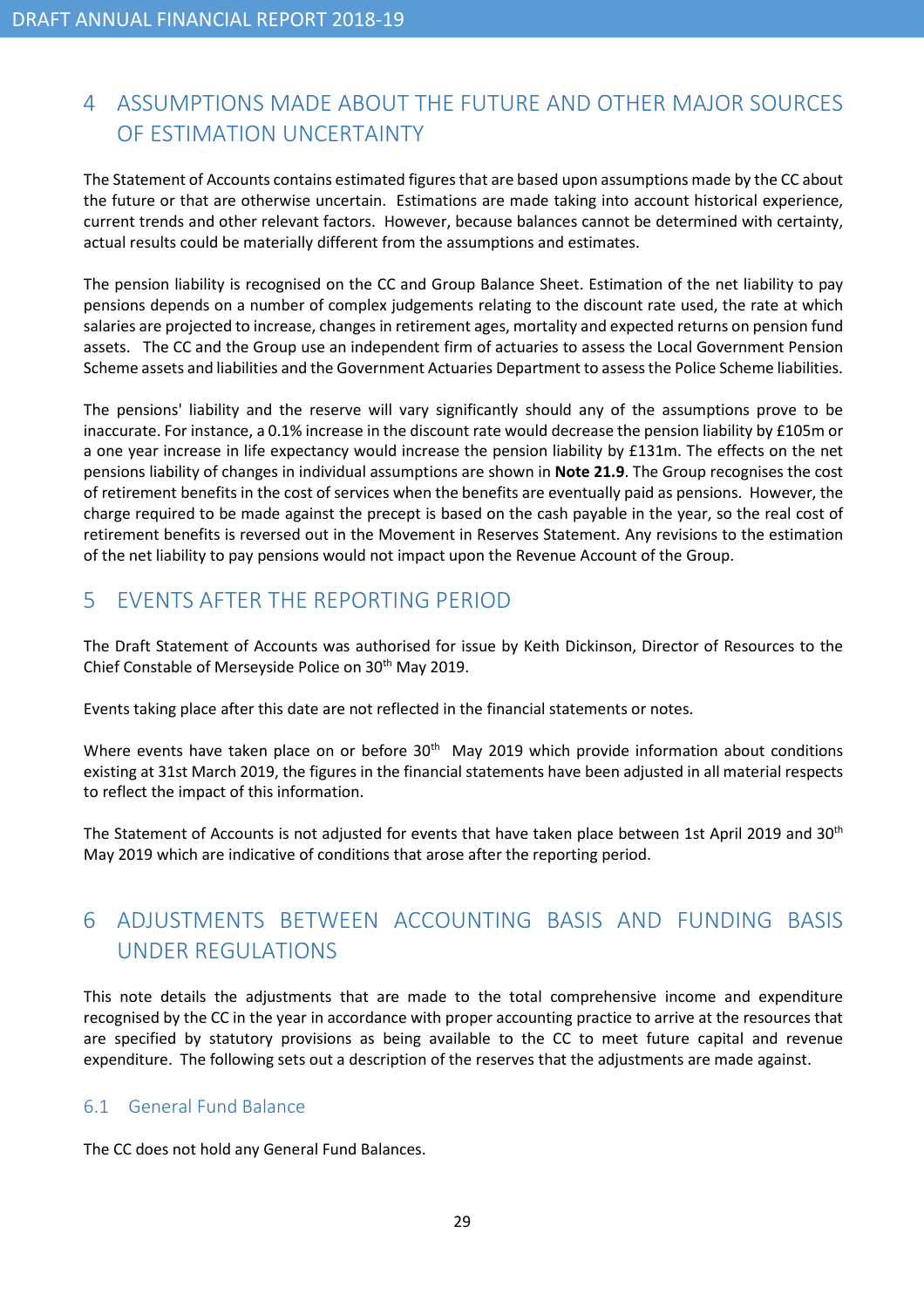## 4 ASSUMPTIONS MADE ABOUT THE FUTURE AND OTHER MAJOR SOURCES OF ESTIMATION UNCERTAINTY

The Statement of Accounts contains estimated figures that are based upon assumptions made by the CC about the future or that are otherwise uncertain. Estimations are made taking into account historical experience, current trends and other relevant factors. However, because balances cannot be determined with certainty, actual results could be materially different from the assumptions and estimates.

The pension liability is recognised on the CC and Group Balance Sheet. Estimation of the net liability to pay pensions depends on a number of complex judgements relating to the discount rate used, the rate at which salaries are projected to increase, changes in retirement ages, mortality and expected returns on pension fund assets. The CC and the Group use an independent firm of actuaries to assess the Local Government Pension Scheme assets and liabilities and the Government Actuaries Department to assess the Police Scheme liabilities.

The pensions' liability and the reserve will vary significantly should any of the assumptions prove to be inaccurate. For instance, a 0.1% increase in the discount rate would decrease the pension liability by £105m or a one year increase in life expectancy would increase the pension liability by £131m. The effects on the net pensions liability of changes in individual assumptions are shown in **Note 21.9**. The Group recognises the cost of retirement benefits in the cost of services when the benefits are eventually paid as pensions. However, the charge required to be made against the precept is based on the cash payable in the year, so the real cost of retirement benefits is reversed out in the Movement in Reserves Statement. Any revisions to the estimation of the net liability to pay pensions would not impact upon the Revenue Account of the Group.

## 5 EVENTS AFTER THE REPORTING PERIOD

The Draft Statement of Accounts was authorised for issue by Keith Dickinson, Director of Resources to the Chief Constable of Merseyside Police on 30th May 2019.

Events taking place after this date are not reflected in the financial statements or notes.

Where events have taken place on or before 30th May 2019 which provide information about conditions existing at 31st March 2019, the figures in the financial statements have been adjusted in all material respects to reflect the impact of this information.

The Statement of Accounts is not adjusted for events that have taken place between 1st April 2019 and 30th May 2019 which are indicative of conditions that arose after the reporting period.

## 6 ADJUSTMENTS BETWEEN ACCOUNTING BASIS AND FUNDING BASIS UNDER REGULATIONS

This note details the adjustments that are made to the total comprehensive income and expenditure recognised by the CC in the year in accordance with proper accounting practice to arrive at the resources that are specified by statutory provisions as being available to the CC to meet future capital and revenue expenditure. The following sets out a description of the reserves that the adjustments are made against.

### 6.1 General Fund Balance

The CC does not hold any General Fund Balances.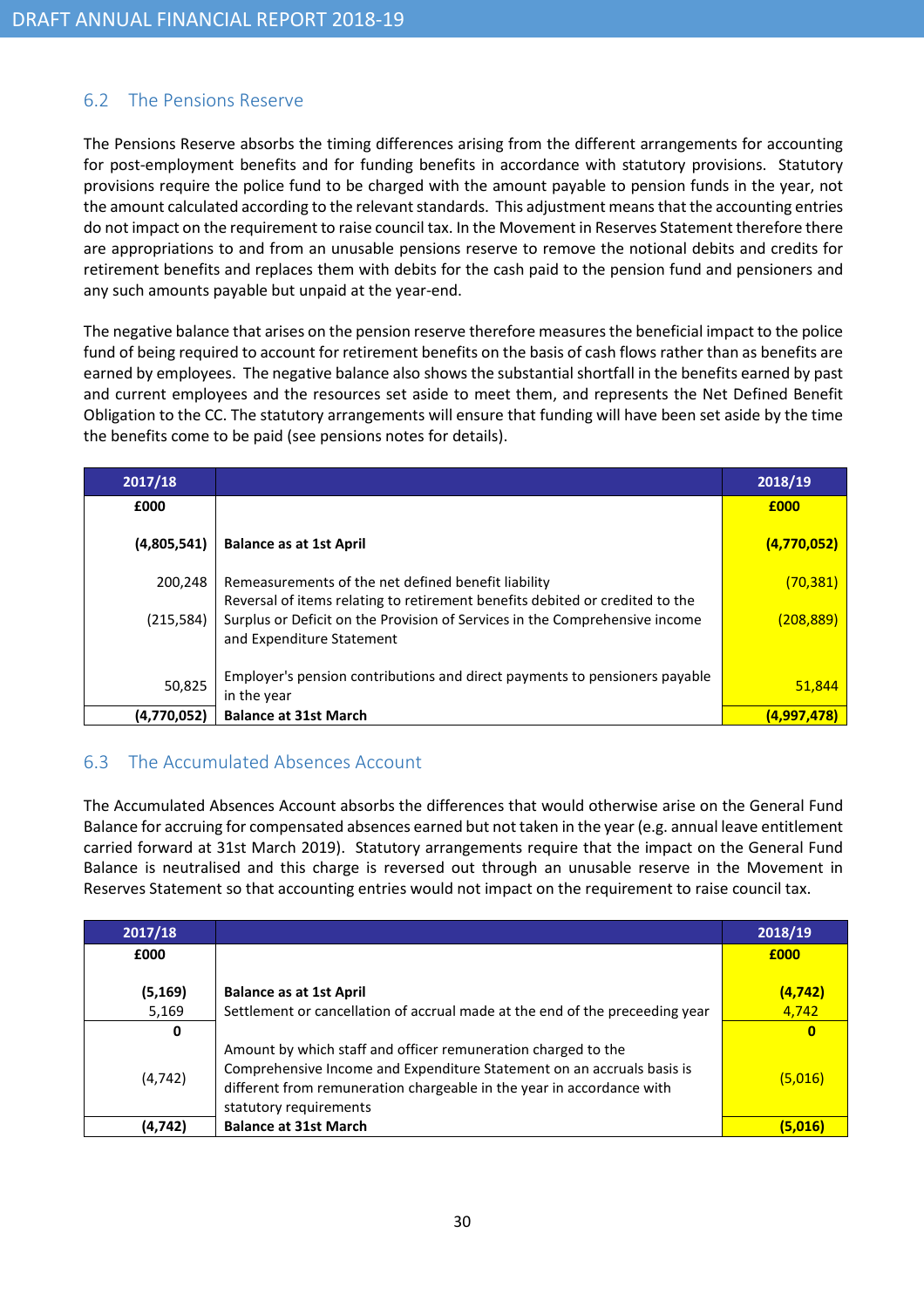## 6.2 The Pensions Reserve

The Pensions Reserve absorbs the timing differences arising from the different arrangements for accounting for post-employment benefits and for funding benefits in accordance with statutory provisions. Statutory provisions require the police fund to be charged with the amount payable to pension funds in the year, not the amount calculated according to the relevant standards. This adjustment means that the accounting entries do not impact on the requirement to raise council tax. In the Movement in Reserves Statement therefore there are appropriations to and from an unusable pensions reserve to remove the notional debits and credits for retirement benefits and replaces them with debits for the cash paid to the pension fund and pensioners and any such amounts payable but unpaid at the year-end.

The negative balance that arises on the pension reserve therefore measures the beneficial impact to the police fund of being required to account for retirement benefits on the basis of cash flows rather than as benefits are earned by employees. The negative balance also shows the substantial shortfall in the benefits earned by past and current employees and the resources set aside to meet them, and represents the Net Defined Benefit Obligation to the CC. The statutory arrangements will ensure that funding will have been set aside by the time the benefits come to be paid (see pensions notes for details).

| 2017/18 | | 2018/19 |
|---|---|---|
| **£000** | | **£000** |
| **(4,805,541)** | **Balance as at 1st April** | **(4,770,052)** |
| 200,248 | Remeasurements of the net defined benefit liability | (70,381) |
| (215,584) | Reversal of items relating to retirement benefits debited or credited to the Surplus or Deficit on the Provision of Services in the Comprehensive income and Expenditure Statement | (208,889) |
| 50,825 | Employer's pension contributions and direct payments to pensioners payable in the year | 51,844 |
| **(4,770,052)** | **Balance at 31st March** | **(4,997,478)** |

## 6.3 The Accumulated Absences Account

The Accumulated Absences Account absorbs the differences that would otherwise arise on the General Fund Balance for accruing for compensated absences earned but not taken in the year (e.g. annual leave entitlement carried forward at 31st March 2019). Statutory arrangements require that the impact on the General Fund Balance is neutralised and this charge is reversed out through an unusable reserve in the Movement in Reserves Statement so that accounting entries would not impact on the requirement to raise council tax.

| 2017/18 | | 2018/19 |
|---|---|---|
| **£000** | | **£000** |
| **(5,169)** | **Balance as at 1st April** | **(4,742)** |
| 5,169 | Settlement or cancellation of accrual made at the end of the preceeding year | 4,742 |
| **0** | | **0** |
| (4,742) | Amount by which staff and officer remuneration charged to the Comprehensive Income and Expenditure Statement on an accruals basis is different from remuneration chargeable in the year in accordance with statutory requirements | (5,016) |
| **(4,742)** | **Balance at 31st March** | **(5,016)** |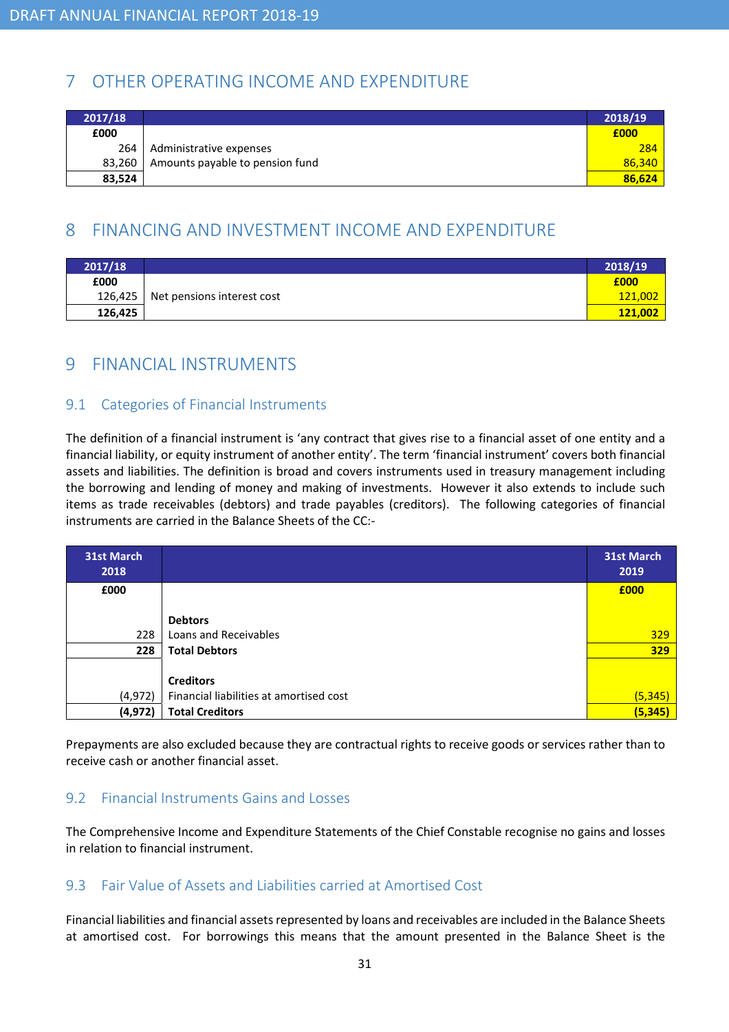## 7 OTHER OPERATING INCOME AND EXPENDITURE

| 2017/18 | | 2018/19 |
|---|---|---|
| £000 | | £000 |
| 264 | Administrative expenses | 284 |
| 83,260 | Amounts payable to pension fund | 86,340 |
| **83,524** | | **86,624** |

## 8 FINANCING AND INVESTMENT INCOME AND EXPENDITURE

| 2017/18 | | 2018/19 |
|---|---|---|
| £000 | | £000 |
| 126,425 | Net pensions interest cost | 121,002 |
| **126,425** | | **121,002** |

## 9 FINANCIAL INSTRUMENTS

### 9.1 Categories of Financial Instruments

The definition of a financial instrument is 'any contract that gives rise to a financial asset of one entity and a financial liability, or equity instrument of another entity'. The term 'financial instrument' covers both financial assets and liabilities. The definition is broad and covers instruments used in treasury management including the borrowing and lending of money and making of investments. However it also extends to include such items as trade receivables (debtors) and trade payables (creditors). The following categories of financial instruments are carried in the Balance Sheets of the CC:-

| 31st March 2018 | | 31st March 2019 |
|---|---|---|
| £000 | | £000 |
| | **Debtors** | |
| 228 | Loans and Receivables | 329 |
| **228** | **Total Debtors** | **329** |
| | **Creditors** | |
| (4,972) | Financial liabilities at amortised cost | (5,345) |
| **(4,972)** | **Total Creditors** | **(5,345)** |

Prepayments are also excluded because they are contractual rights to receive goods or services rather than to receive cash or another financial asset.

### 9.2 Financial Instruments Gains and Losses

The Comprehensive Income and Expenditure Statements of the Chief Constable recognise no gains and losses in relation to financial instrument.

### 9.3 Fair Value of Assets and Liabilities carried at Amortised Cost

Financial liabilities and financial assets represented by loans and receivables are included in the Balance Sheets at amortised cost. For borrowings this means that the amount presented in the Balance Sheet is the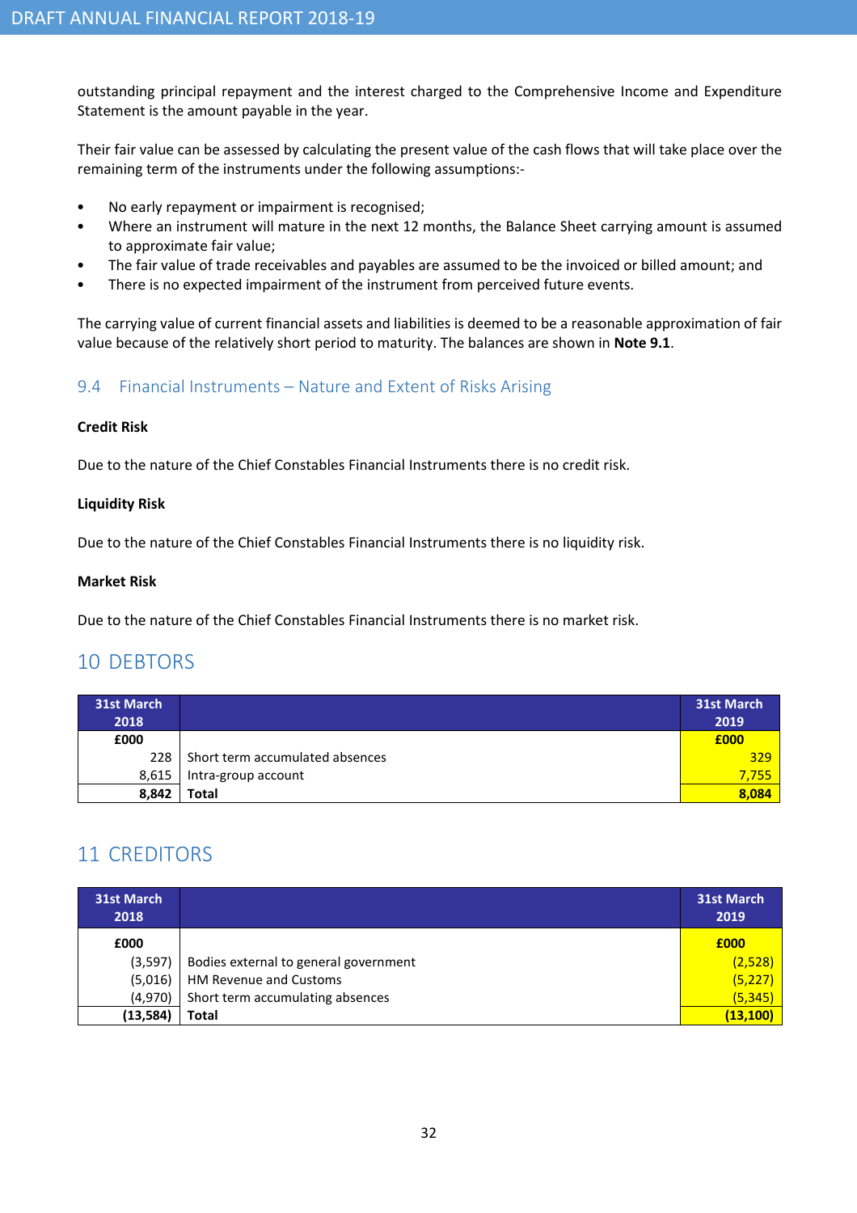outstanding principal repayment and the interest charged to the Comprehensive Income and Expenditure Statement is the amount payable in the year.

Their fair value can be assessed by calculating the present value of the cash flows that will take place over the remaining term of the instruments under the following assumptions:-

- No early repayment or impairment is recognised;
- Where an instrument will mature in the next 12 months, the Balance Sheet carrying amount is assumed to approximate fair value;
- The fair value of trade receivables and payables are assumed to be the invoiced or billed amount; and
- There is no expected impairment of the instrument from perceived future events.

The carrying value of current financial assets and liabilities is deemed to be a reasonable approximation of fair value because of the relatively short period to maturity. The balances are shown in **Note 9.1**.

## 9.4 Financial Instruments – Nature and Extent of Risks Arising

**Credit Risk**

Due to the nature of the Chief Constables Financial Instruments there is no credit risk.

**Liquidity Risk**

Due to the nature of the Chief Constables Financial Instruments there is no liquidity risk.

**Market Risk**

Due to the nature of the Chief Constables Financial Instruments there is no market risk.

# 10 DEBTORS

| 31st March 2018 | | 31st March 2019 |
|---|---|---|
| **£000** | | **£000** |
| 228 | Short term accumulated absences | 329 |
| 8,615 | Intra-group account | 7,755 |
| **8,842** | **Total** | **8,084** |

# 11 CREDITORS

| 31st March 2018 | | 31st March 2019 |
|---|---|---|
| **£000** | | **£000** |
| (3,597) | Bodies external to general government | (2,528) |
| (5,016) | HM Revenue and Customs | (5,227) |
| (4,970) | Short term accumulating absences | (5,345) |
| **(13,584)** | **Total** | **(13,100)** |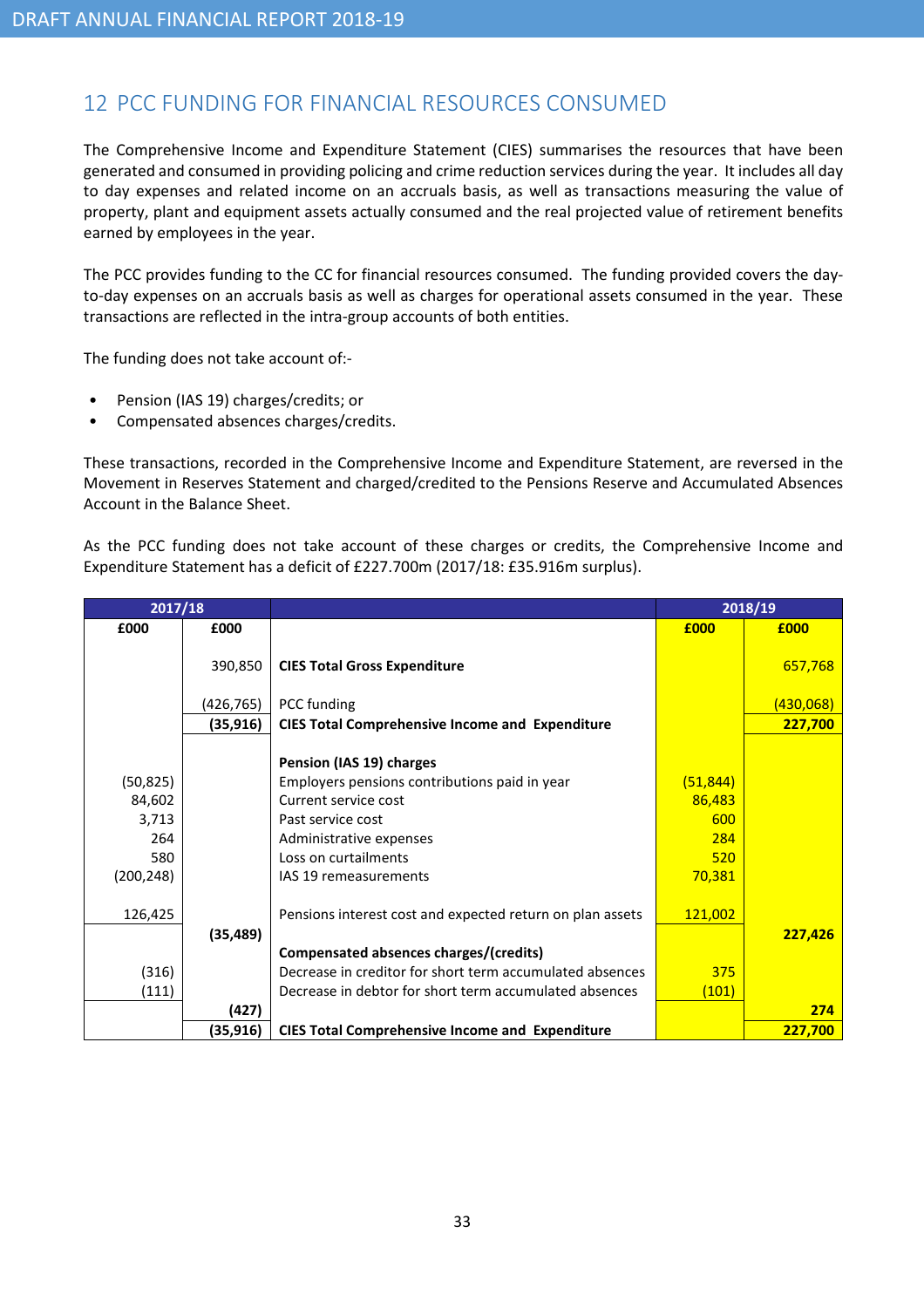## 12 PCC FUNDING FOR FINANCIAL RESOURCES CONSUMED

The Comprehensive Income and Expenditure Statement (CIES) summarises the resources that have been generated and consumed in providing policing and crime reduction services during the year. It includes all day to day expenses and related income on an accruals basis, as well as transactions measuring the value of property, plant and equipment assets actually consumed and the real projected value of retirement benefits earned by employees in the year.

The PCC provides funding to the CC for financial resources consumed. The funding provided covers the day-to-day expenses on an accruals basis as well as charges for operational assets consumed in the year. These transactions are reflected in the intra-group accounts of both entities.

The funding does not take account of:-

- Pension (IAS 19) charges/credits; or
- Compensated absences charges/credits.

These transactions, recorded in the Comprehensive Income and Expenditure Statement, are reversed in the Movement in Reserves Statement and charged/credited to the Pensions Reserve and Accumulated Absences Account in the Balance Sheet.

As the PCC funding does not take account of these charges or credits, the Comprehensive Income and Expenditure Statement has a deficit of £227.700m (2017/18: £35.916m surplus).

| 2017/18 | | | 2018/19 | |
|---|---|---|---|---|
| £000 | £000 | | £000 | £000 |
| | 390,850 | **CIES Total Gross Expenditure** | | 657,768 |
| | (426,765) | PCC funding | | (430,068) |
| | **(35,916)** | **CIES Total Comprehensive Income and Expenditure** | | **227,700** |
| | | **Pension (IAS 19) charges** | | |
| (50,825) | | Employers pensions contributions paid in year | (51,844) | |
| 84,602 | | Current service cost | 86,483 | |
| 3,713 | | Past service cost | 600 | |
| 264 | | Administrative expenses | 284 | |
| 580 | | Loss on curtailments | 520 | |
| (200,248) | | IAS 19 remeasurements | 70,381 | |
| 126,425 | | Pensions interest cost and expected return on plan assets | 121,002 | |
| | **(35,489)** | | | **227,426** |
| | | **Compensated absences charges/(credits)** | | |
| (316) | | Decrease in creditor for short term accumulated absences | 375 | |
| (111) | | Decrease in debtor for short term accumulated absences | (101) | |
| | **(427)** | | | **274** |
| | **(35,916)** | **CIES Total Comprehensive Income and Expenditure** | | **227,700** |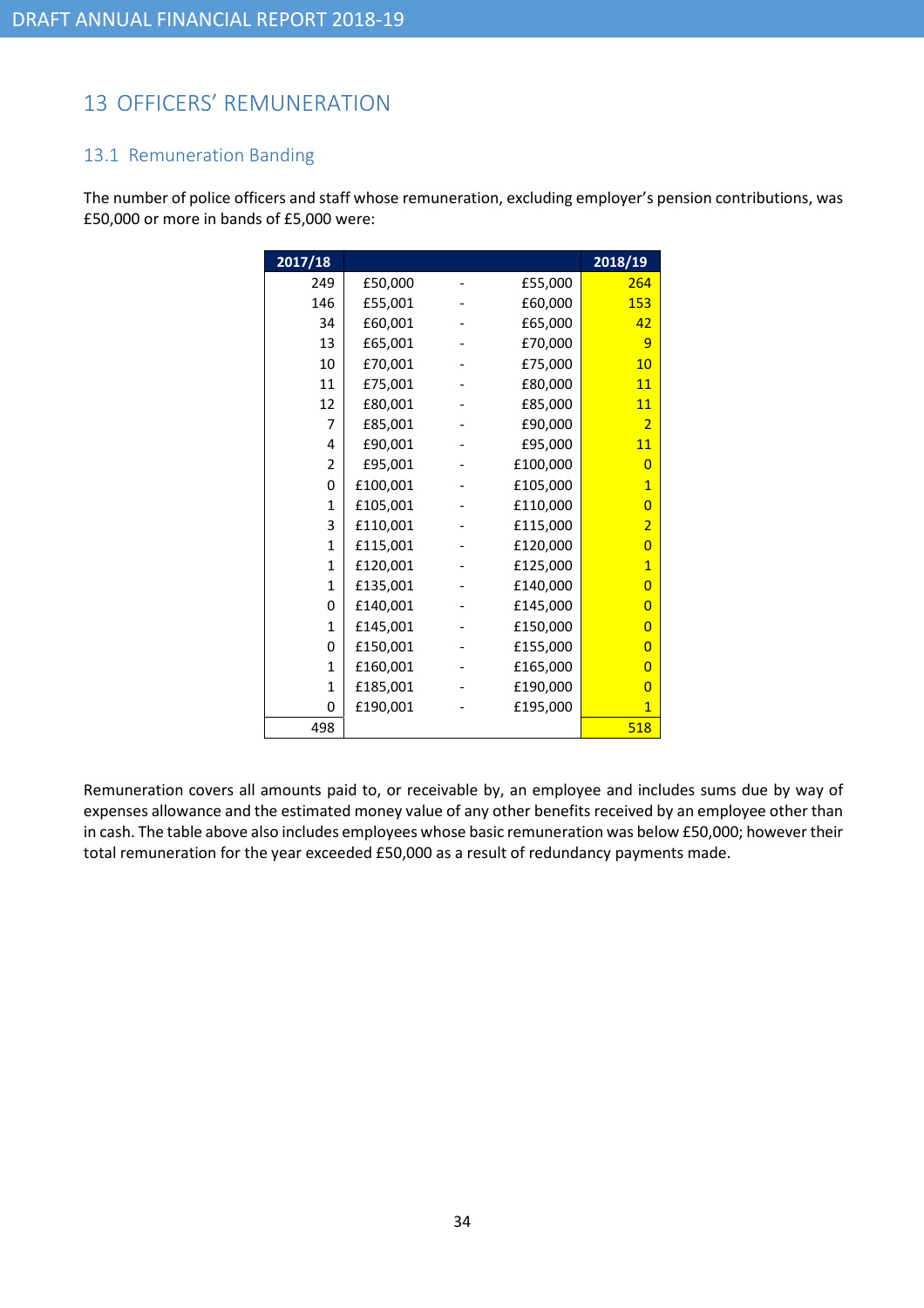## 13 OFFICERS' REMUNERATION

### 13.1 Remuneration Banding

The number of police officers and staff whose remuneration, excluding employer's pension contributions, was £50,000 or more in bands of £5,000 were:

| 2017/18 | | | | 2018/19 |
|---|---|---|---|---|
| 249 | £50,000 | - | £55,000 | 264 |
| 146 | £55,001 | - | £60,000 | 153 |
| 34 | £60,001 | - | £65,000 | 42 |
| 13 | £65,001 | - | £70,000 | 9 |
| 10 | £70,001 | - | £75,000 | 10 |
| 11 | £75,001 | - | £80,000 | 11 |
| 12 | £80,001 | - | £85,000 | 11 |
| 7 | £85,001 | - | £90,000 | 2 |
| 4 | £90,001 | - | £95,000 | 11 |
| 2 | £95,001 | - | £100,000 | 0 |
| 0 | £100,001 | - | £105,000 | 1 |
| 1 | £105,001 | - | £110,000 | 0 |
| 3 | £110,001 | - | £115,000 | 2 |
| 1 | £115,001 | - | £120,000 | 0 |
| 1 | £120,001 | - | £125,000 | 1 |
| 1 | £135,001 | - | £140,000 | 0 |
| 0 | £140,001 | - | £145,000 | 0 |
| 1 | £145,001 | - | £150,000 | 0 |
| 0 | £150,001 | - | £155,000 | 0 |
| 1 | £160,001 | - | £165,000 | 0 |
| 1 | £185,001 | - | £190,000 | 0 |
| 0 | £190,001 | - | £195,000 | 1 |
| 498 | | | | 518 |

Remuneration covers all amounts paid to, or receivable by, an employee and includes sums due by way of expenses allowance and the estimated money value of any other benefits received by an employee other than in cash. The table above also includes employees whose basic remuneration was below £50,000; however their total remuneration for the year exceeded £50,000 as a result of redundancy payments made.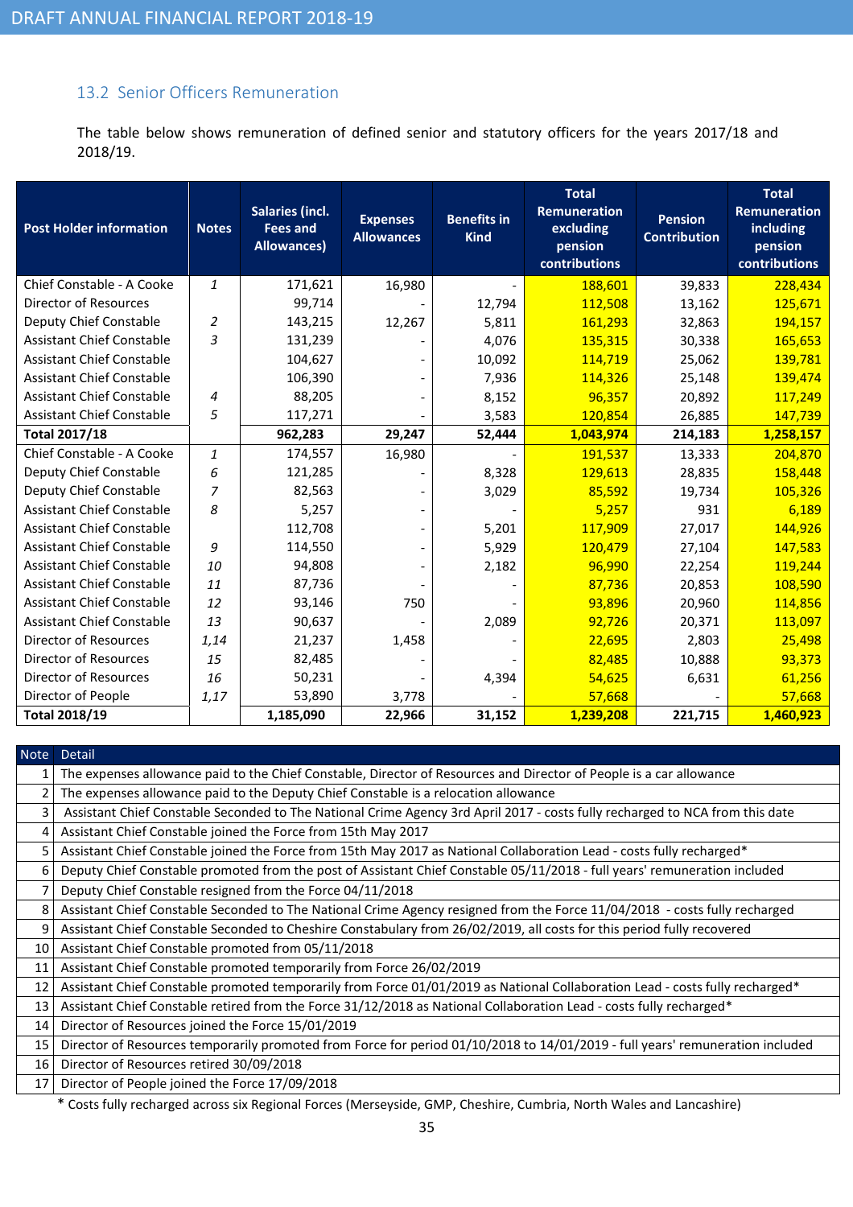## 13.2 Senior Officers Remuneration

The table below shows remuneration of defined senior and statutory officers for the years 2017/18 and 2018/19.

| Post Holder information | Notes | Salaries (incl. Fees and Allowances) | Expenses Allowances | Benefits in Kind | Total Remuneration excluding pension contributions | Pension Contribution | Total Remuneration including pension contributions |
|---|---|---|---|---|---|---|---|
| Chief Constable - A Cooke | 1 | 171,621 | 16,980 | - | 188,601 | 39,833 | 228,434 |
| Director of Resources | | 99,714 | - | 12,794 | 112,508 | 13,162 | 125,671 |
| Deputy Chief Constable | 2 | 143,215 | 12,267 | 5,811 | 161,293 | 32,863 | 194,157 |
| Assistant Chief Constable | 3 | 131,239 | - | 4,076 | 135,315 | 30,338 | 165,653 |
| Assistant Chief Constable | | 104,627 | - | 10,092 | 114,719 | 25,062 | 139,781 |
| Assistant Chief Constable | | 106,390 | - | 7,936 | 114,326 | 25,148 | 139,474 |
| Assistant Chief Constable | 4 | 88,205 | - | 8,152 | 96,357 | 20,892 | 117,249 |
| Assistant Chief Constable | 5 | 117,271 | - | 3,583 | 120,854 | 26,885 | 147,739 |
| **Total 2017/18** | | **962,283** | **29,247** | **52,444** | **1,043,974** | **214,183** | **1,258,157** |
| Chief Constable - A Cooke | 1 | 174,557 | 16,980 | - | 191,537 | 13,333 | 204,870 |
| Deputy Chief Constable | 6 | 121,285 | - | 8,328 | 129,613 | 28,835 | 158,448 |
| Deputy Chief Constable | 7 | 82,563 | - | 3,029 | 85,592 | 19,734 | 105,326 |
| Assistant Chief Constable | 8 | 5,257 | - | - | 5,257 | 931 | 6,189 |
| Assistant Chief Constable | | 112,708 | - | 5,201 | 117,909 | 27,017 | 144,926 |
| Assistant Chief Constable | 9 | 114,550 | - | 5,929 | 120,479 | 27,104 | 147,583 |
| Assistant Chief Constable | 10 | 94,808 | - | 2,182 | 96,990 | 22,254 | 119,244 |
| Assistant Chief Constable | 11 | 87,736 | - | - | 87,736 | 20,853 | 108,590 |
| Assistant Chief Constable | 12 | 93,146 | 750 | - | 93,896 | 20,960 | 114,856 |
| Assistant Chief Constable | 13 | 90,637 | - | 2,089 | 92,726 | 20,371 | 113,097 |
| Director of Resources | 1,14 | 21,237 | 1,458 | - | 22,695 | 2,803 | 25,498 |
| Director of Resources | 15 | 82,485 | - | - | 82,485 | 10,888 | 93,373 |
| Director of Resources | 16 | 50,231 | - | 4,394 | 54,625 | 6,631 | 61,256 |
| Director of People | 1,17 | 53,890 | 3,778 | - | 57,668 | - | 57,668 |
| **Total 2018/19** | | **1,185,090** | **22,966** | **31,152** | **1,239,208** | **221,715** | **1,460,923** |

| Note | Detail |
|---|---|
| 1 | The expenses allowance paid to the Chief Constable, Director of Resources and Director of People is a car allowance |
| 2 | The expenses allowance paid to the Deputy Chief Constable is a relocation allowance |
| 3 | Assistant Chief Constable Seconded to The National Crime Agency 3rd April 2017 - costs fully recharged to NCA from this date |
| 4 | Assistant Chief Constable joined the Force from 15th May 2017 |
| 5 | Assistant Chief Constable joined the Force from 15th May 2017 as National Collaboration Lead - costs fully recharged* |
| 6 | Deputy Chief Constable promoted from the post of Assistant Chief Constable 05/11/2018 - full years' remuneration included |
| 7 | Deputy Chief Constable resigned from the Force 04/11/2018 |
| 8 | Assistant Chief Constable Seconded to The National Crime Agency resigned from the Force 11/04/2018 - costs fully recharged |
| 9 | Assistant Chief Constable Seconded to Cheshire Constabulary from 26/02/2019, all costs for this period fully recovered |
| 10 | Assistant Chief Constable promoted from 05/11/2018 |
| 11 | Assistant Chief Constable promoted temporarily from Force 26/02/2019 |
| 12 | Assistant Chief Constable promoted temporarily from Force 01/01/2019 as National Collaboration Lead - costs fully recharged* |
| 13 | Assistant Chief Constable retired from the Force 31/12/2018 as National Collaboration Lead - costs fully recharged* |
| 14 | Director of Resources joined the Force 15/01/2019 |
| 15 | Director of Resources temporarily promoted from Force for period 01/10/2018 to 14/01/2019 - full years' remuneration included |
| 16 | Director of Resources retired 30/09/2018 |
| 17 | Director of People joined the Force 17/09/2018 |

* Costs fully recharged across six Regional Forces (Merseyside, GMP, Cheshire, Cumbria, North Wales and Lancashire)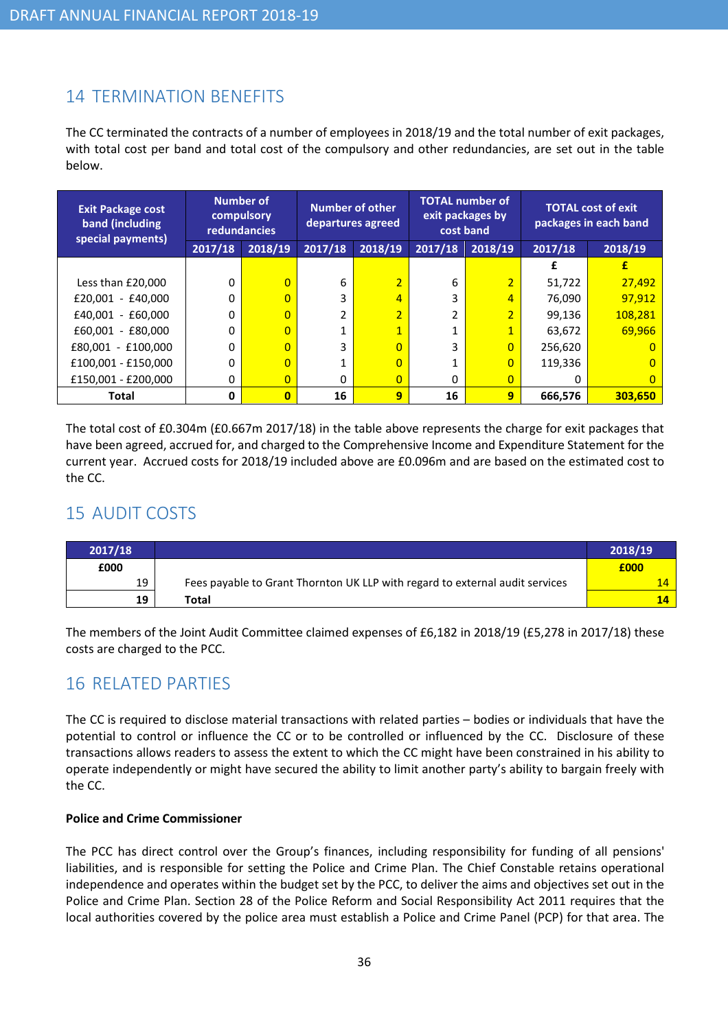## 14 TERMINATION BENEFITS

The CC terminated the contracts of a number of employees in 2018/19 and the total number of exit packages, with total cost per band and total cost of the compulsory and other redundancies, are set out in the table below.

| Exit Package cost band (including special payments) | Number of compulsory redundancies | | Number of other departures agreed | | TOTAL number of exit packages by cost band | | TOTAL cost of exit packages in each band | |
|---|---|---|---|---|---|---|---|---|
| | 2017/18 | 2018/19 | 2017/18 | 2018/19 | 2017/18 | 2018/19 | 2017/18 | 2018/19 |
| | | | | | | | £ | £ |
| Less than £20,000 | 0 | 0 | 6 | 2 | 6 | 2 | 51,722 | 27,492 |
| £20,001 - £40,000 | 0 | 0 | 3 | 4 | 3 | 4 | 76,090 | 97,912 |
| £40,001 - £60,000 | 0 | 0 | 2 | 2 | 2 | 2 | 99,136 | 108,281 |
| £60,001 - £80,000 | 0 | 0 | 1 | 1 | 1 | 1 | 63,672 | 69,966 |
| £80,001 - £100,000 | 0 | 0 | 3 | 0 | 3 | 0 | 256,620 | 0 |
| £100,001 - £150,000 | 0 | 0 | 1 | 0 | 1 | 0 | 119,336 | 0 |
| £150,001 - £200,000 | 0 | 0 | 0 | 0 | 0 | 0 | 0 | 0 |
| **Total** | **0** | **0** | **16** | **9** | **16** | **9** | **666,576** | **303,650** |

The total cost of £0.304m (£0.667m 2017/18) in the table above represents the charge for exit packages that have been agreed, accrued for, and charged to the Comprehensive Income and Expenditure Statement for the current year. Accrued costs for 2018/19 included above are £0.096m and are based on the estimated cost to the CC.

## 15 AUDIT COSTS

| 2017/18 | | 2018/19 |
|---|---|---|
| **£000** | | **£000** |
| 19 | Fees payable to Grant Thornton UK LLP with regard to external audit services | 14 |
| **19** | **Total** | **14** |

The members of the Joint Audit Committee claimed expenses of £6,182 in 2018/19 (£5,278 in 2017/18) these costs are charged to the PCC.

## 16 RELATED PARTIES

The CC is required to disclose material transactions with related parties – bodies or individuals that have the potential to control or influence the CC or to be controlled or influenced by the CC. Disclosure of these transactions allows readers to assess the extent to which the CC might have been constrained in his ability to operate independently or might have secured the ability to limit another party's ability to bargain freely with the CC.

**Police and Crime Commissioner**

The PCC has direct control over the Group's finances, including responsibility for funding of all pensions' liabilities, and is responsible for setting the Police and Crime Plan. The Chief Constable retains operational independence and operates within the budget set by the PCC, to deliver the aims and objectives set out in the Police and Crime Plan. Section 28 of the Police Reform and Social Responsibility Act 2011 requires that the local authorities covered by the police area must establish a Police and Crime Panel (PCP) for that area. The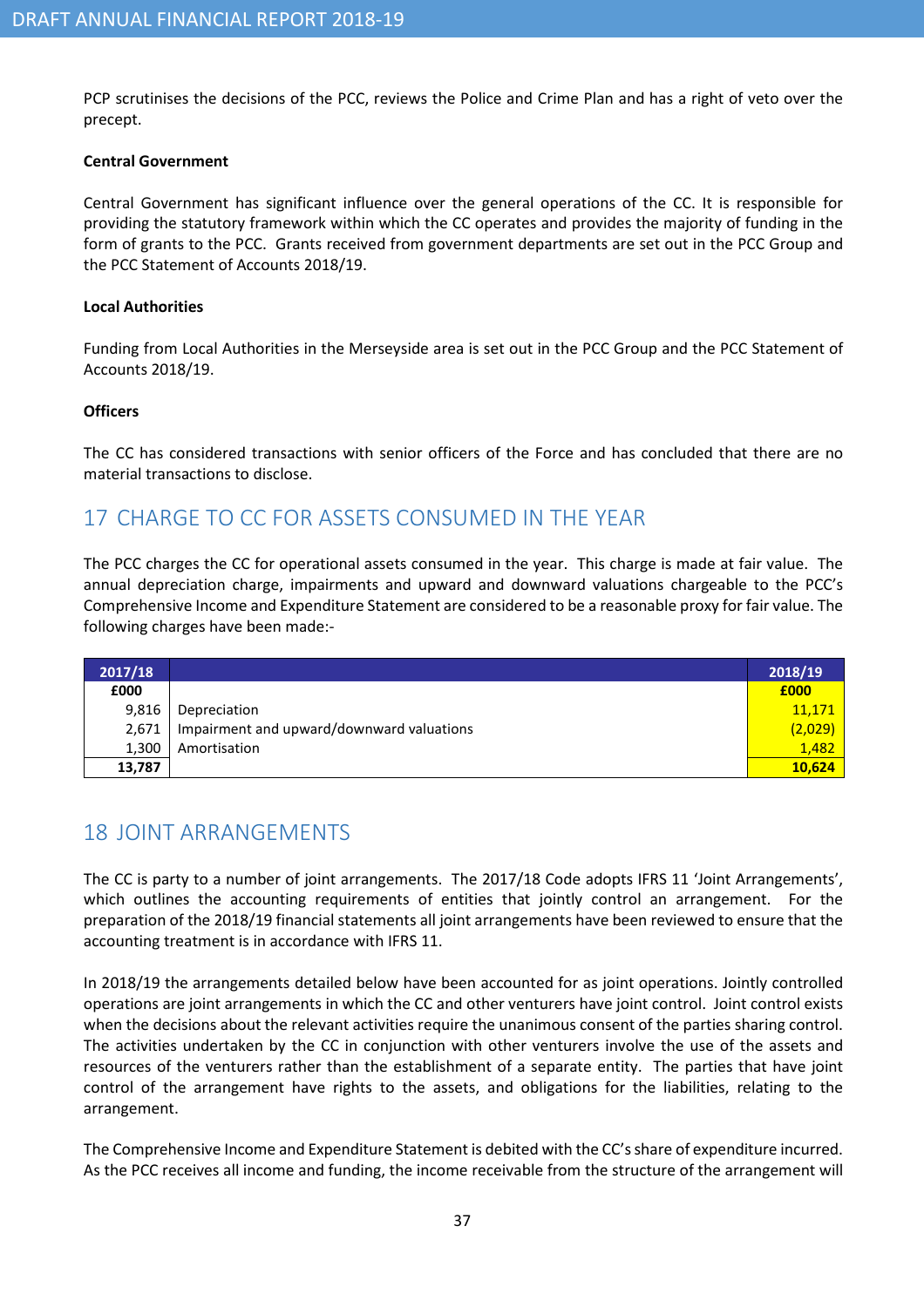PCP scrutinises the decisions of the PCC, reviews the Police and Crime Plan and has a right of veto over the precept.

**Central Government**

Central Government has significant influence over the general operations of the CC. It is responsible for providing the statutory framework within which the CC operates and provides the majority of funding in the form of grants to the PCC. Grants received from government departments are set out in the PCC Group and the PCC Statement of Accounts 2018/19.

**Local Authorities**

Funding from Local Authorities in the Merseyside area is set out in the PCC Group and the PCC Statement of Accounts 2018/19.

**Officers**

The CC has considered transactions with senior officers of the Force and has concluded that there are no material transactions to disclose.

## 17 CHARGE TO CC FOR ASSETS CONSUMED IN THE YEAR

The PCC charges the CC for operational assets consumed in the year. This charge is made at fair value. The annual depreciation charge, impairments and upward and downward valuations chargeable to the PCC's Comprehensive Income and Expenditure Statement are considered to be a reasonable proxy for fair value. The following charges have been made:-

| 2017/18 | | 2018/19 |
|---|---|---|
| **£000** | | **£000** |
| 9,816 | Depreciation | 11,171 |
| 2,671 | Impairment and upward/downward valuations | (2,029) |
| 1,300 | Amortisation | 1,482 |
| **13,787** | | **10,624** |

## 18 JOINT ARRANGEMENTS

The CC is party to a number of joint arrangements. The 2017/18 Code adopts IFRS 11 'Joint Arrangements', which outlines the accounting requirements of entities that jointly control an arrangement. For the preparation of the 2018/19 financial statements all joint arrangements have been reviewed to ensure that the accounting treatment is in accordance with IFRS 11.

In 2018/19 the arrangements detailed below have been accounted for as joint operations. Jointly controlled operations are joint arrangements in which the CC and other venturers have joint control. Joint control exists when the decisions about the relevant activities require the unanimous consent of the parties sharing control. The activities undertaken by the CC in conjunction with other venturers involve the use of the assets and resources of the venturers rather than the establishment of a separate entity. The parties that have joint control of the arrangement have rights to the assets, and obligations for the liabilities, relating to the arrangement.

The Comprehensive Income and Expenditure Statement is debited with the CC's share of expenditure incurred. As the PCC receives all income and funding, the income receivable from the structure of the arrangement will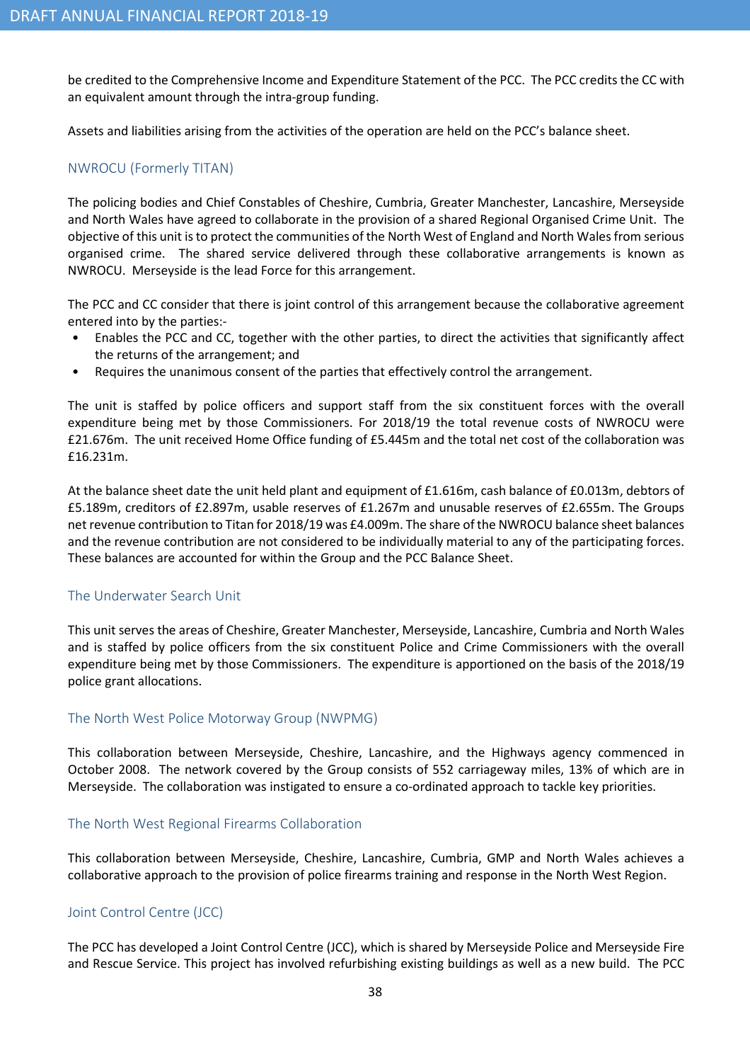be credited to the Comprehensive Income and Expenditure Statement of the PCC. The PCC credits the CC with an equivalent amount through the intra-group funding.

Assets and liabilities arising from the activities of the operation are held on the PCC's balance sheet.

### NWROCU (Formerly TITAN)

The policing bodies and Chief Constables of Cheshire, Cumbria, Greater Manchester, Lancashire, Merseyside and North Wales have agreed to collaborate in the provision of a shared Regional Organised Crime Unit. The objective of this unit is to protect the communities of the North West of England and North Wales from serious organised crime. The shared service delivered through these collaborative arrangements is known as NWROCU. Merseyside is the lead Force for this arrangement.

The PCC and CC consider that there is joint control of this arrangement because the collaborative agreement entered into by the parties:-

- Enables the PCC and CC, together with the other parties, to direct the activities that significantly affect the returns of the arrangement; and
- Requires the unanimous consent of the parties that effectively control the arrangement.

The unit is staffed by police officers and support staff from the six constituent forces with the overall expenditure being met by those Commissioners. For 2018/19 the total revenue costs of NWROCU were £21.676m. The unit received Home Office funding of £5.445m and the total net cost of the collaboration was £16.231m.

At the balance sheet date the unit held plant and equipment of £1.616m, cash balance of £0.013m, debtors of £5.189m, creditors of £2.897m, usable reserves of £1.267m and unusable reserves of £2.655m. The Groups net revenue contribution to Titan for 2018/19 was £4.009m. The share of the NWROCU balance sheet balances and the revenue contribution are not considered to be individually material to any of the participating forces. These balances are accounted for within the Group and the PCC Balance Sheet.

### The Underwater Search Unit

This unit serves the areas of Cheshire, Greater Manchester, Merseyside, Lancashire, Cumbria and North Wales and is staffed by police officers from the six constituent Police and Crime Commissioners with the overall expenditure being met by those Commissioners. The expenditure is apportioned on the basis of the 2018/19 police grant allocations.

### The North West Police Motorway Group (NWPMG)

This collaboration between Merseyside, Cheshire, Lancashire, and the Highways agency commenced in October 2008. The network covered by the Group consists of 552 carriageway miles, 13% of which are in Merseyside. The collaboration was instigated to ensure a co-ordinated approach to tackle key priorities.

### The North West Regional Firearms Collaboration

This collaboration between Merseyside, Cheshire, Lancashire, Cumbria, GMP and North Wales achieves a collaborative approach to the provision of police firearms training and response in the North West Region.

### Joint Control Centre (JCC)

The PCC has developed a Joint Control Centre (JCC), which is shared by Merseyside Police and Merseyside Fire and Rescue Service. This project has involved refurbishing existing buildings as well as a new build. The PCC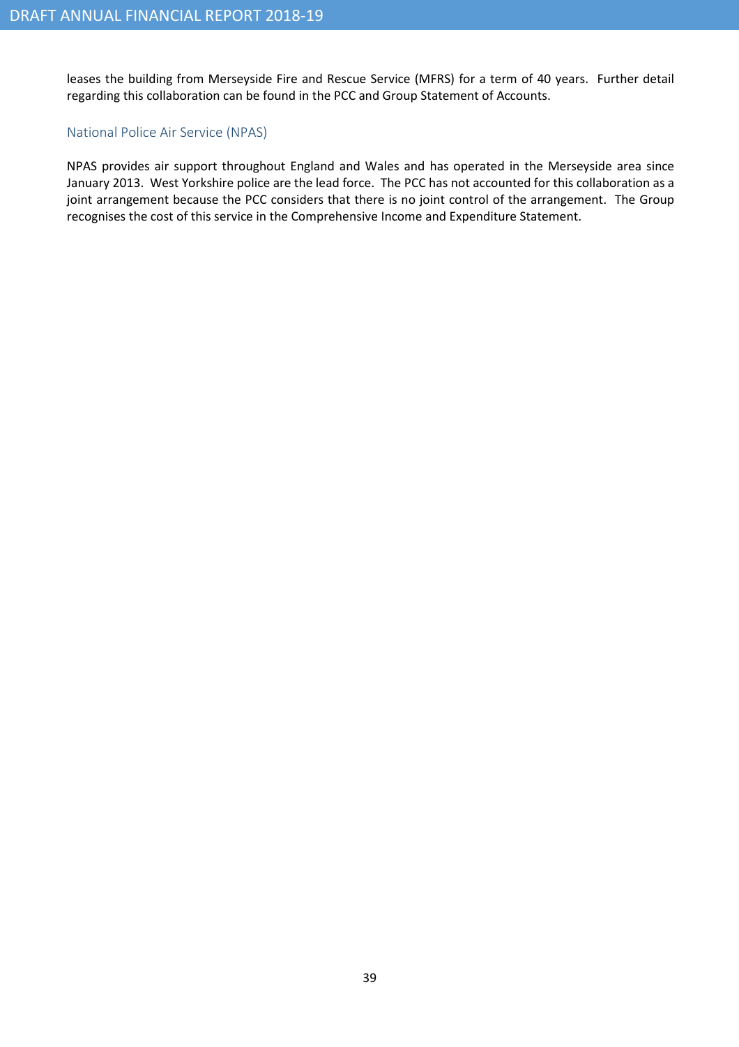leases the building from Merseyside Fire and Rescue Service (MFRS) for a term of 40 years. Further detail regarding this collaboration can be found in the PCC and Group Statement of Accounts.

### National Police Air Service (NPAS)

NPAS provides air support throughout England and Wales and has operated in the Merseyside area since January 2013. West Yorkshire police are the lead force. The PCC has not accounted for this collaboration as a joint arrangement because the PCC considers that there is no joint control of the arrangement. The Group recognises the cost of this service in the Comprehensive Income and Expenditure Statement.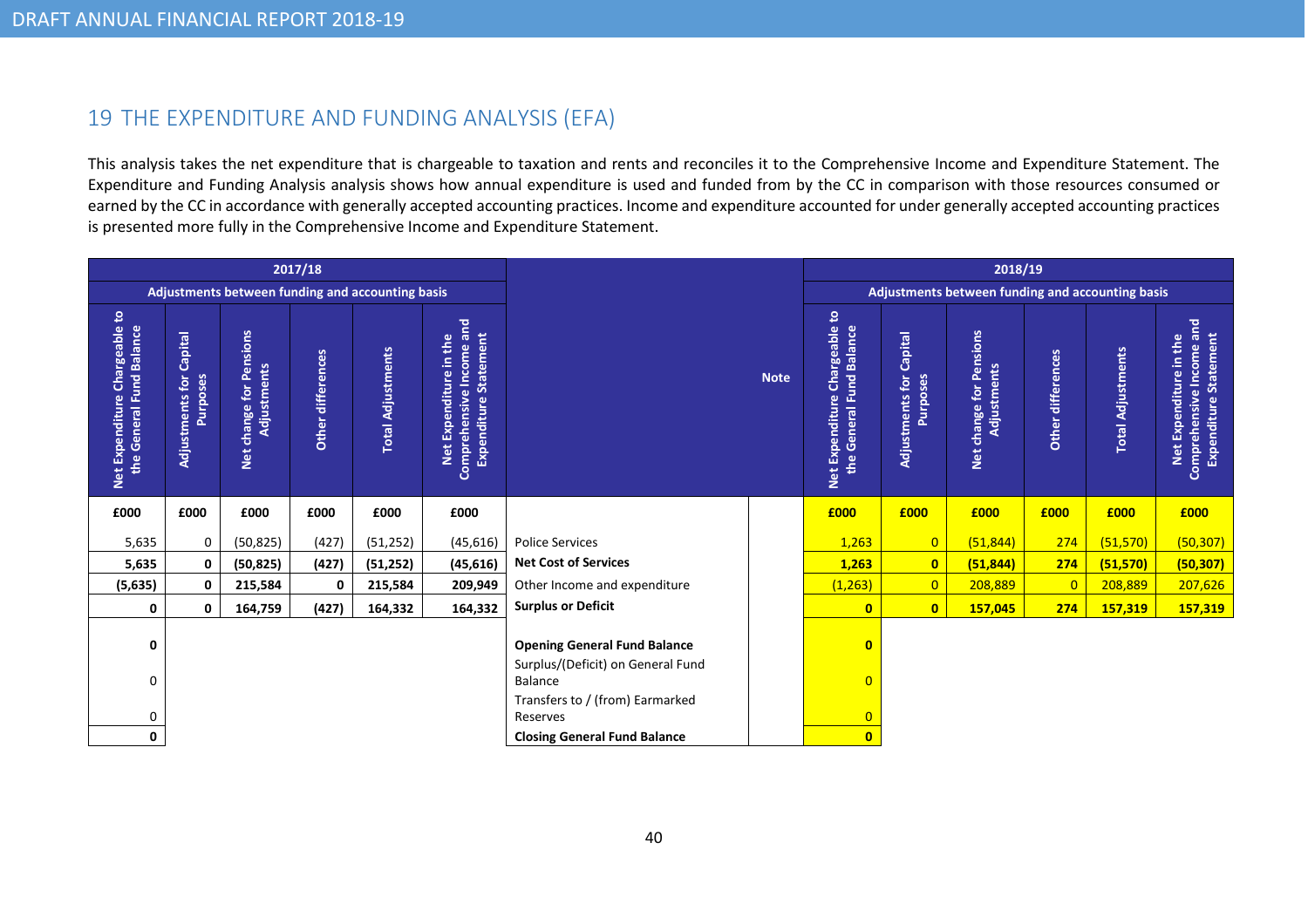## 19 THE EXPENDITURE AND FUNDING ANALYSIS (EFA)

This analysis takes the net expenditure that is chargeable to taxation and rents and reconciles it to the Comprehensive Income and Expenditure Statement. The Expenditure and Funding Analysis analysis shows how annual expenditure is used and funded from by the CC in comparison with those resources consumed or earned by the CC in accordance with generally accepted accounting practices. Income and expenditure accounted for under generally accepted accounting practices is presented more fully in the Comprehensive Income and Expenditure Statement.

| 2017/18 | | | | | | | | 2018/19 | | | | | |
|---|---|---|---|---|---|---|---|---|---|---|---|---|---|
| | Adjustments between funding and accounting basis | | | | | | | | Adjustments between funding and accounting basis | | | | |
| Net Expenditure Chargeable to the General Fund Balance | Adjustments for Capital Purposes | Net change for Pensions Adjustments | Other differences | Total Adjustments | Net Expenditure in the Comprehensive Income and Expenditure Statement | | Note | Net Expenditure Chargeable to the General Fund Balance | Adjustments for Capital Purposes | Net change for Pensions Adjustments | Other differences | Total Adjustments | Net Expenditure in the Comprehensive Income and Expenditure Statement |
| **£000** | **£000** | **£000** | **£000** | **£000** | **£000** | | | **£000** | **£000** | **£000** | **£000** | **£000** | **£000** |
| 5,635 | 0 | (50,825) | (427) | (51,252) | (45,616) | Police Services | | 1,263 | 0 | (51,844) | 274 | (51,570) | (50,307) |
| **5,635** | **0** | **(50,825)** | **(427)** | **(51,252)** | **(45,616)** | **Net Cost of Services** | | **1,263** | **0** | **(51,844)** | **274** | **(51,570)** | **(50,307)** |
| **(5,635)** | **0** | **215,584** | **0** | **215,584** | **209,949** | Other Income and expenditure | | (1,263) | 0 | 208,889 | 0 | 208,889 | 207,626 |
| **0** | **0** | **164,759** | **(427)** | **164,332** | **164,332** | **Surplus or Deficit** | | **0** | **0** | **157,045** | **274** | **157,319** | **157,319** |
| **0** | | | | | | **Opening General Fund Balance** | | **0** | | | | | |
| 0 | | | | | | Surplus/(Deficit) on General Fund Balance | | 0 | | | | | |
| 0 | | | | | | Transfers to / (from) Earmarked Reserves | | 0 | | | | | |
| **0** | | | | | | **Closing General Fund Balance** | | **0** | | | | | |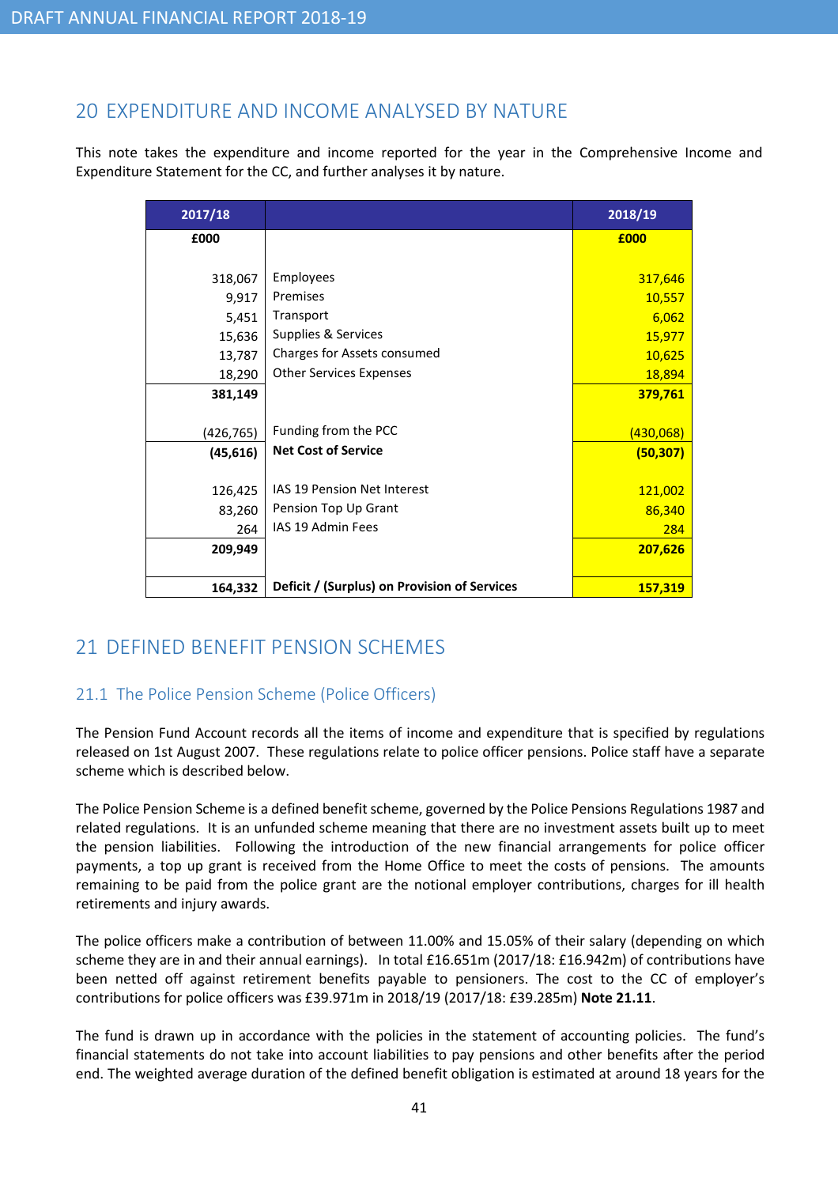## 20 EXPENDITURE AND INCOME ANALYSED BY NATURE

This note takes the expenditure and income reported for the year in the Comprehensive Income and Expenditure Statement for the CC, and further analyses it by nature.

| 2017/18 | | 2018/19 |
|---|---|---|
| **£000** | | **£000** |
| 318,067 | Employees | 317,646 |
| 9,917 | Premises | 10,557 |
| 5,451 | Transport | 6,062 |
| 15,636 | Supplies & Services | 15,977 |
| 13,787 | Charges for Assets consumed | 10,625 |
| 18,290 | Other Services Expenses | 18,894 |
| **381,149** | | **379,761** |
| (426,765) | Funding from the PCC | (430,068) |
| **(45,616)** | **Net Cost of Service** | **(50,307)** |
| 126,425 | IAS 19 Pension Net Interest | 121,002 |
| 83,260 | Pension Top Up Grant | 86,340 |
| 264 | IAS 19 Admin Fees | 284 |
| **209,949** | | **207,626** |
| **164,332** | **Deficit / (Surplus) on Provision of Services** | **157,319** |

## 21 DEFINED BENEFIT PENSION SCHEMES

### 21.1 The Police Pension Scheme (Police Officers)

The Pension Fund Account records all the items of income and expenditure that is specified by regulations released on 1st August 2007. These regulations relate to police officer pensions. Police staff have a separate scheme which is described below.

The Police Pension Scheme is a defined benefit scheme, governed by the Police Pensions Regulations 1987 and related regulations. It is an unfunded scheme meaning that there are no investment assets built up to meet the pension liabilities. Following the introduction of the new financial arrangements for police officer payments, a top up grant is received from the Home Office to meet the costs of pensions. The amounts remaining to be paid from the police grant are the notional employer contributions, charges for ill health retirements and injury awards.

The police officers make a contribution of between 11.00% and 15.05% of their salary (depending on which scheme they are in and their annual earnings). In total £16.651m (2017/18: £16.942m) of contributions have been netted off against retirement benefits payable to pensioners. The cost to the CC of employer's contributions for police officers was £39.971m in 2018/19 (2017/18: £39.285m) **Note 21.11**.

The fund is drawn up in accordance with the policies in the statement of accounting policies. The fund's financial statements do not take into account liabilities to pay pensions and other benefits after the period end. The weighted average duration of the defined benefit obligation is estimated at around 18 years for the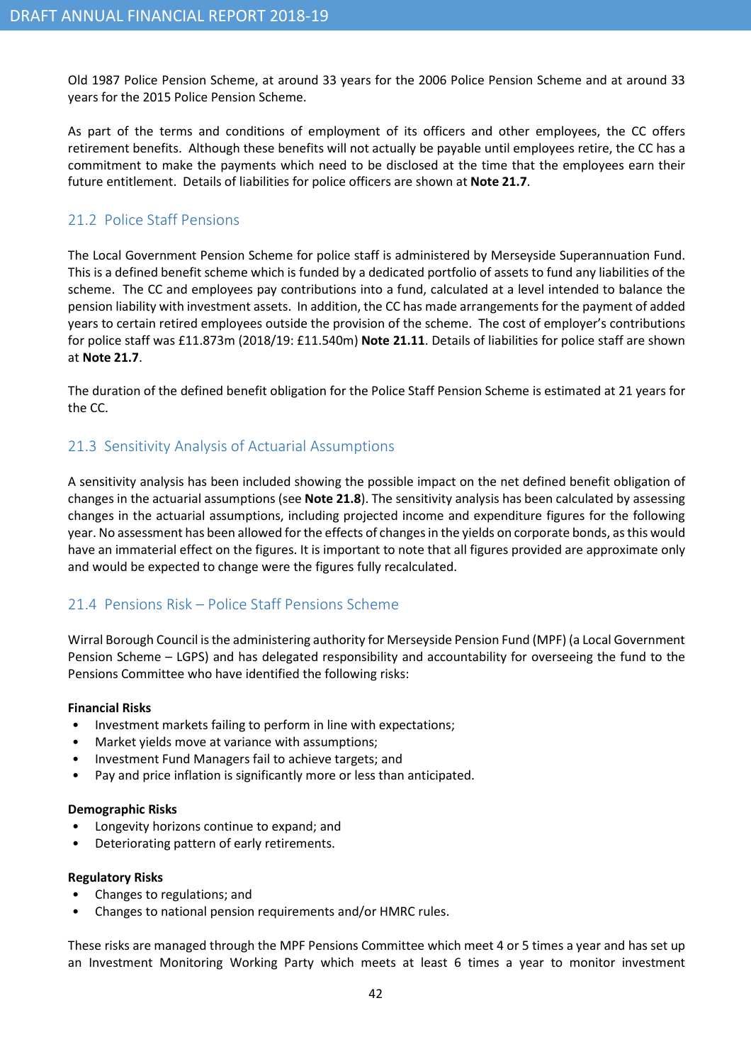Old 1987 Police Pension Scheme, at around 33 years for the 2006 Police Pension Scheme and at around 33 years for the 2015 Police Pension Scheme.

As part of the terms and conditions of employment of its officers and other employees, the CC offers retirement benefits. Although these benefits will not actually be payable until employees retire, the CC has a commitment to make the payments which need to be disclosed at the time that the employees earn their future entitlement. Details of liabilities for police officers are shown at **Note 21.7**.

## 21.2 Police Staff Pensions

The Local Government Pension Scheme for police staff is administered by Merseyside Superannuation Fund. This is a defined benefit scheme which is funded by a dedicated portfolio of assets to fund any liabilities of the scheme. The CC and employees pay contributions into a fund, calculated at a level intended to balance the pension liability with investment assets. In addition, the CC has made arrangements for the payment of added years to certain retired employees outside the provision of the scheme. The cost of employer's contributions for police staff was £11.873m (2018/19: £11.540m) **Note 21.11**. Details of liabilities for police staff are shown at **Note 21.7**.

The duration of the defined benefit obligation for the Police Staff Pension Scheme is estimated at 21 years for the CC.

## 21.3 Sensitivity Analysis of Actuarial Assumptions

A sensitivity analysis has been included showing the possible impact on the net defined benefit obligation of changes in the actuarial assumptions (see **Note 21.8**). The sensitivity analysis has been calculated by assessing changes in the actuarial assumptions, including projected income and expenditure figures for the following year. No assessment has been allowed for the effects of changes in the yields on corporate bonds, as this would have an immaterial effect on the figures. It is important to note that all figures provided are approximate only and would be expected to change were the figures fully recalculated.

## 21.4 Pensions Risk – Police Staff Pensions Scheme

Wirral Borough Council is the administering authority for Merseyside Pension Fund (MPF) (a Local Government Pension Scheme – LGPS) and has delegated responsibility and accountability for overseeing the fund to the Pensions Committee who have identified the following risks:

**Financial Risks**

- Investment markets failing to perform in line with expectations;
- Market yields move at variance with assumptions;
- Investment Fund Managers fail to achieve targets; and
- Pay and price inflation is significantly more or less than anticipated.

**Demographic Risks**

- Longevity horizons continue to expand; and
- Deteriorating pattern of early retirements.

**Regulatory Risks**

- Changes to regulations; and
- Changes to national pension requirements and/or HMRC rules.

These risks are managed through the MPF Pensions Committee which meet 4 or 5 times a year and has set up an Investment Monitoring Working Party which meets at least 6 times a year to monitor investment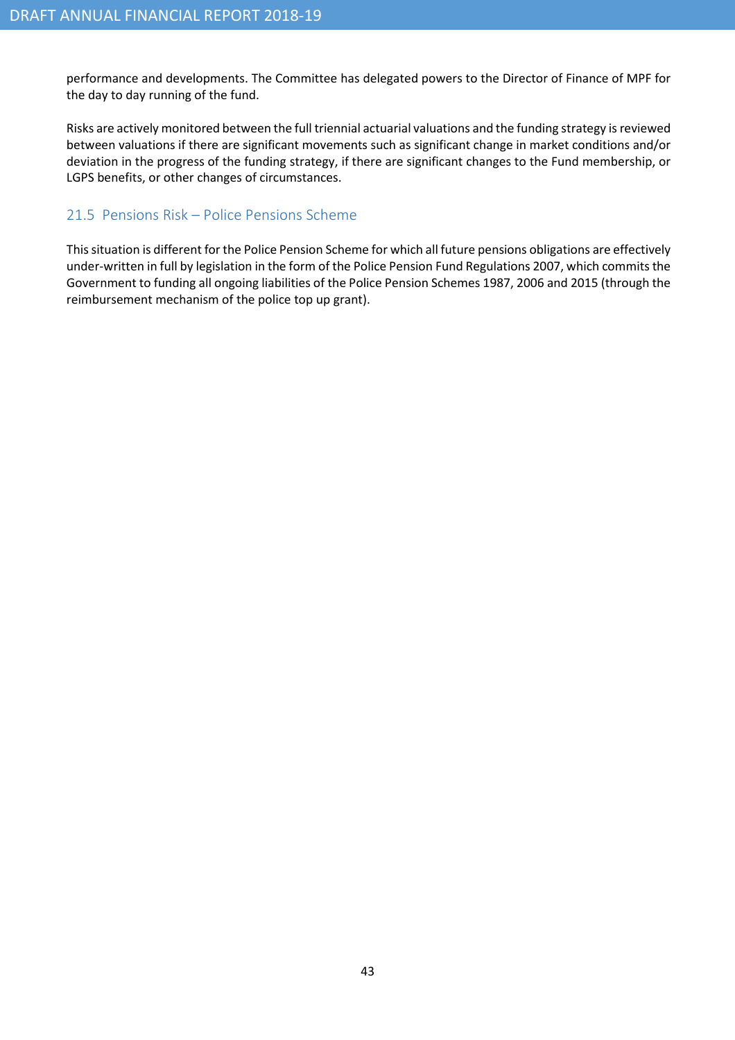performance and developments. The Committee has delegated powers to the Director of Finance of MPF for the day to day running of the fund.

Risks are actively monitored between the full triennial actuarial valuations and the funding strategy is reviewed between valuations if there are significant movements such as significant change in market conditions and/or deviation in the progress of the funding strategy, if there are significant changes to the Fund membership, or LGPS benefits, or other changes of circumstances.

### 21.5 Pensions Risk – Police Pensions Scheme

This situation is different for the Police Pension Scheme for which all future pensions obligations are effectively under-written in full by legislation in the form of the Police Pension Fund Regulations 2007, which commits the Government to funding all ongoing liabilities of the Police Pension Schemes 1987, 2006 and 2015 (through the reimbursement mechanism of the police top up grant).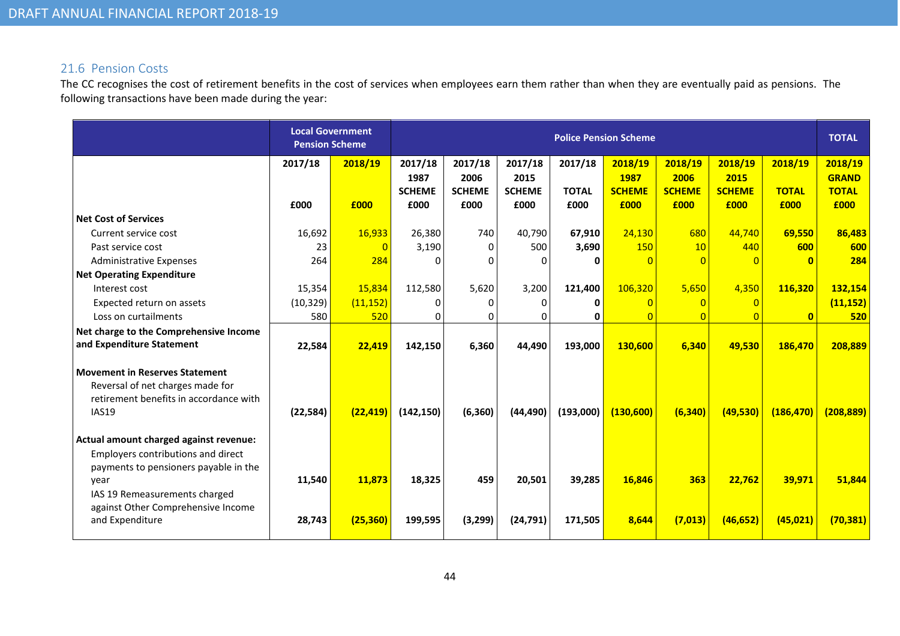## 21.6 Pension Costs

The CC recognises the cost of retirement benefits in the cost of services when employees earn them rather than when they are eventually paid as pensions. The following transactions have been made during the year:

| | Local Government Pension Scheme | | Police Pension Scheme | | | | | | | | TOTAL |
|---|---|---|---|---|---|---|---|---|---|---|---|
| | 2017/18 | 2018/19 | 2017/18 1987 SCHEME | 2017/18 2006 SCHEME | 2017/18 2015 SCHEME | 2017/18 TOTAL | 2018/19 1987 SCHEME | 2018/19 2006 SCHEME | 2018/19 2015 SCHEME | 2018/19 TOTAL | 2018/19 GRAND TOTAL |
| | £000 | £000 | £000 | £000 | £000 | £000 | £000 | £000 | £000 | £000 | £000 |
| **Net Cost of Services** | | | | | | | | | | | |
| Current service cost | 16,692 | 16,933 | 26,380 | 740 | 40,790 | **67,910** | 24,130 | 680 | 44,740 | **69,550** | **86,483** |
| Past service cost | 23 | 0 | 3,190 | 0 | 500 | **3,690** | 150 | 10 | 440 | **600** | **600** |
| Administrative Expenses | 264 | 284 | 0 | 0 | 0 | **0** | 0 | 0 | 0 | **0** | **284** |
| **Net Operating Expenditure** | | | | | | | | | | | |
| Interest cost | 15,354 | 15,834 | 112,580 | 5,620 | 3,200 | **121,400** | 106,320 | 5,650 | 4,350 | **116,320** | **132,154** |
| Expected return on assets | (10,329) | (11,152) | 0 | 0 | 0 | **0** | 0 | 0 | 0 | | **(11,152)** |
| Loss on curtailments | 580 | 520 | 0 | 0 | 0 | **0** | 0 | 0 | 0 | **0** | **520** |
| **Net charge to the Comprehensive Income and Expenditure Statement** | **22,584** | **22,419** | **142,150** | **6,360** | **44,490** | **193,000** | **130,600** | **6,340** | **49,530** | **186,470** | **208,889** |
| **Movement in Reserves Statement** | | | | | | | | | | | |
| Reversal of net charges made for retirement benefits in accordance with IAS19 | **(22,584)** | **(22,419)** | **(142,150)** | **(6,360)** | **(44,490)** | **(193,000)** | **(130,600)** | **(6,340)** | **(49,530)** | **(186,470)** | **(208,889)** |
| **Actual amount charged against revenue:** | | | | | | | | | | | |
| Employers contributions and direct payments to pensioners payable in the year | **11,540** | **11,873** | **18,325** | **459** | **20,501** | **39,285** | **16,846** | **363** | **22,762** | **39,971** | **51,844** |
| IAS 19 Remeasurements charged against Other Comprehensive Income and Expenditure | **28,743** | **(25,360)** | **199,595** | **(3,299)** | **(24,791)** | **171,505** | **8,644** | **(7,013)** | **(46,652)** | **(45,021)** | **(70,381)** |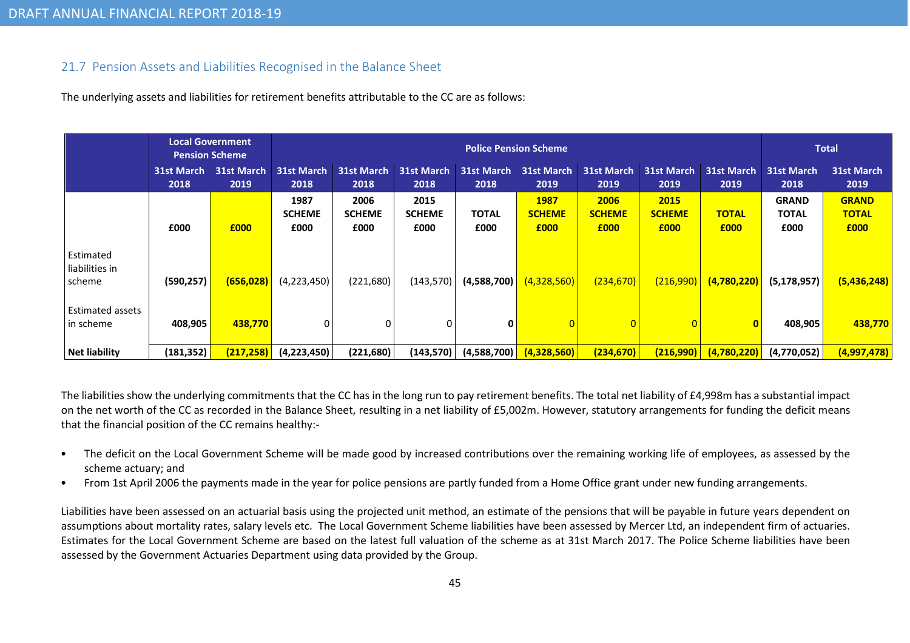## 21.7 Pension Assets and Liabilities Recognised in the Balance Sheet

The underlying assets and liabilities for retirement benefits attributable to the CC are as follows:

| | Local Government Pension Scheme | | Police Pension Scheme | | | | | | | | Total | |
|---|---|---|---|---|---|---|---|---|---|---|---|---|
| | 31st March 2018 | 31st March 2019 | 31st March 2018 | 31st March 2018 | 31st March 2018 | 31st March 2018 | 31st March 2019 | 31st March 2019 | 31st March 2019 | 31st March 2019 | 31st March 2018 | 31st March 2019 |
| | £000 | £000 | 1987 SCHEME £000 | 2006 SCHEME £000 | 2015 SCHEME £000 | TOTAL £000 | 1987 SCHEME £000 | 2006 SCHEME £000 | 2015 SCHEME £000 | TOTAL £000 | GRAND TOTAL £000 | GRAND TOTAL £000 |
| Estimated liabilities in scheme | **(590,257)** | **(656,028)** | (4,223,450) | (221,680) | (143,570) | **(4,588,700)** | (4,328,560) | (234,670) | (216,990) | **(4,780,220)** | **(5,178,957)** | **(5,436,248)** |
| Estimated assets in scheme | **408,905** | **438,770** | 0 | 0 | 0 | **0** | 0 | 0 | 0 | **0** | **408,905** | **438,770** |
| **Net liability** | **(181,352)** | **(217,258)** | **(4,223,450)** | **(221,680)** | **(143,570)** | **(4,588,700)** | **(4,328,560)** | **(234,670)** | **(216,990)** | **(4,780,220)** | **(4,770,052)** | **(4,997,478)** |

The liabilities show the underlying commitments that the CC has in the long run to pay retirement benefits. The total net liability of £4,998m has a substantial impact on the net worth of the CC as recorded in the Balance Sheet, resulting in a net liability of £5,002m. However, statutory arrangements for funding the deficit means that the financial position of the CC remains healthy:-

- The deficit on the Local Government Scheme will be made good by increased contributions over the remaining working life of employees, as assessed by the scheme actuary; and
- From 1st April 2006 the payments made in the year for police pensions are partly funded from a Home Office grant under new funding arrangements.

Liabilities have been assessed on an actuarial basis using the projected unit method, an estimate of the pensions that will be payable in future years dependent on assumptions about mortality rates, salary levels etc. The Local Government Scheme liabilities have been assessed by Mercer Ltd, an independent firm of actuaries. Estimates for the Local Government Scheme are based on the latest full valuation of the scheme as at 31st March 2017. The Police Scheme liabilities have been assessed by the Government Actuaries Department using data provided by the Group.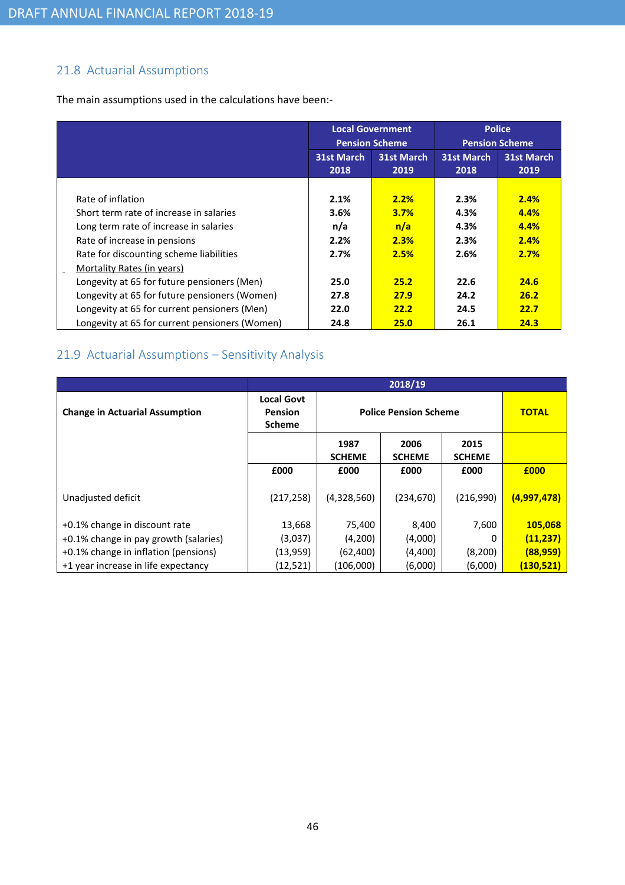## 21.8 Actuarial Assumptions

The main assumptions used in the calculations have been:-

| | Local Government Pension Scheme | | Police Pension Scheme | |
|---|---|---|---|---|
| | 31st March 2018 | 31st March 2019 | 31st March 2018 | 31st March 2019 |
| Rate of inflation | 2.1% | 2.2% | 2.3% | 2.4% |
| Short term rate of increase in salaries | 3.6% | 3.7% | 4.3% | 4.4% |
| Long term rate of increase in salaries | n/a | n/a | 4.3% | 4.4% |
| Rate of increase in pensions | 2.2% | 2.3% | 2.3% | 2.4% |
| Rate for discounting scheme liabilities | 2.7% | 2.5% | 2.6% | 2.7% |
| Mortality Rates (in years) | | | | |
| Longevity at 65 for future pensioners (Men) | 25.0 | 25.2 | 22.6 | 24.6 |
| Longevity at 65 for future pensioners (Women) | 27.8 | 27.9 | 24.2 | 26.2 |
| Longevity at 65 for current pensioners (Men) | 22.0 | 22.2 | 24.5 | 22.7 |
| Longevity at 65 for current pensioners (Women) | 24.8 | 25.0 | 26.1 | 24.3 |

## 21.9 Actuarial Assumptions – Sensitivity Analysis

| | 2018/19 | | | | |
|---|---|---|---|---|---|
| Change in Actuarial Assumption | Local Govt Pension Scheme | Police Pension Scheme | | | TOTAL |
| | | 1987 SCHEME | 2006 SCHEME | 2015 SCHEME | |
| | £000 | £000 | £000 | £000 | £000 |
| Unadjusted deficit | (217,258) | (4,328,560) | (234,670) | (216,990) | (4,997,478) |
| +0.1% change in discount rate | 13,668 | 75,400 | 8,400 | 7,600 | 105,068 |
| +0.1% change in pay growth (salaries) | (3,037) | (4,200) | (4,000) | 0 | (11,237) |
| +0.1% change in inflation (pensions) | (13,959) | (62,400) | (4,400) | (8,200) | (88,959) |
| +1 year increase in life expectancy | (12,521) | (106,000) | (6,000) | (6,000) | (130,521) |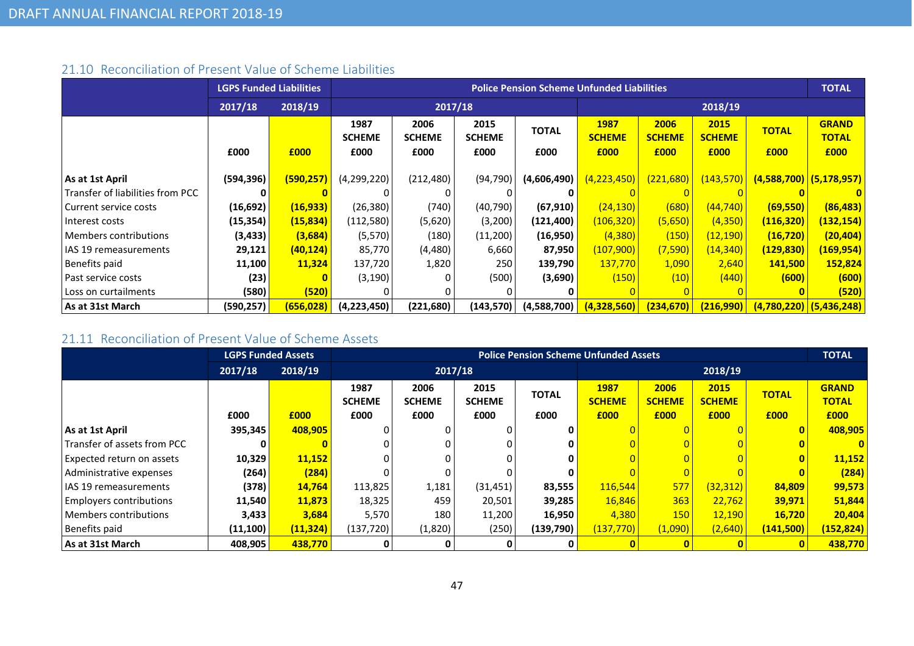## 21.10 Reconciliation of Present Value of Scheme Liabilities

| | LGPS Funded Liabilities | | Police Pension Scheme Unfunded Liabilities | | | | | | | | TOTAL |
|---|---|---|---|---|---|---|---|---|---|---|---|
| | 2017/18 | 2018/19 | 2017/18 | | | | 2018/19 | | | | |
| | £000 | £000 | 1987 SCHEME £000 | 2006 SCHEME £000 | 2015 SCHEME £000 | TOTAL £000 | 1987 SCHEME £000 | 2006 SCHEME £000 | 2015 SCHEME £000 | TOTAL £000 | GRAND TOTAL £000 |
| **As at 1st April** | **(594,396)** | **(590,257)** | (4,299,220) | (212,480) | (94,790) | **(4,606,490)** | (4,223,450) | (221,680) | (143,570) | **(4,588,700)** | **(5,178,957)** |
| Transfer of liabilities from PCC | **0** | **0** | 0 | 0 | 0 | **0** | 0 | 0 | 0 | **0** | **0** |
| Current service costs | **(16,692)** | **(16,933)** | (26,380) | (740) | (40,790) | **(67,910)** | (24,130) | (680) | (44,740) | **(69,550)** | **(86,483)** |
| Interest costs | **(15,354)** | **(15,834)** | (112,580) | (5,620) | (3,200) | **(121,400)** | (106,320) | (5,650) | (4,350) | **(116,320)** | **(132,154)** |
| Members contributions | **(3,433)** | **(3,684)** | (5,570) | (180) | (11,200) | **(16,950)** | (4,380) | (150) | (12,190) | **(16,720)** | **(20,404)** |
| IAS 19 remeasurements | **29,121** | **(40,124)** | 85,770 | (4,480) | 6,660 | **87,950** | (107,900) | (7,590) | (14,340) | **(129,830)** | **(169,954)** |
| Benefits paid | **11,100** | **11,324** | 137,720 | 1,820 | 250 | **139,790** | 137,770 | 1,090 | 2,640 | **141,500** | **152,824** |
| Past service costs | **(23)** | **0** | (3,190) | 0 | (500) | **(3,690)** | (150) | (10) | (440) | **(600)** | **(600)** |
| Loss on curtailments | **(580)** | **(520)** | 0 | 0 | 0 | **0** | 0 | 0 | 0 | **0** | **(520)** |
| **As at 31st March** | **(590,257)** | **(656,028)** | **(4,223,450)** | **(221,680)** | **(143,570)** | **(4,588,700)** | **(4,328,560)** | **(234,670)** | **(216,990)** | **(4,780,220)** | **(5,436,248)** |

## 21.11 Reconciliation of Present Value of Scheme Assets

| | LGPS Funded Assets | | Police Pension Scheme Unfunded Assets | | | | | | | | TOTAL |
|---|---|---|---|---|---|---|---|---|---|---|---|
| | 2017/18 | 2018/19 | 2017/18 | | | | 2018/19 | | | | |
| | £000 | £000 | 1987 SCHEME £000 | 2006 SCHEME £000 | 2015 SCHEME £000 | TOTAL £000 | 1987 SCHEME £000 | 2006 SCHEME £000 | 2015 SCHEME £000 | TOTAL £000 | GRAND TOTAL £000 |
| **As at 1st April** | **395,345** | **408,905** | 0 | 0 | 0 | **0** | 0 | 0 | 0 | **0** | **408,905** |
| Transfer of assets from PCC | **0** | **0** | 0 | 0 | 0 | **0** | 0 | 0 | 0 | **0** | **0** |
| Expected return on assets | **10,329** | **11,152** | 0 | 0 | 0 | **0** | 0 | 0 | 0 | **0** | **11,152** |
| Administrative expenses | **(264)** | **(284)** | 0 | 0 | 0 | **0** | 0 | 0 | 0 | **0** | **(284)** |
| IAS 19 remeasurements | **(378)** | **14,764** | 113,825 | 1,181 | (31,451) | **83,555** | 116,544 | 577 | (32,312) | **84,809** | **99,573** |
| Employers contributions | **11,540** | **11,873** | 18,325 | 459 | 20,501 | **39,285** | 16,846 | 363 | 22,762 | **39,971** | **51,844** |
| Members contributions | **3,433** | **3,684** | 5,570 | 180 | 11,200 | **16,950** | 4,380 | 150 | 12,190 | **16,720** | **20,404** |
| Benefits paid | **(11,100)** | **(11,324)** | (137,720) | (1,820) | (250) | **(139,790)** | (137,770) | (1,090) | (2,640) | **(141,500)** | **(152,824)** |
| **As at 31st March** | **408,905** | **438,770** | **0** | **0** | **0** | **0** | **0** | **0** | **0** | **0** | **438,770** |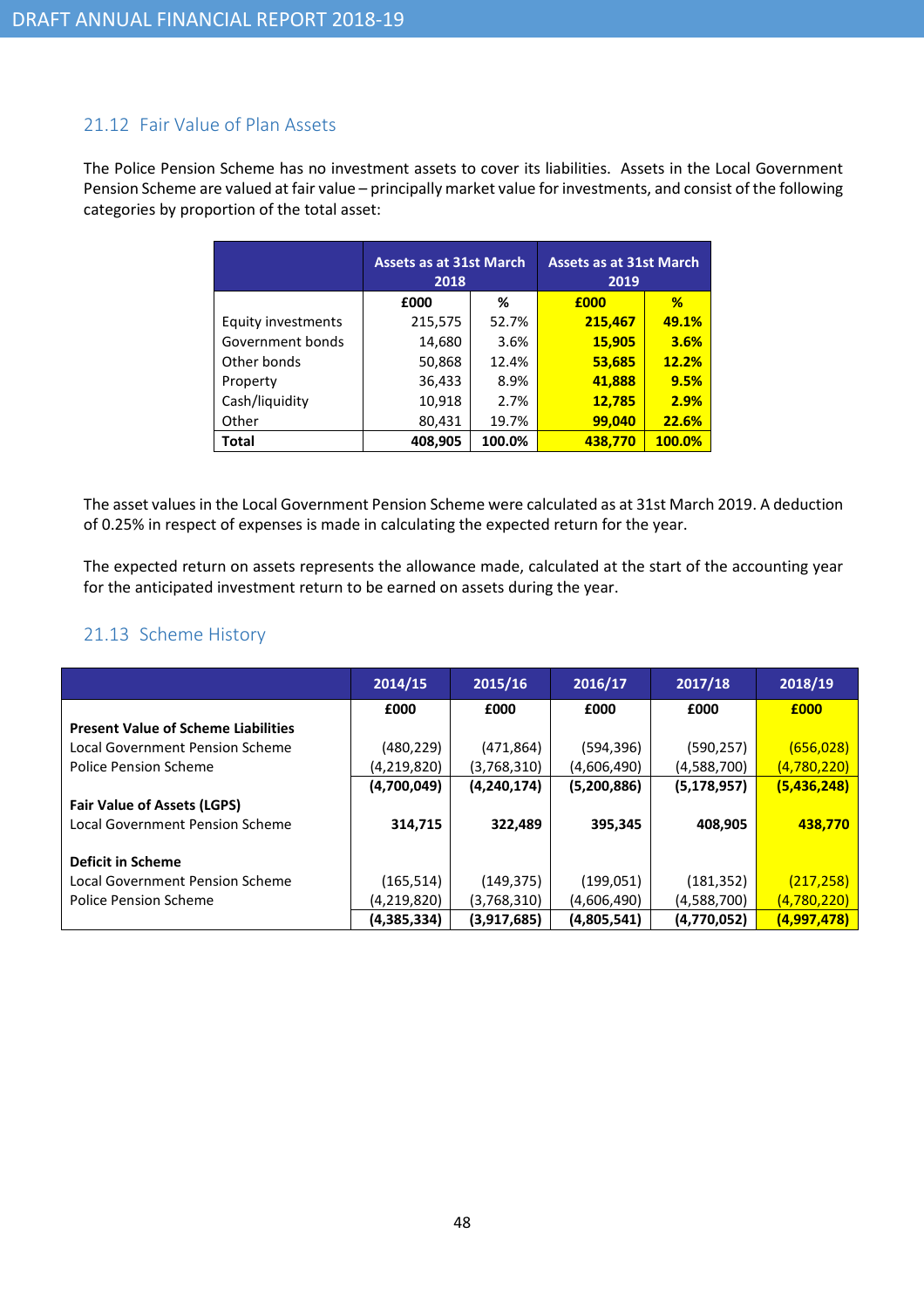## 21.12 Fair Value of Plan Assets

The Police Pension Scheme has no investment assets to cover its liabilities. Assets in the Local Government Pension Scheme are valued at fair value – principally market value for investments, and consist of the following categories by proportion of the total asset:

| | Assets as at 31st March 2018 | | Assets as at 31st March 2019 | |
|---|---|---|---|---|
| | £000 | % | £000 | % |
| Equity investments | 215,575 | 52.7% | 215,467 | 49.1% |
| Government bonds | 14,680 | 3.6% | 15,905 | 3.6% |
| Other bonds | 50,868 | 12.4% | 53,685 | 12.2% |
| Property | 36,433 | 8.9% | 41,888 | 9.5% |
| Cash/liquidity | 10,918 | 2.7% | 12,785 | 2.9% |
| Other | 80,431 | 19.7% | 99,040 | 22.6% |
| **Total** | **408,905** | **100.0%** | **438,770** | **100.0%** |

The asset values in the Local Government Pension Scheme were calculated as at 31st March 2019. A deduction of 0.25% in respect of expenses is made in calculating the expected return for the year.

The expected return on assets represents the allowance made, calculated at the start of the accounting year for the anticipated investment return to be earned on assets during the year.

## 21.13 Scheme History

| | 2014/15 | 2015/16 | 2016/17 | 2017/18 | 2018/19 |
|---|---|---|---|---|---|
| | £000 | £000 | £000 | £000 | £000 |
| **Present Value of Scheme Liabilities** | | | | | |
| Local Government Pension Scheme | (480,229) | (471,864) | (594,396) | (590,257) | (656,028) |
| Police Pension Scheme | (4,219,820) | (3,768,310) | (4,606,490) | (4,588,700) | (4,780,220) |
| | **(4,700,049)** | **(4,240,174)** | **(5,200,886)** | **(5,178,957)** | **(5,436,248)** |
| **Fair Value of Assets (LGPS)** | | | | | |
| Local Government Pension Scheme | **314,715** | **322,489** | **395,345** | **408,905** | **438,770** |
| | | | | | |
| **Deficit in Scheme** | | | | | |
| Local Government Pension Scheme | (165,514) | (149,375) | (199,051) | (181,352) | (217,258) |
| Police Pension Scheme | (4,219,820) | (3,768,310) | (4,606,490) | (4,588,700) | (4,780,220) |
| | **(4,385,334)** | **(3,917,685)** | **(4,805,541)** | **(4,770,052)** | **(4,997,478)** |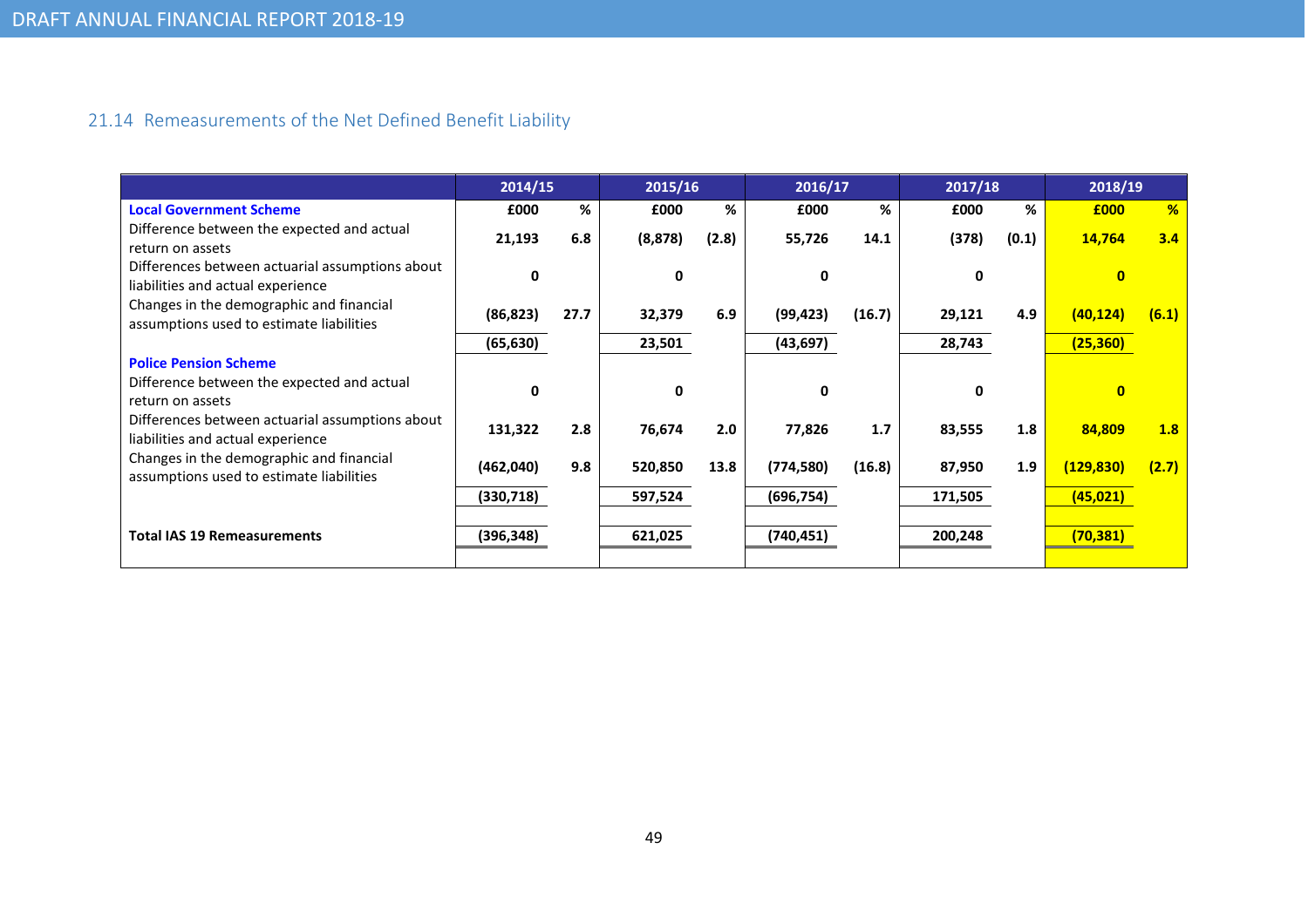## 21.14 Remeasurements of the Net Defined Benefit Liability

| | 2014/15 | | 2015/16 | | 2016/17 | | 2017/18 | | 2018/19 | |
|---|---|---|---|---|---|---|---|---|---|---|
| **Local Government Scheme** | **£000** | **%** | **£000** | **%** | **£000** | **%** | **£000** | **%** | **£000** | **%** |
| Difference between the expected and actual return on assets | **21,193** | **6.8** | **(8,878)** | **(2.8)** | **55,726** | **14.1** | **(378)** | **(0.1)** | **14,764** | **3.4** |
| Differences between actuarial assumptions about liabilities and actual experience | **0** | | **0** | | **0** | | **0** | | **0** | |
| Changes in the demographic and financial assumptions used to estimate liabilities | **(86,823)** | **27.7** | **32,379** | **6.9** | **(99,423)** | **(16.7)** | **29,121** | **4.9** | **(40,124)** | **(6.1)** |
| | **(65,630)** | | **23,501** | | **(43,697)** | | **28,743** | | **(25,360)** | |
| **Police Pension Scheme** | | | | | | | | | | |
| Difference between the expected and actual return on assets | **0** | | **0** | | **0** | | **0** | | **0** | |
| Differences between actuarial assumptions about liabilities and actual experience | **131,322** | **2.8** | **76,674** | **2.0** | **77,826** | **1.7** | **83,555** | **1.8** | **84,809** | **1.8** |
| Changes in the demographic and financial assumptions used to estimate liabilities | **(462,040)** | **9.8** | **520,850** | **13.8** | **(774,580)** | **(16.8)** | **87,950** | **1.9** | **(129,830)** | **(2.7)** |
| | **(330,718)** | | **597,524** | | **(696,754)** | | **171,505** | | **(45,021)** | |
| **Total IAS 19 Remeasurements** | **(396,348)** | | **621,025** | | **(740,451)** | | **200,248** | | **(70,381)** | |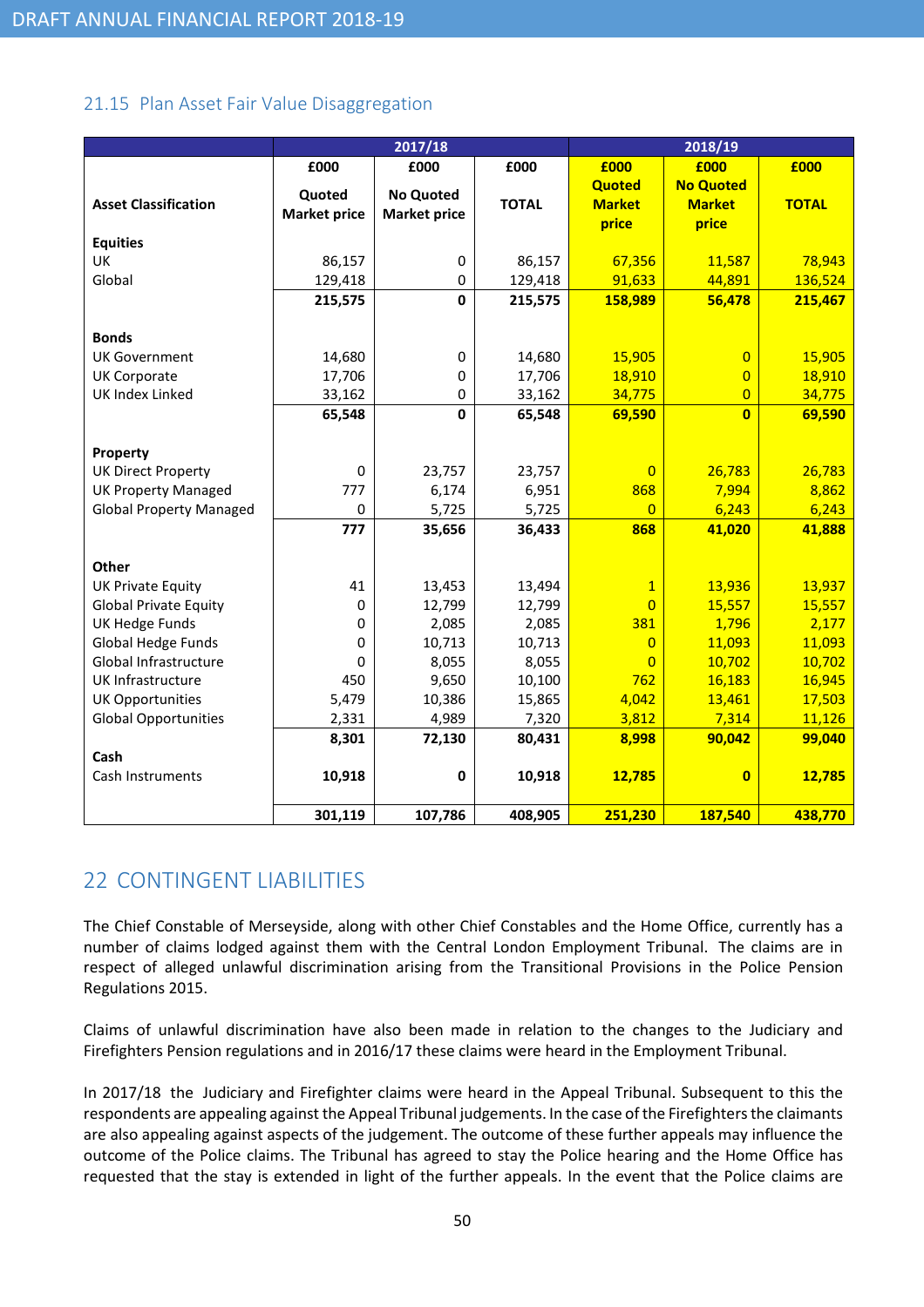## 21.15 Plan Asset Fair Value Disaggregation

| Asset Classification | 2017/18 | | | 2018/19 | | |
|---|---|---|---|---|---|---|
| | £000 Quoted Market price | £000 No Quoted Market price | £000 TOTAL | £000 Quoted Market price | £000 No Quoted Market price | £000 TOTAL |
| **Equities** | | | | | | |
| UK | 86,157 | 0 | 86,157 | 67,356 | 11,587 | 78,943 |
| Global | 129,418 | 0 | 129,418 | 91,633 | 44,891 | 136,524 |
| | **215,575** | **0** | **215,575** | **158,989** | **56,478** | **215,467** |
| **Bonds** | | | | | | |
| UK Government | 14,680 | 0 | 14,680 | 15,905 | 0 | 15,905 |
| UK Corporate | 17,706 | 0 | 17,706 | 18,910 | 0 | 18,910 |
| UK Index Linked | 33,162 | 0 | 33,162 | 34,775 | 0 | 34,775 |
| | **65,548** | **0** | **65,548** | **69,590** | **0** | **69,590** |
| **Property** | | | | | | |
| UK Direct Property | 0 | 23,757 | 23,757 | 0 | 26,783 | 26,783 |
| UK Property Managed | 777 | 6,174 | 6,951 | 868 | 7,994 | 8,862 |
| Global Property Managed | 0 | 5,725 | 5,725 | 0 | 6,243 | 6,243 |
| | **777** | **35,656** | **36,433** | **868** | **41,020** | **41,888** |
| **Other** | | | | | | |
| UK Private Equity | 41 | 13,453 | 13,494 | 1 | 13,936 | 13,937 |
| Global Private Equity | 0 | 12,799 | 12,799 | 0 | 15,557 | 15,557 |
| UK Hedge Funds | 0 | 2,085 | 2,085 | 381 | 1,796 | 2,177 |
| Global Hedge Funds | 0 | 10,713 | 10,713 | 0 | 11,093 | 11,093 |
| Global Infrastructure | 0 | 8,055 | 8,055 | 0 | 10,702 | 10,702 |
| UK Infrastructure | 450 | 9,650 | 10,100 | 762 | 16,183 | 16,945 |
| UK Opportunities | 5,479 | 10,386 | 15,865 | 4,042 | 13,461 | 17,503 |
| Global Opportunities | 2,331 | 4,989 | 7,320 | 3,812 | 7,314 | 11,126 |
| | **8,301** | **72,130** | **80,431** | **8,998** | **90,042** | **99,040** |
| **Cash** | | | | | | |
| Cash Instruments | **10,918** | **0** | **10,918** | **12,785** | **0** | **12,785** |
| | **301,119** | **107,786** | **408,905** | **251,230** | **187,540** | **438,770** |

# 22 CONTINGENT LIABILITIES

The Chief Constable of Merseyside, along with other Chief Constables and the Home Office, currently has a number of claims lodged against them with the Central London Employment Tribunal. The claims are in respect of alleged unlawful discrimination arising from the Transitional Provisions in the Police Pension Regulations 2015.

Claims of unlawful discrimination have also been made in relation to the changes to the Judiciary and Firefighters Pension regulations and in 2016/17 these claims were heard in the Employment Tribunal.

In 2017/18 the Judiciary and Firefighter claims were heard in the Appeal Tribunal. Subsequent to this the respondents are appealing against the Appeal Tribunal judgements. In the case of the Firefighters the claimants are also appealing against aspects of the judgement. The outcome of these further appeals may influence the outcome of the Police claims. The Tribunal has agreed to stay the Police hearing and the Home Office has requested that the stay is extended in light of the further appeals. In the event that the Police claims are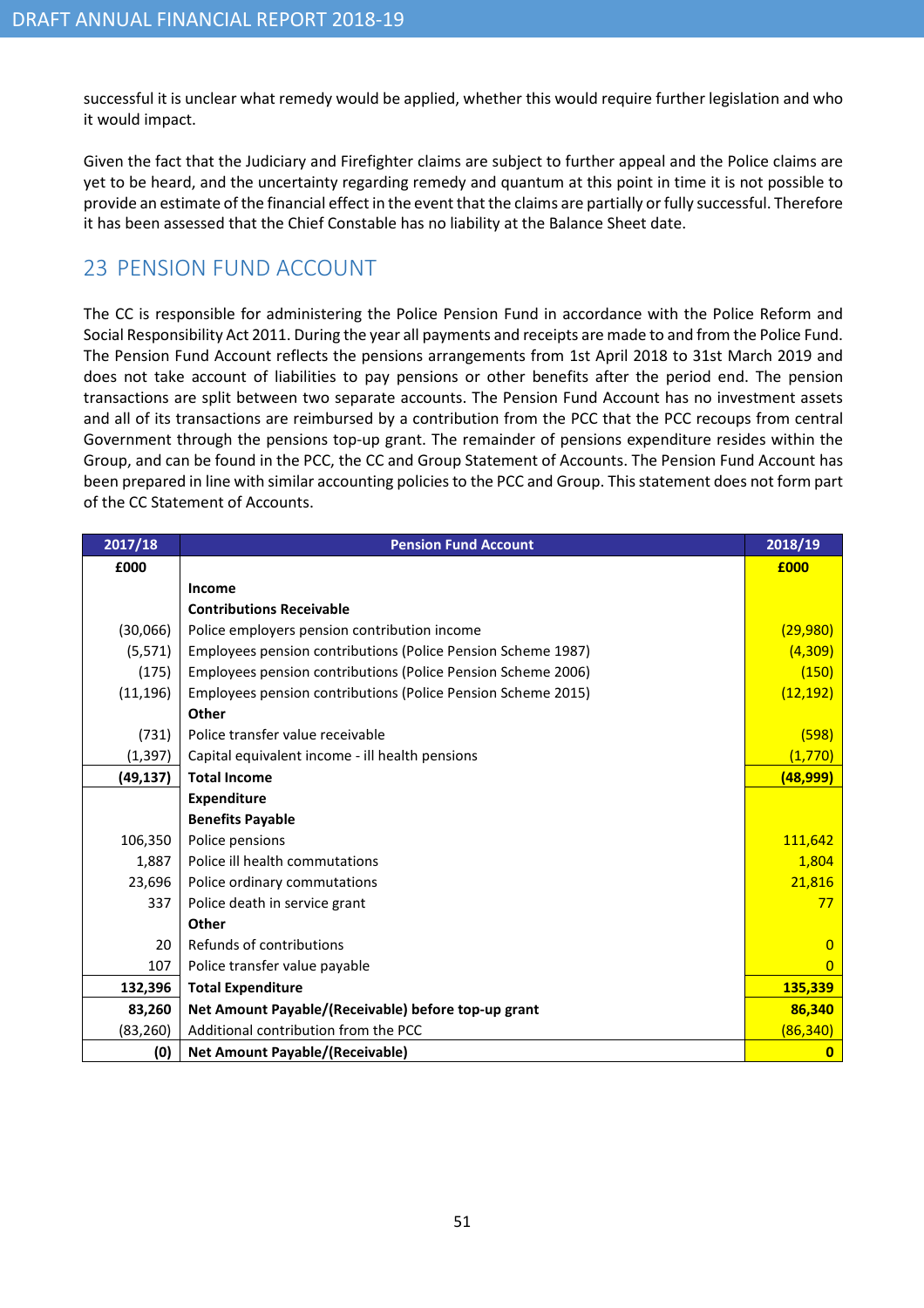successful it is unclear what remedy would be applied, whether this would require further legislation and who it would impact.

Given the fact that the Judiciary and Firefighter claims are subject to further appeal and the Police claims are yet to be heard, and the uncertainty regarding remedy and quantum at this point in time it is not possible to provide an estimate of the financial effect in the event that the claims are partially or fully successful. Therefore it has been assessed that the Chief Constable has no liability at the Balance Sheet date.

## 23 PENSION FUND ACCOUNT

The CC is responsible for administering the Police Pension Fund in accordance with the Police Reform and Social Responsibility Act 2011. During the year all payments and receipts are made to and from the Police Fund. The Pension Fund Account reflects the pensions arrangements from 1st April 2018 to 31st March 2019 and does not take account of liabilities to pay pensions or other benefits after the period end. The pension transactions are split between two separate accounts. The Pension Fund Account has no investment assets and all of its transactions are reimbursed by a contribution from the PCC that the PCC recoups from central Government through the pensions top-up grant. The remainder of pensions expenditure resides within the Group, and can be found in the PCC, the CC and Group Statement of Accounts. The Pension Fund Account has been prepared in line with similar accounting policies to the PCC and Group. This statement does not form part of the CC Statement of Accounts.

| 2017/18 | Pension Fund Account | 2018/19 |
|---|---|---|
| **£000** | | **£000** |
| | **Income** | |
| | **Contributions Receivable** | |
| (30,066) | Police employers pension contribution income | (29,980) |
| (5,571) | Employees pension contributions (Police Pension Scheme 1987) | (4,309) |
| (175) | Employees pension contributions (Police Pension Scheme 2006) | (150) |
| (11,196) | Employees pension contributions (Police Pension Scheme 2015) | (12,192) |
| | **Other** | |
| (731) | Police transfer value receivable | (598) |
| (1,397) | Capital equivalent income - ill health pensions | (1,770) |
| **(49,137)** | **Total Income** | **(48,999)** |
| | **Expenditure** | |
| | **Benefits Payable** | |
| 106,350 | Police pensions | 111,642 |
| 1,887 | Police ill health commutations | 1,804 |
| 23,696 | Police ordinary commutations | 21,816 |
| 337 | Police death in service grant | 77 |
| | **Other** | |
| 20 | Refunds of contributions | 0 |
| 107 | Police transfer value payable | 0 |
| **132,396** | **Total Expenditure** | **135,339** |
| **83,260** | **Net Amount Payable/(Receivable) before top-up grant** | **86,340** |
| (83,260) | Additional contribution from the PCC | (86,340) |
| **(0)** | **Net Amount Payable/(Receivable)** | **0** |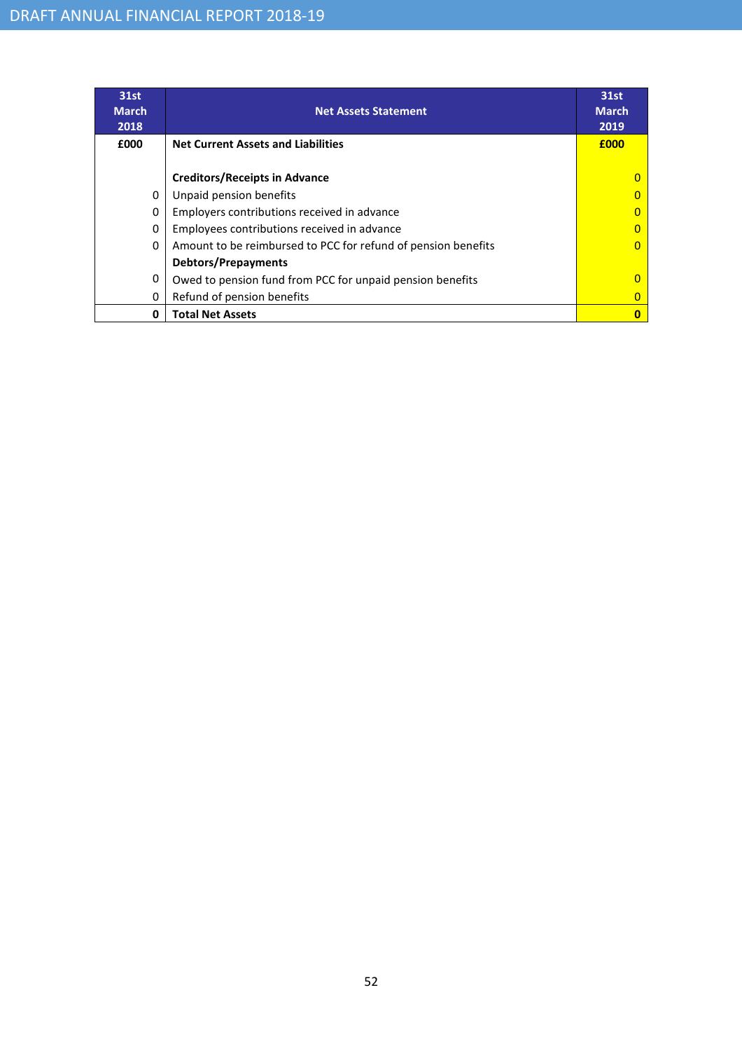| 31st March 2018 | Net Assets Statement | 31st March 2019 |
|---|---|---|
| **£000** | **Net Current Assets and Liabilities** | **£000** |
| | | |
| | **Creditors/Receipts in Advance** | 0 |
| 0 | Unpaid pension benefits | 0 |
| 0 | Employers contributions received in advance | 0 |
| 0 | Employees contributions received in advance | 0 |
| 0 | Amount to be reimbursed to PCC for refund of pension benefits | 0 |
| | **Debtors/Prepayments** | |
| 0 | Owed to pension fund from PCC for unpaid pension benefits | 0 |
| 0 | Refund of pension benefits | 0 |
| **0** | **Total Net Assets** | **0** |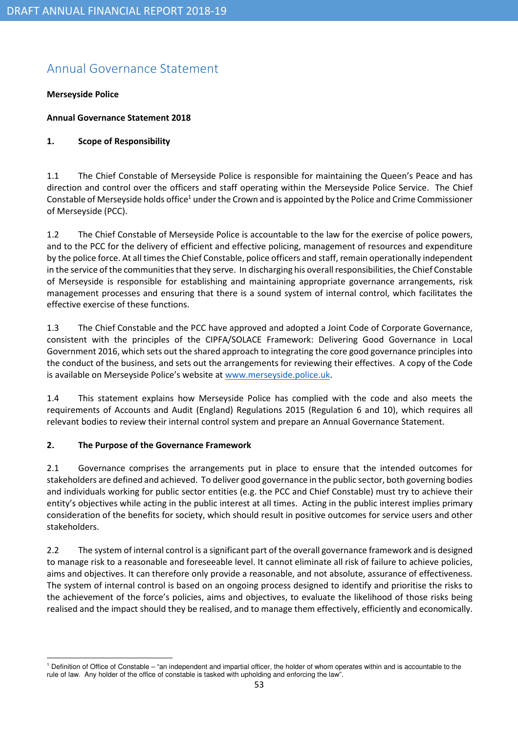# Annual Governance Statement

**Merseyside Police**

**Annual Governance Statement 2018**

## 1. Scope of Responsibility

1.1 The Chief Constable of Merseyside Police is responsible for maintaining the Queen's Peace and has direction and control over the officers and staff operating within the Merseyside Police Service. The Chief Constable of Merseyside holds office[1] under the Crown and is appointed by the Police and Crime Commissioner of Merseyside (PCC).

1.2 The Chief Constable of Merseyside Police is accountable to the law for the exercise of police powers, and to the PCC for the delivery of efficient and effective policing, management of resources and expenditure by the police force. At all times the Chief Constable, police officers and staff, remain operationally independent in the service of the communities that they serve. In discharging his overall responsibilities, the Chief Constable of Merseyside is responsible for establishing and maintaining appropriate governance arrangements, risk management processes and ensuring that there is a sound system of internal control, which facilitates the effective exercise of these functions.

1.3 The Chief Constable and the PCC have approved and adopted a Joint Code of Corporate Governance, consistent with the principles of the CIPFA/SOLACE Framework: Delivering Good Governance in Local Government 2016, which sets out the shared approach to integrating the core good governance principles into the conduct of the business, and sets out the arrangements for reviewing their effectives. A copy of the Code is available on Merseyside Police's website at [www.merseyside.police.uk](http://www.merseyside.police.uk).

1.4 This statement explains how Merseyside Police has complied with the code and also meets the requirements of Accounts and Audit (England) Regulations 2015 (Regulation 6 and 10), which requires all relevant bodies to review their internal control system and prepare an Annual Governance Statement.

## 2. The Purpose of the Governance Framework

2.1 Governance comprises the arrangements put in place to ensure that the intended outcomes for stakeholders are defined and achieved. To deliver good governance in the public sector, both governing bodies and individuals working for public sector entities (e.g. the PCC and Chief Constable) must try to achieve their entity's objectives while acting in the public interest at all times. Acting in the public interest implies primary consideration of the benefits for society, which should result in positive outcomes for service users and other stakeholders.

2.2 The system of internal control is a significant part of the overall governance framework and is designed to manage risk to a reasonable and foreseeable level. It cannot eliminate all risk of failure to achieve policies, aims and objectives. It can therefore only provide a reasonable, and not absolute, assurance of effectiveness. The system of internal control is based on an ongoing process designed to identify and prioritise the risks to the achievement of the force's policies, aims and objectives, to evaluate the likelihood of those risks being realised and the impact should they be realised, and to manage them effectively, efficiently and economically.

---

[1] Definition of Office of Constable – "an independent and impartial officer, the holder of whom operates within and is accountable to the rule of law. Any holder of the office of constable is tasked with upholding and enforcing the law".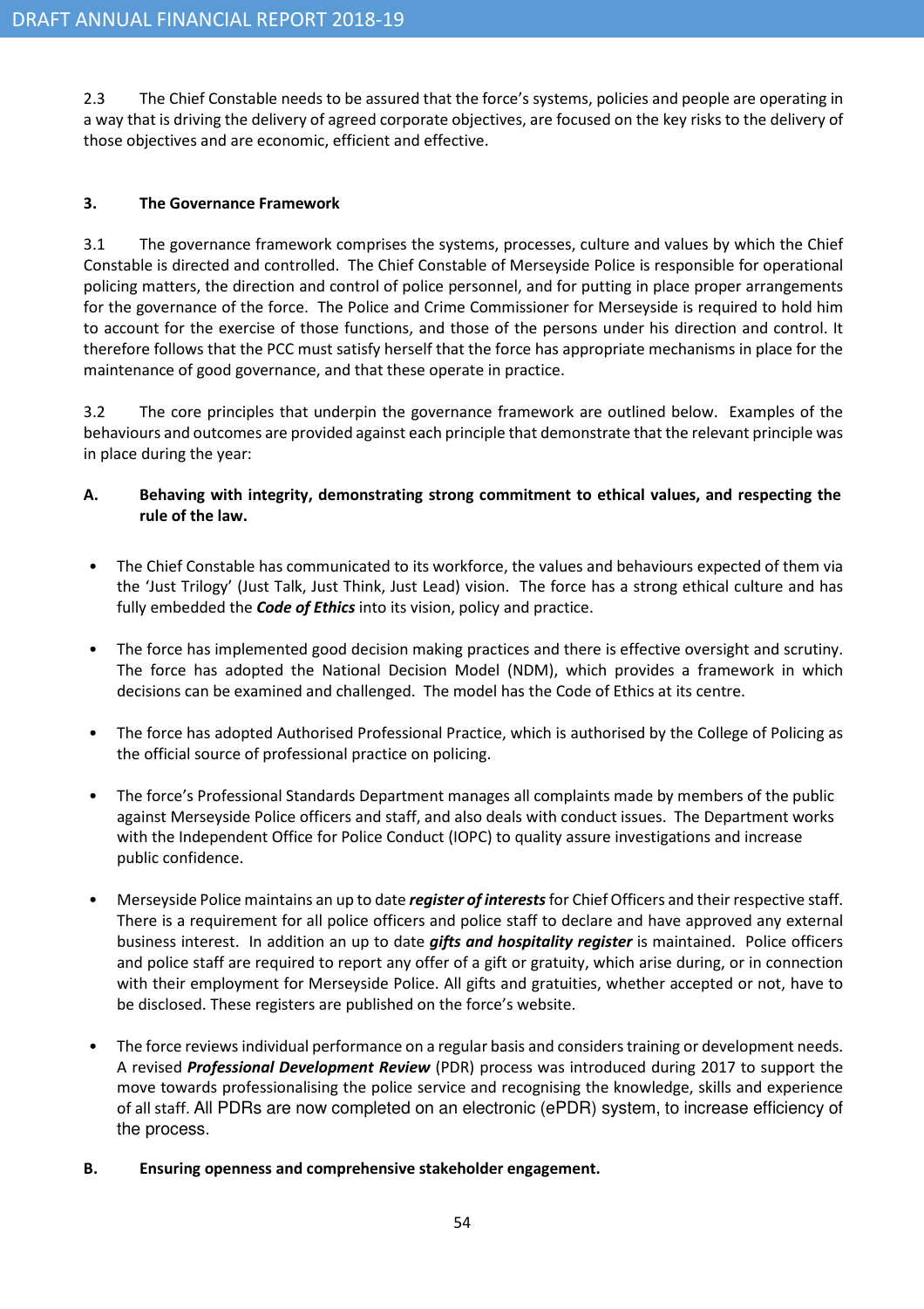2.3 The Chief Constable needs to be assured that the force's systems, policies and people are operating in a way that is driving the delivery of agreed corporate objectives, are focused on the key risks to the delivery of those objectives and are economic, efficient and effective.

### 3. The Governance Framework

3.1 The governance framework comprises the systems, processes, culture and values by which the Chief Constable is directed and controlled. The Chief Constable of Merseyside Police is responsible for operational policing matters, the direction and control of police personnel, and for putting in place proper arrangements for the governance of the force. The Police and Crime Commissioner for Merseyside is required to hold him to account for the exercise of those functions, and those of the persons under his direction and control. It therefore follows that the PCC must satisfy herself that the force has appropriate mechanisms in place for the maintenance of good governance, and that these operate in practice.

3.2 The core principles that underpin the governance framework are outlined below. Examples of the behaviours and outcomes are provided against each principle that demonstrate that the relevant principle was in place during the year:

**A. Behaving with integrity, demonstrating strong commitment to ethical values, and respecting the rule of the law.**

- The Chief Constable has communicated to its workforce, the values and behaviours expected of them via the 'Just Trilogy' (Just Talk, Just Think, Just Lead) vision. The force has a strong ethical culture and has fully embedded the ***Code of Ethics*** into its vision, policy and practice.

- The force has implemented good decision making practices and there is effective oversight and scrutiny. The force has adopted the National Decision Model (NDM), which provides a framework in which decisions can be examined and challenged. The model has the Code of Ethics at its centre.

- The force has adopted Authorised Professional Practice, which is authorised by the College of Policing as the official source of professional practice on policing.

- The force's Professional Standards Department manages all complaints made by members of the public against Merseyside Police officers and staff, and also deals with conduct issues. The Department works with the Independent Office for Police Conduct (IOPC) to quality assure investigations and increase public confidence.

- Merseyside Police maintains an up to date ***register of interests*** for Chief Officers and their respective staff. There is a requirement for all police officers and police staff to declare and have approved any external business interest. In addition an up to date ***gifts and hospitality register*** is maintained. Police officers and police staff are required to report any offer of a gift or gratuity, which arise during, or in connection with their employment for Merseyside Police. All gifts and gratuities, whether accepted or not, have to be disclosed. These registers are published on the force's website.

- The force reviews individual performance on a regular basis and considers training or development needs. A revised ***Professional Development Review*** (PDR) process was introduced during 2017 to support the move towards professionalising the police service and recognising the knowledge, skills and experience of all staff. All PDRs are now completed on an electronic (ePDR) system, to increase efficiency of the process.

**B. Ensuring openness and comprehensive stakeholder engagement.**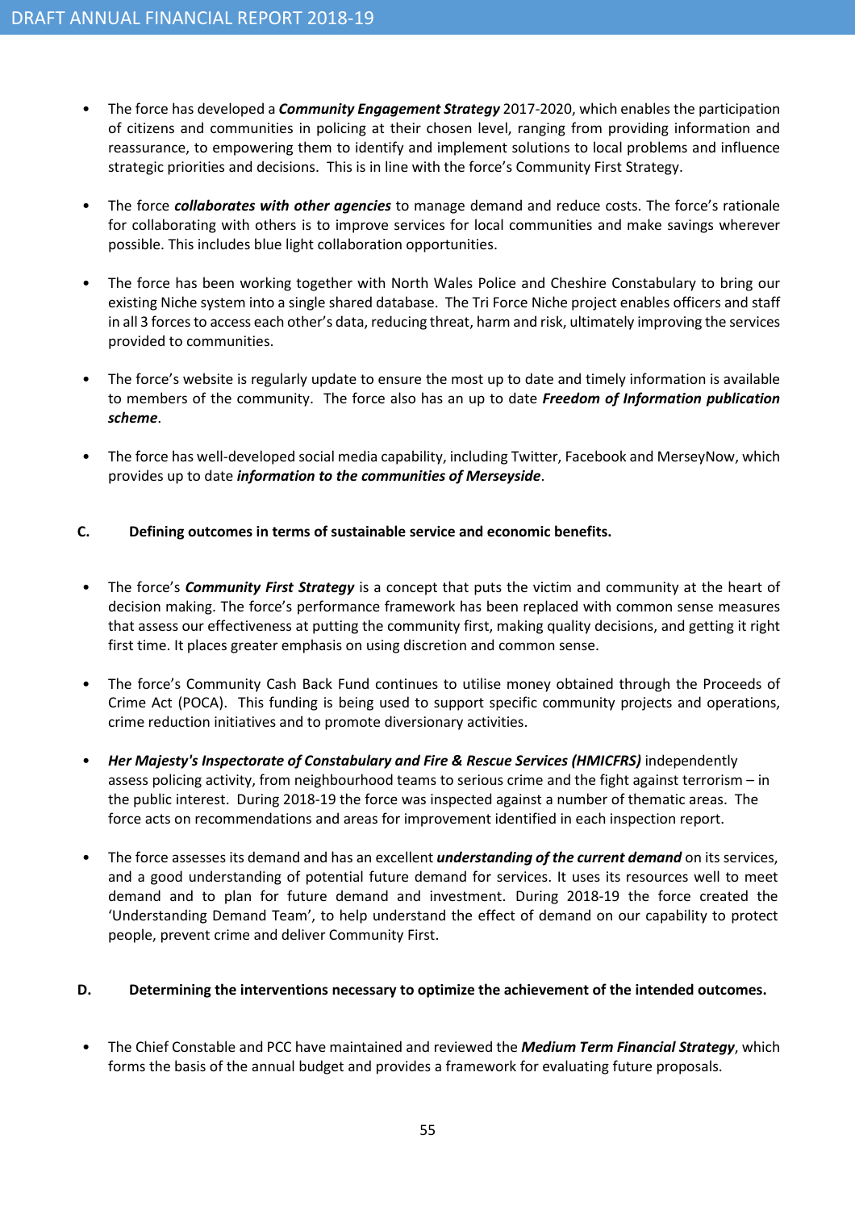- The force has developed a ***Community Engagement Strategy*** 2017-2020, which enables the participation of citizens and communities in policing at their chosen level, ranging from providing information and reassurance, to empowering them to identify and implement solutions to local problems and influence strategic priorities and decisions. This is in line with the force's Community First Strategy.

- The force ***collaborates with other agencies*** to manage demand and reduce costs. The force's rationale for collaborating with others is to improve services for local communities and make savings wherever possible. This includes blue light collaboration opportunities.

- The force has been working together with North Wales Police and Cheshire Constabulary to bring our existing Niche system into a single shared database. The Tri Force Niche project enables officers and staff in all 3 forces to access each other's data, reducing threat, harm and risk, ultimately improving the services provided to communities.

- The force's website is regularly update to ensure the most up to date and timely information is available to members of the community. The force also has an up to date ***Freedom of Information publication scheme***.

- The force has well-developed social media capability, including Twitter, Facebook and MerseyNow, which provides up to date ***information to the communities of Merseyside***.

**C. Defining outcomes in terms of sustainable service and economic benefits.**

- The force's ***Community First Strategy*** is a concept that puts the victim and community at the heart of decision making. The force's performance framework has been replaced with common sense measures that assess our effectiveness at putting the community first, making quality decisions, and getting it right first time. It places greater emphasis on using discretion and common sense.

- The force's Community Cash Back Fund continues to utilise money obtained through the Proceeds of Crime Act (POCA). This funding is being used to support specific community projects and operations, crime reduction initiatives and to promote diversionary activities.

- ***Her Majesty's Inspectorate of Constabulary and Fire & Rescue Services (HMICFRS)*** independently assess policing activity, from neighbourhood teams to serious crime and the fight against terrorism – in the public interest. During 2018-19 the force was inspected against a number of thematic areas. The force acts on recommendations and areas for improvement identified in each inspection report.

- The force assesses its demand and has an excellent ***understanding of the current demand*** on its services, and a good understanding of potential future demand for services. It uses its resources well to meet demand and to plan for future demand and investment. During 2018-19 the force created the 'Understanding Demand Team', to help understand the effect of demand on our capability to protect people, prevent crime and deliver Community First.

**D. Determining the interventions necessary to optimize the achievement of the intended outcomes.**

- The Chief Constable and PCC have maintained and reviewed the ***Medium Term Financial Strategy***, which forms the basis of the annual budget and provides a framework for evaluating future proposals.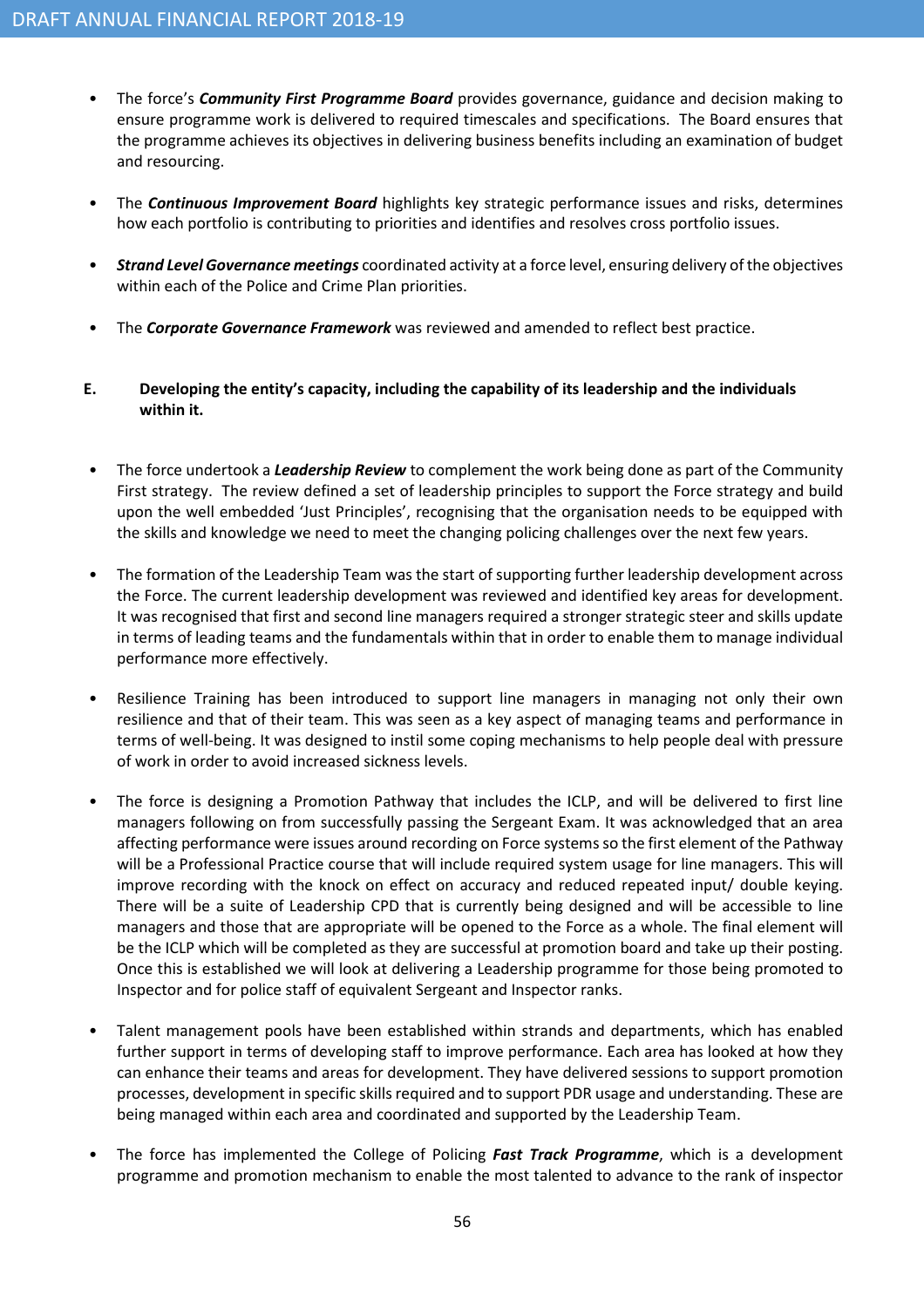- The force's ***Community First Programme Board*** provides governance, guidance and decision making to ensure programme work is delivered to required timescales and specifications. The Board ensures that the programme achieves its objectives in delivering business benefits including an examination of budget and resourcing.

- The ***Continuous Improvement Board*** highlights key strategic performance issues and risks, determines how each portfolio is contributing to priorities and identifies and resolves cross portfolio issues.

- ***Strand Level Governance meetings*** coordinated activity at a force level, ensuring delivery of the objectives within each of the Police and Crime Plan priorities.

- The ***Corporate Governance Framework*** was reviewed and amended to reflect best practice.

**E. Developing the entity's capacity, including the capability of its leadership and the individuals within it.**

- The force undertook a ***Leadership Review*** to complement the work being done as part of the Community First strategy. The review defined a set of leadership principles to support the Force strategy and build upon the well embedded 'Just Principles', recognising that the organisation needs to be equipped with the skills and knowledge we need to meet the changing policing challenges over the next few years.

- The formation of the Leadership Team was the start of supporting further leadership development across the Force. The current leadership development was reviewed and identified key areas for development. It was recognised that first and second line managers required a stronger strategic steer and skills update in terms of leading teams and the fundamentals within that in order to enable them to manage individual performance more effectively.

- Resilience Training has been introduced to support line managers in managing not only their own resilience and that of their team. This was seen as a key aspect of managing teams and performance in terms of well-being. It was designed to instil some coping mechanisms to help people deal with pressure of work in order to avoid increased sickness levels.

- The force is designing a Promotion Pathway that includes the ICLP, and will be delivered to first line managers following on from successfully passing the Sergeant Exam. It was acknowledged that an area affecting performance were issues around recording on Force systems so the first element of the Pathway will be a Professional Practice course that will include required system usage for line managers. This will improve recording with the knock on effect on accuracy and reduced repeated input/ double keying. There will be a suite of Leadership CPD that is currently being designed and will be accessible to line managers and those that are appropriate will be opened to the Force as a whole. The final element will be the ICLP which will be completed as they are successful at promotion board and take up their posting. Once this is established we will look at delivering a Leadership programme for those being promoted to Inspector and for police staff of equivalent Sergeant and Inspector ranks.

- Talent management pools have been established within strands and departments, which has enabled further support in terms of developing staff to improve performance. Each area has looked at how they can enhance their teams and areas for development. They have delivered sessions to support promotion processes, development in specific skills required and to support PDR usage and understanding. These are being managed within each area and coordinated and supported by the Leadership Team.

- The force has implemented the College of Policing ***Fast Track Programme***, which is a development programme and promotion mechanism to enable the most talented to advance to the rank of inspector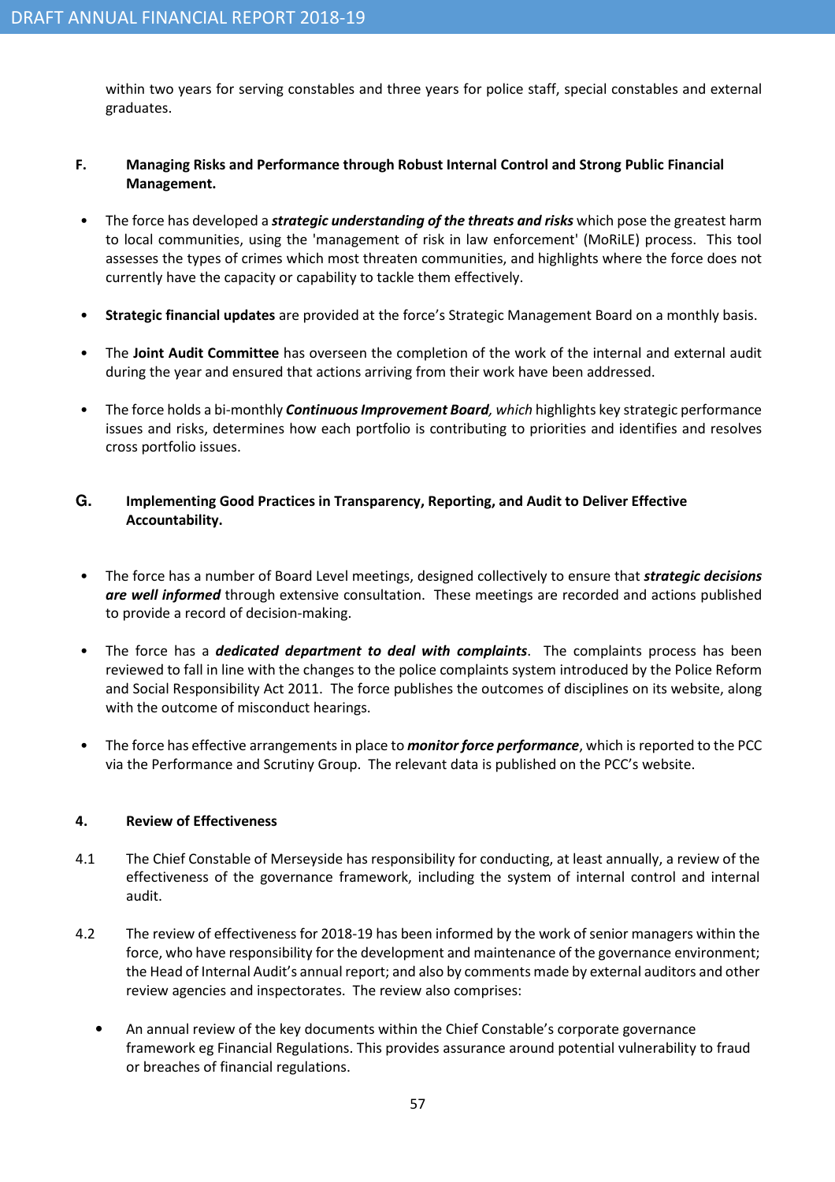within two years for serving constables and three years for police staff, special constables and external graduates.

**F. Managing Risks and Performance through Robust Internal Control and Strong Public Financial Management.**

- The force has developed a ***strategic understanding of the threats and risks*** which pose the greatest harm to local communities, using the 'management of risk in law enforcement' (MoRiLE) process. This tool assesses the types of crimes which most threaten communities, and highlights where the force does not currently have the capacity or capability to tackle them effectively.

- **Strategic financial updates** are provided at the force's Strategic Management Board on a monthly basis.

- The **Joint Audit Committee** has overseen the completion of the work of the internal and external audit during the year and ensured that actions arriving from their work have been addressed.

- The force holds a bi-monthly ***Continuous Improvement Board****, which* highlights key strategic performance issues and risks, determines how each portfolio is contributing to priorities and identifies and resolves cross portfolio issues.

**G. Implementing Good Practices in Transparency, Reporting, and Audit to Deliver Effective Accountability.**

- The force has a number of Board Level meetings, designed collectively to ensure that ***strategic decisions are well informed*** through extensive consultation. These meetings are recorded and actions published to provide a record of decision-making.

- The force has a ***dedicated department to deal with complaints***. The complaints process has been reviewed to fall in line with the changes to the police complaints system introduced by the Police Reform and Social Responsibility Act 2011. The force publishes the outcomes of disciplines on its website, along with the outcome of misconduct hearings.

- The force has effective arrangements in place to ***monitor force performance***, which is reported to the PCC via the Performance and Scrutiny Group. The relevant data is published on the PCC's website.

## 4. Review of Effectiveness

4.1 The Chief Constable of Merseyside has responsibility for conducting, at least annually, a review of the effectiveness of the governance framework, including the system of internal control and internal audit.

4.2 The review of effectiveness for 2018-19 has been informed by the work of senior managers within the force, who have responsibility for the development and maintenance of the governance environment; the Head of Internal Audit's annual report; and also by comments made by external auditors and other review agencies and inspectorates. The review also comprises:

- An annual review of the key documents within the Chief Constable's corporate governance framework eg Financial Regulations. This provides assurance around potential vulnerability to fraud or breaches of financial regulations.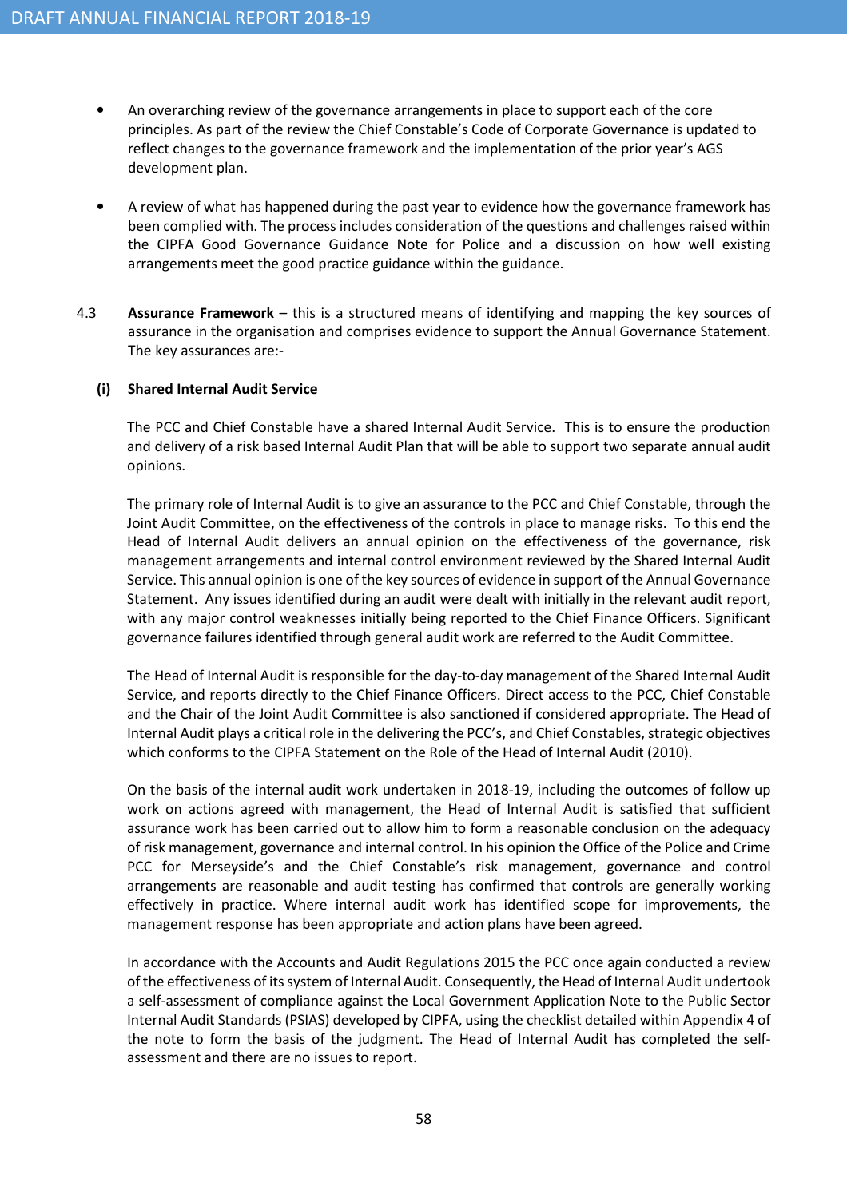- An overarching review of the governance arrangements in place to support each of the core principles. As part of the review the Chief Constable's Code of Corporate Governance is updated to reflect changes to the governance framework and the implementation of the prior year's AGS development plan.

- A review of what has happened during the past year to evidence how the governance framework has been complied with. The process includes consideration of the questions and challenges raised within the CIPFA Good Governance Guidance Note for Police and a discussion on how well existing arrangements meet the good practice guidance within the guidance.

4.3 **Assurance Framework** – this is a structured means of identifying and mapping the key sources of assurance in the organisation and comprises evidence to support the Annual Governance Statement. The key assurances are:-

**(i) Shared Internal Audit Service**

The PCC and Chief Constable have a shared Internal Audit Service. This is to ensure the production and delivery of a risk based Internal Audit Plan that will be able to support two separate annual audit opinions.

The primary role of Internal Audit is to give an assurance to the PCC and Chief Constable, through the Joint Audit Committee, on the effectiveness of the controls in place to manage risks. To this end the Head of Internal Audit delivers an annual opinion on the effectiveness of the governance, risk management arrangements and internal control environment reviewed by the Shared Internal Audit Service. This annual opinion is one of the key sources of evidence in support of the Annual Governance Statement. Any issues identified during an audit were dealt with initially in the relevant audit report, with any major control weaknesses initially being reported to the Chief Finance Officers. Significant governance failures identified through general audit work are referred to the Audit Committee.

The Head of Internal Audit is responsible for the day-to-day management of the Shared Internal Audit Service, and reports directly to the Chief Finance Officers. Direct access to the PCC, Chief Constable and the Chair of the Joint Audit Committee is also sanctioned if considered appropriate. The Head of Internal Audit plays a critical role in the delivering the PCC's, and Chief Constables, strategic objectives which conforms to the CIPFA Statement on the Role of the Head of Internal Audit (2010).

On the basis of the internal audit work undertaken in 2018-19, including the outcomes of follow up work on actions agreed with management, the Head of Internal Audit is satisfied that sufficient assurance work has been carried out to allow him to form a reasonable conclusion on the adequacy of risk management, governance and internal control. In his opinion the Office of the Police and Crime PCC for Merseyside's and the Chief Constable's risk management, governance and control arrangements are reasonable and audit testing has confirmed that controls are generally working effectively in practice. Where internal audit work has identified scope for improvements, the management response has been appropriate and action plans have been agreed.

In accordance with the Accounts and Audit Regulations 2015 the PCC once again conducted a review of the effectiveness of its system of Internal Audit. Consequently, the Head of Internal Audit undertook a self-assessment of compliance against the Local Government Application Note to the Public Sector Internal Audit Standards (PSIAS) developed by CIPFA, using the checklist detailed within Appendix 4 of the note to form the basis of the judgment. The Head of Internal Audit has completed the self-assessment and there are no issues to report.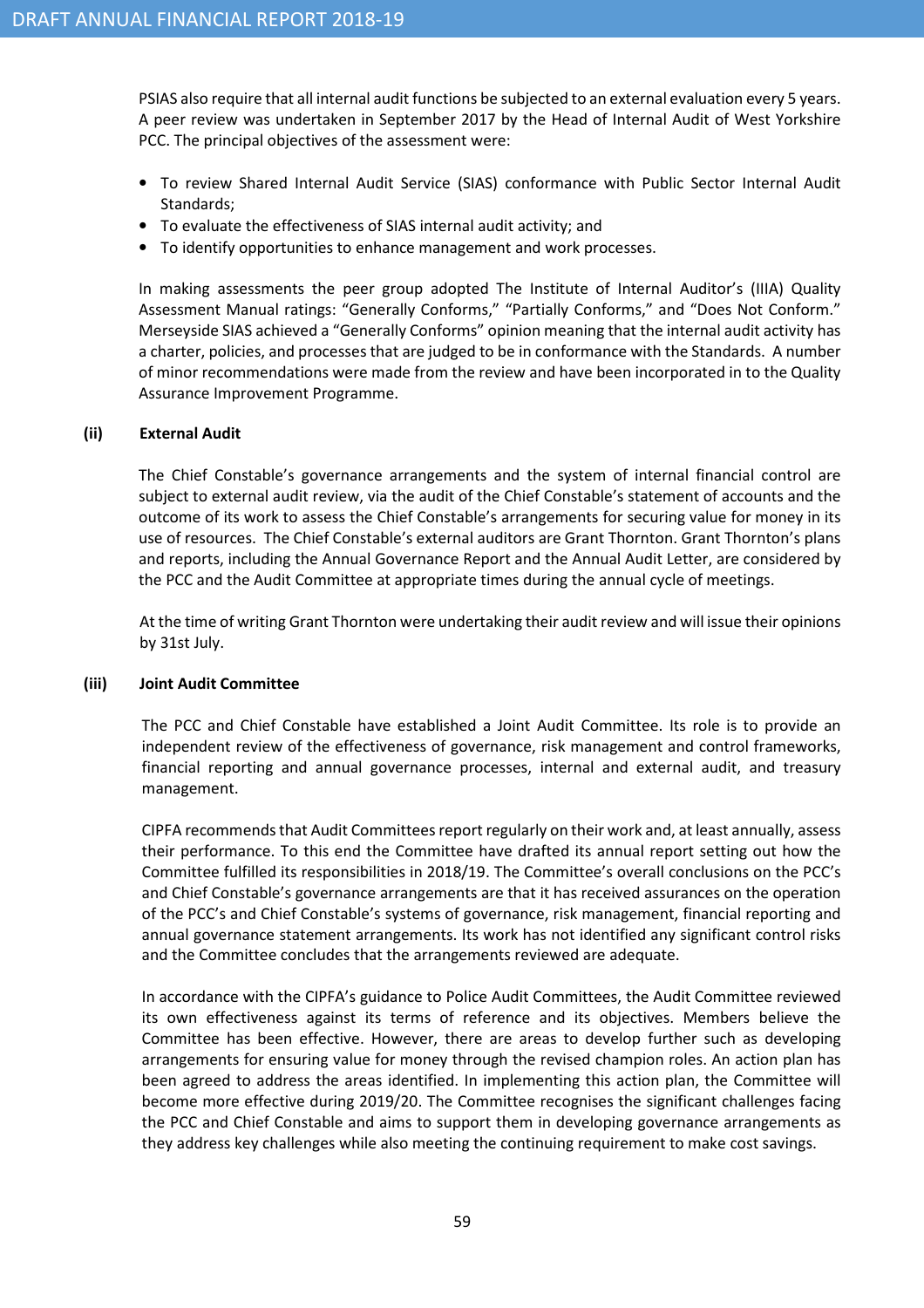PSIAS also require that all internal audit functions be subjected to an external evaluation every 5 years. A peer review was undertaken in September 2017 by the Head of Internal Audit of West Yorkshire PCC. The principal objectives of the assessment were:

- To review Shared Internal Audit Service (SIAS) conformance with Public Sector Internal Audit Standards;
- To evaluate the effectiveness of SIAS internal audit activity; and
- To identify opportunities to enhance management and work processes.

In making assessments the peer group adopted The Institute of Internal Auditor's (IIIA) Quality Assessment Manual ratings: "Generally Conforms," "Partially Conforms," and "Does Not Conform." Merseyside SIAS achieved a "Generally Conforms" opinion meaning that the internal audit activity has a charter, policies, and processes that are judged to be in conformance with the Standards. A number of minor recommendations were made from the review and have been incorporated in to the Quality Assurance Improvement Programme.

**(ii) External Audit**

The Chief Constable's governance arrangements and the system of internal financial control are subject to external audit review, via the audit of the Chief Constable's statement of accounts and the outcome of its work to assess the Chief Constable's arrangements for securing value for money in its use of resources. The Chief Constable's external auditors are Grant Thornton. Grant Thornton's plans and reports, including the Annual Governance Report and the Annual Audit Letter, are considered by the PCC and the Audit Committee at appropriate times during the annual cycle of meetings.

At the time of writing Grant Thornton were undertaking their audit review and will issue their opinions by 31st July.

**(iii) Joint Audit Committee**

The PCC and Chief Constable have established a Joint Audit Committee. Its role is to provide an independent review of the effectiveness of governance, risk management and control frameworks, financial reporting and annual governance processes, internal and external audit, and treasury management.

CIPFA recommends that Audit Committees report regularly on their work and, at least annually, assess their performance. To this end the Committee have drafted its annual report setting out how the Committee fulfilled its responsibilities in 2018/19. The Committee's overall conclusions on the PCC's and Chief Constable's governance arrangements are that it has received assurances on the operation of the PCC's and Chief Constable's systems of governance, risk management, financial reporting and annual governance statement arrangements. Its work has not identified any significant control risks and the Committee concludes that the arrangements reviewed are adequate.

In accordance with the CIPFA's guidance to Police Audit Committees, the Audit Committee reviewed its own effectiveness against its terms of reference and its objectives. Members believe the Committee has been effective. However, there are areas to develop further such as developing arrangements for ensuring value for money through the revised champion roles. An action plan has been agreed to address the areas identified. In implementing this action plan, the Committee will become more effective during 2019/20. The Committee recognises the significant challenges facing the PCC and Chief Constable and aims to support them in developing governance arrangements as they address key challenges while also meeting the continuing requirement to make cost savings.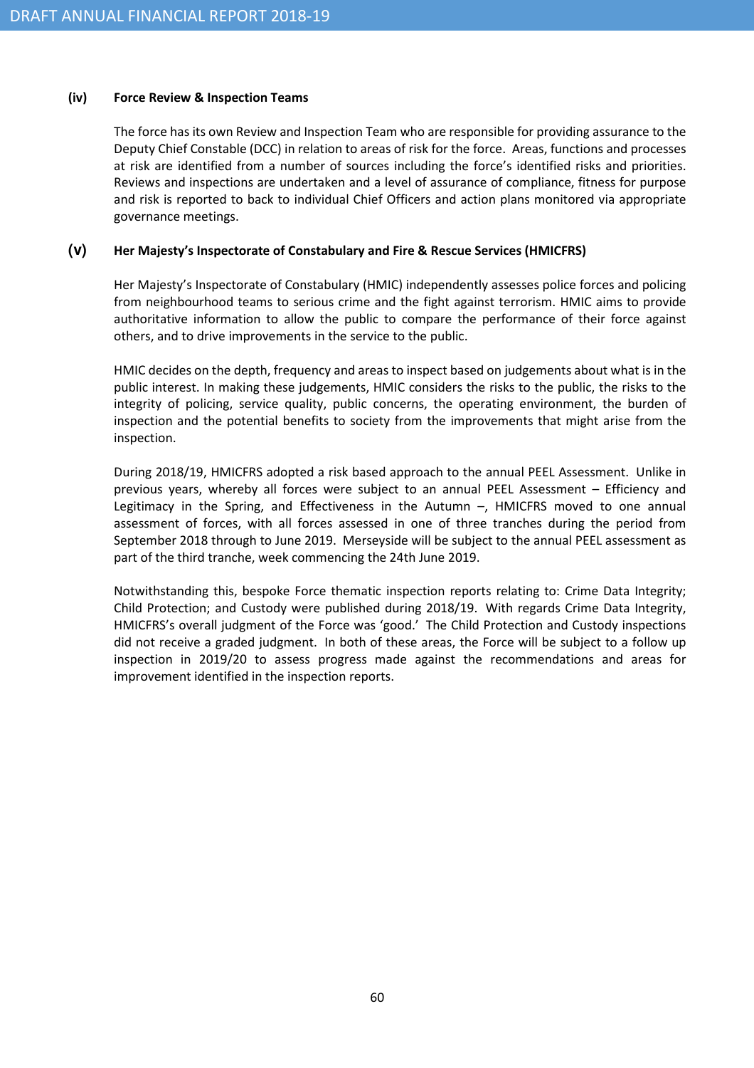### (iv) Force Review & Inspection Teams

The force has its own Review and Inspection Team who are responsible for providing assurance to the Deputy Chief Constable (DCC) in relation to areas of risk for the force. Areas, functions and processes at risk are identified from a number of sources including the force's identified risks and priorities. Reviews and inspections are undertaken and a level of assurance of compliance, fitness for purpose and risk is reported to back to individual Chief Officers and action plans monitored via appropriate governance meetings.

### (v) Her Majesty's Inspectorate of Constabulary and Fire & Rescue Services (HMICFRS)

Her Majesty's Inspectorate of Constabulary (HMIC) independently assesses police forces and policing from neighbourhood teams to serious crime and the fight against terrorism. HMIC aims to provide authoritative information to allow the public to compare the performance of their force against others, and to drive improvements in the service to the public.

HMIC decides on the depth, frequency and areas to inspect based on judgements about what is in the public interest. In making these judgements, HMIC considers the risks to the public, the risks to the integrity of policing, service quality, public concerns, the operating environment, the burden of inspection and the potential benefits to society from the improvements that might arise from the inspection.

During 2018/19, HMICFRS adopted a risk based approach to the annual PEEL Assessment. Unlike in previous years, whereby all forces were subject to an annual PEEL Assessment – Efficiency and Legitimacy in the Spring, and Effectiveness in the Autumn –, HMICFRS moved to one annual assessment of forces, with all forces assessed in one of three tranches during the period from September 2018 through to June 2019. Merseyside will be subject to the annual PEEL assessment as part of the third tranche, week commencing the 24th June 2019.

Notwithstanding this, bespoke Force thematic inspection reports relating to: Crime Data Integrity; Child Protection; and Custody were published during 2018/19. With regards Crime Data Integrity, HMICFRS's overall judgment of the Force was 'good.' The Child Protection and Custody inspections did not receive a graded judgment. In both of these areas, the Force will be subject to a follow up inspection in 2019/20 to assess progress made against the recommendations and areas for improvement identified in the inspection reports.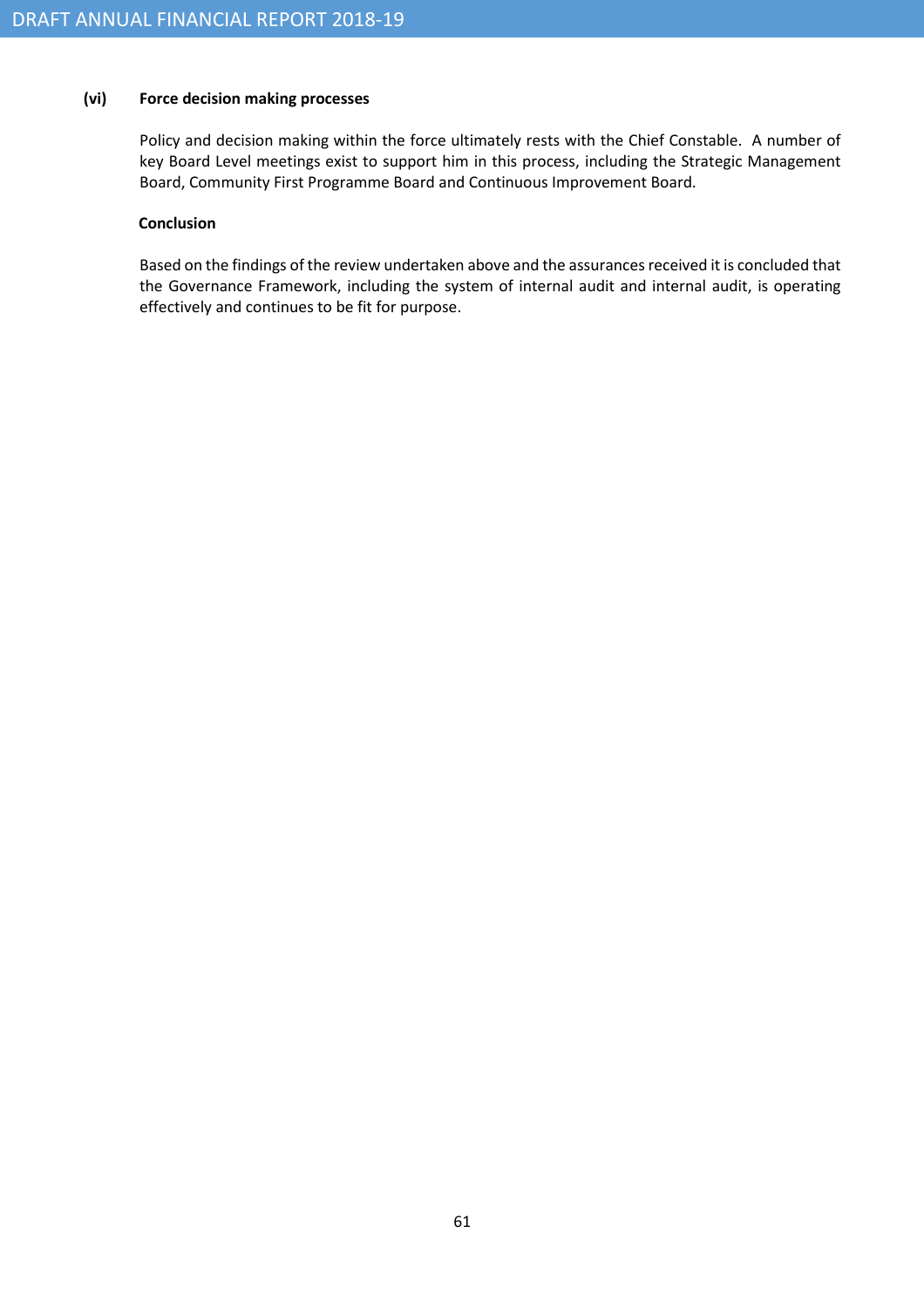**(vi) Force decision making processes**

Policy and decision making within the force ultimately rests with the Chief Constable. A number of key Board Level meetings exist to support him in this process, including the Strategic Management Board, Community First Programme Board and Continuous Improvement Board.

**Conclusion**

Based on the findings of the review undertaken above and the assurances received it is concluded that the Governance Framework, including the system of internal audit and internal audit, is operating effectively and continues to be fit for purpose.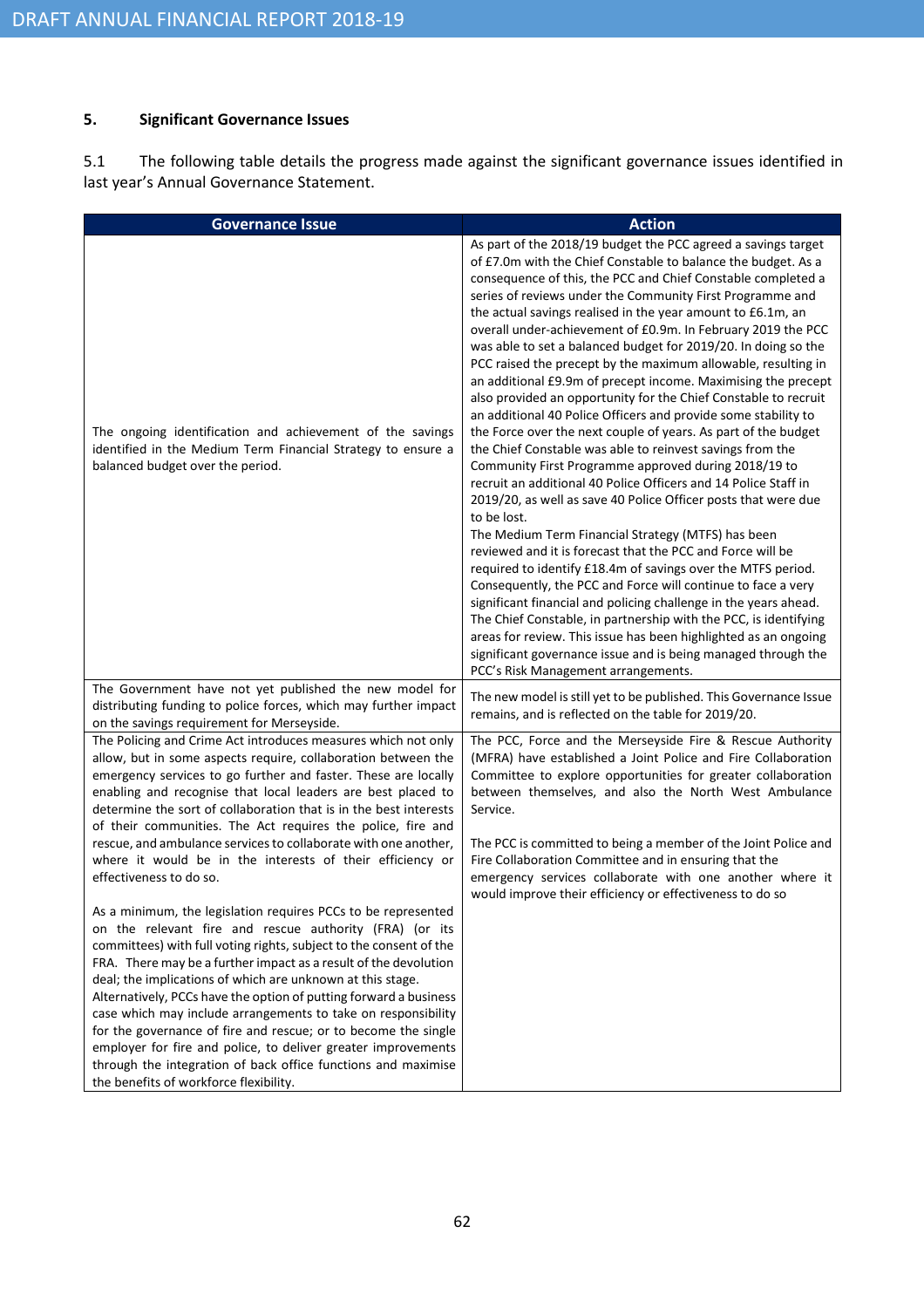## 5. Significant Governance Issues

5.1 The following table details the progress made against the significant governance issues identified in last year's Annual Governance Statement.

| Governance Issue | Action |
|---|---|
| The ongoing identification and achievement of the savings identified in the Medium Term Financial Strategy to ensure a balanced budget over the period. | As part of the 2018/19 budget the PCC agreed a savings target of £7.0m with the Chief Constable to balance the budget. As a consequence of this, the PCC and Chief Constable completed a series of reviews under the Community First Programme and the actual savings realised in the year amount to £6.1m, an overall under-achievement of £0.9m. In February 2019 the PCC was able to set a balanced budget for 2019/20. In doing so the PCC raised the precept by the maximum allowable, resulting in an additional £9.9m of precept income. Maximising the precept also provided an opportunity for the Chief Constable to recruit an additional 40 Police Officers and provide some stability to the Force over the next couple of years. As part of the budget the Chief Constable was able to reinvest savings from the Community First Programme approved during 2018/19 to recruit an additional 40 Police Officers and 14 Police Staff in 2019/20, as well as save 40 Police Officer posts that were due to be lost.<br>The Medium Term Financial Strategy (MTFS) has been reviewed and it is forecast that the PCC and Force will be required to identify £18.4m of savings over the MTFS period. Consequently, the PCC and Force will continue to face a very significant financial and policing challenge in the years ahead. The Chief Constable, in partnership with the PCC, is identifying areas for review. This issue has been highlighted as an ongoing significant governance issue and is being managed through the PCC's Risk Management arrangements. |
| The Government have not yet published the new model for distributing funding to police forces, which may further impact on the savings requirement for Merseyside. | The new model is still yet to be published. This Governance Issue remains, and is reflected on the table for 2019/20. |
| The Policing and Crime Act introduces measures which not only allow, but in some aspects require, collaboration between the emergency services to go further and faster. These are locally enabling and recognise that local leaders are best placed to determine the sort of collaboration that is in the best interests of their communities. The Act requires the police, fire and rescue, and ambulance services to collaborate with one another, where it would be in the interests of their efficiency or effectiveness to do so.<br><br>As a minimum, the legislation requires PCCs to be represented on the relevant fire and rescue authority (FRA) (or its committees) with full voting rights, subject to the consent of the FRA. There may be a further impact as a result of the devolution deal; the implications of which are unknown at this stage. Alternatively, PCCs have the option of putting forward a business case which may include arrangements to take on responsibility for the governance of fire and rescue; or to become the single employer for fire and police, to deliver greater improvements through the integration of back office functions and maximise the benefits of workforce flexibility. | The PCC, Force and the Merseyside Fire & Rescue Authority (MFRA) have established a Joint Police and Fire Collaboration Committee to explore opportunities for greater collaboration between themselves, and also the North West Ambulance Service.<br><br>The PCC is committed to being a member of the Joint Police and Fire Collaboration Committee and in ensuring that the emergency services collaborate with one another where it would improve their efficiency or effectiveness to do so |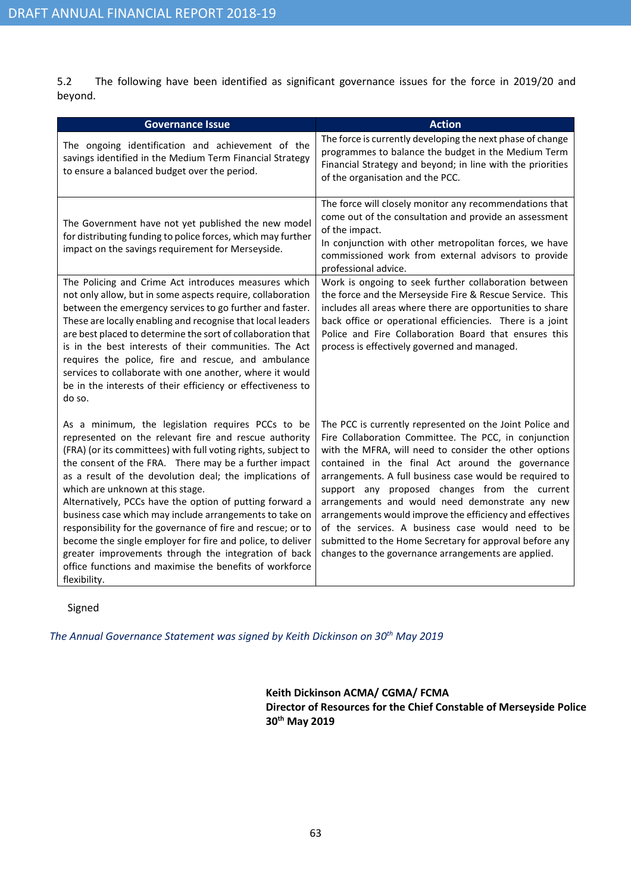5.2 The following have been identified as significant governance issues for the force in 2019/20 and beyond.

| Governance Issue | Action |
| --- | --- |
| The ongoing identification and achievement of the savings identified in the Medium Term Financial Strategy to ensure a balanced budget over the period. | The force is currently developing the next phase of change programmes to balance the budget in the Medium Term Financial Strategy and beyond; in line with the priorities of the organisation and the PCC. |
| The Government have not yet published the new model for distributing funding to police forces, which may further impact on the savings requirement for Merseyside. | The force will closely monitor any recommendations that come out of the consultation and provide an assessment of the impact.<br>In conjunction with other metropolitan forces, we have commissioned work from external advisors to provide professional advice. |
| The Policing and Crime Act introduces measures which not only allow, but in some aspects require, collaboration between the emergency services to go further and faster. These are locally enabling and recognise that local leaders are best placed to determine the sort of collaboration that is in the best interests of their communities. The Act requires the police, fire and rescue, and ambulance services to collaborate with one another, where it would be in the interests of their efficiency or effectiveness to do so. | Work is ongoing to seek further collaboration between the force and the Merseyside Fire & Rescue Service. This includes all areas where there are opportunities to share back office or operational efficiencies. There is a joint Police and Fire Collaboration Board that ensures this process is effectively governed and managed. |
| As a minimum, the legislation requires PCCs to be represented on the relevant fire and rescue authority (FRA) (or its committees) with full voting rights, subject to the consent of the FRA. There may be a further impact as a result of the devolution deal; the implications of which are unknown at this stage.<br>Alternatively, PCCs have the option of putting forward a business case which may include arrangements to take on responsibility for the governance of fire and rescue; or to become the single employer for fire and police, to deliver greater improvements through the integration of back office functions and maximise the benefits of workforce flexibility. | The PCC is currently represented on the Joint Police and Fire Collaboration Committee. The PCC, in conjunction with the MFRA, will need to consider the other options contained in the final Act around the governance arrangements. A full business case would be required to support any proposed changes from the current arrangements and would need demonstrate any new arrangements would improve the efficiency and effectives of the services. A business case would need to be submitted to the Home Secretary for approval before any changes to the governance arrangements are applied. |

Signed

*The Annual Governance Statement was signed by Keith Dickinson on 30th May 2019*

**Keith Dickinson ACMA/ CGMA/ FCMA**
**Director of Resources for the Chief Constable of Merseyside Police**
**30th May 2019**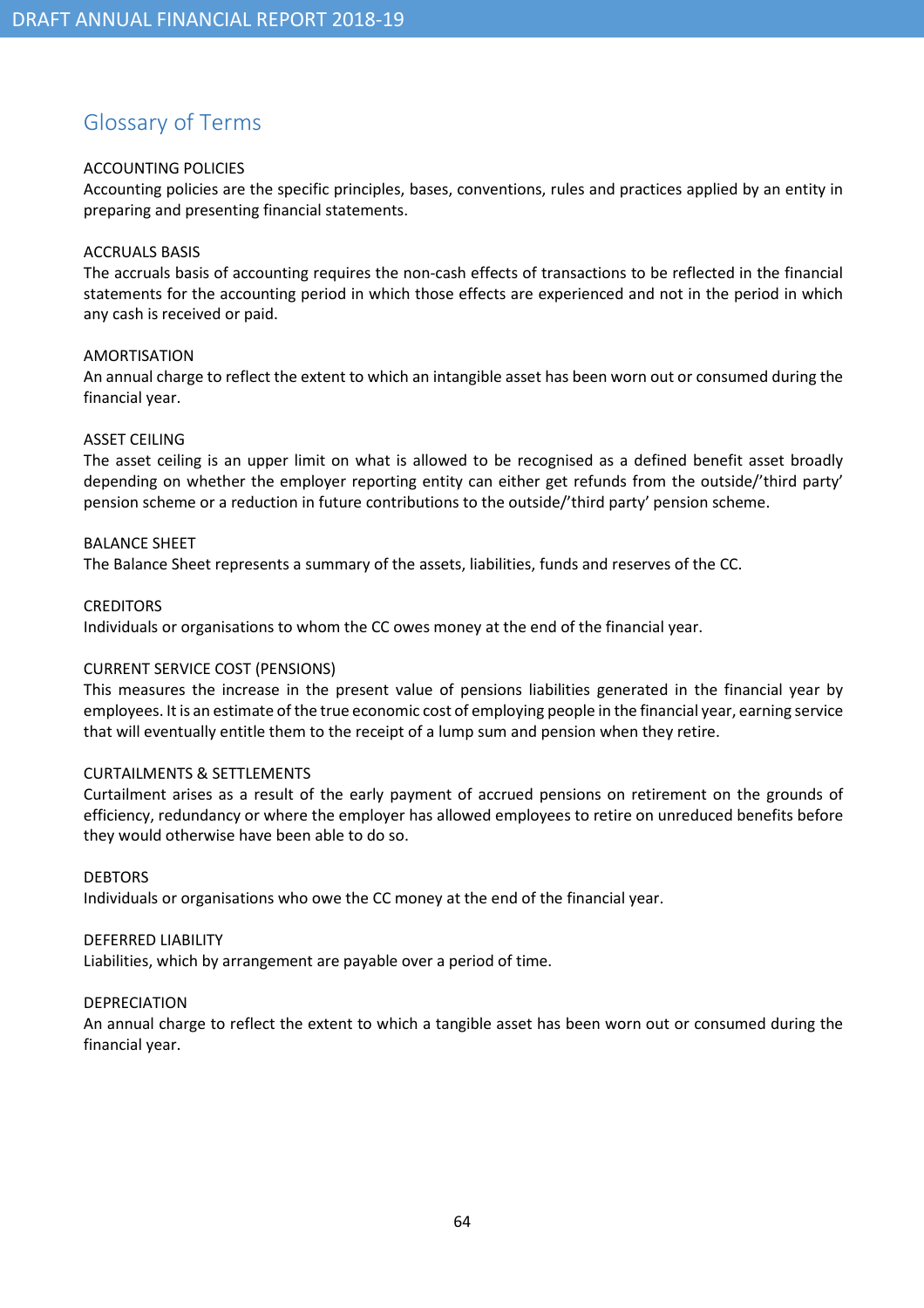## Glossary of Terms

ACCOUNTING POLICIES

Accounting policies are the specific principles, bases, conventions, rules and practices applied by an entity in preparing and presenting financial statements.

ACCRUALS BASIS

The accruals basis of accounting requires the non-cash effects of transactions to be reflected in the financial statements for the accounting period in which those effects are experienced and not in the period in which any cash is received or paid.

AMORTISATION

An annual charge to reflect the extent to which an intangible asset has been worn out or consumed during the financial year.

ASSET CEILING

The asset ceiling is an upper limit on what is allowed to be recognised as a defined benefit asset broadly depending on whether the employer reporting entity can either get refunds from the outside/'third party' pension scheme or a reduction in future contributions to the outside/'third party' pension scheme.

BALANCE SHEET

The Balance Sheet represents a summary of the assets, liabilities, funds and reserves of the CC.

CREDITORS

Individuals or organisations to whom the CC owes money at the end of the financial year.

CURRENT SERVICE COST (PENSIONS)

This measures the increase in the present value of pensions liabilities generated in the financial year by employees. It is an estimate of the true economic cost of employing people in the financial year, earning service that will eventually entitle them to the receipt of a lump sum and pension when they retire.

CURTAILMENTS & SETTLEMENTS

Curtailment arises as a result of the early payment of accrued pensions on retirement on the grounds of efficiency, redundancy or where the employer has allowed employees to retire on unreduced benefits before they would otherwise have been able to do so.

DEBTORS

Individuals or organisations who owe the CC money at the end of the financial year.

DEFERRED LIABILITY

Liabilities, which by arrangement are payable over a period of time.

DEPRECIATION

An annual charge to reflect the extent to which a tangible asset has been worn out or consumed during the financial year.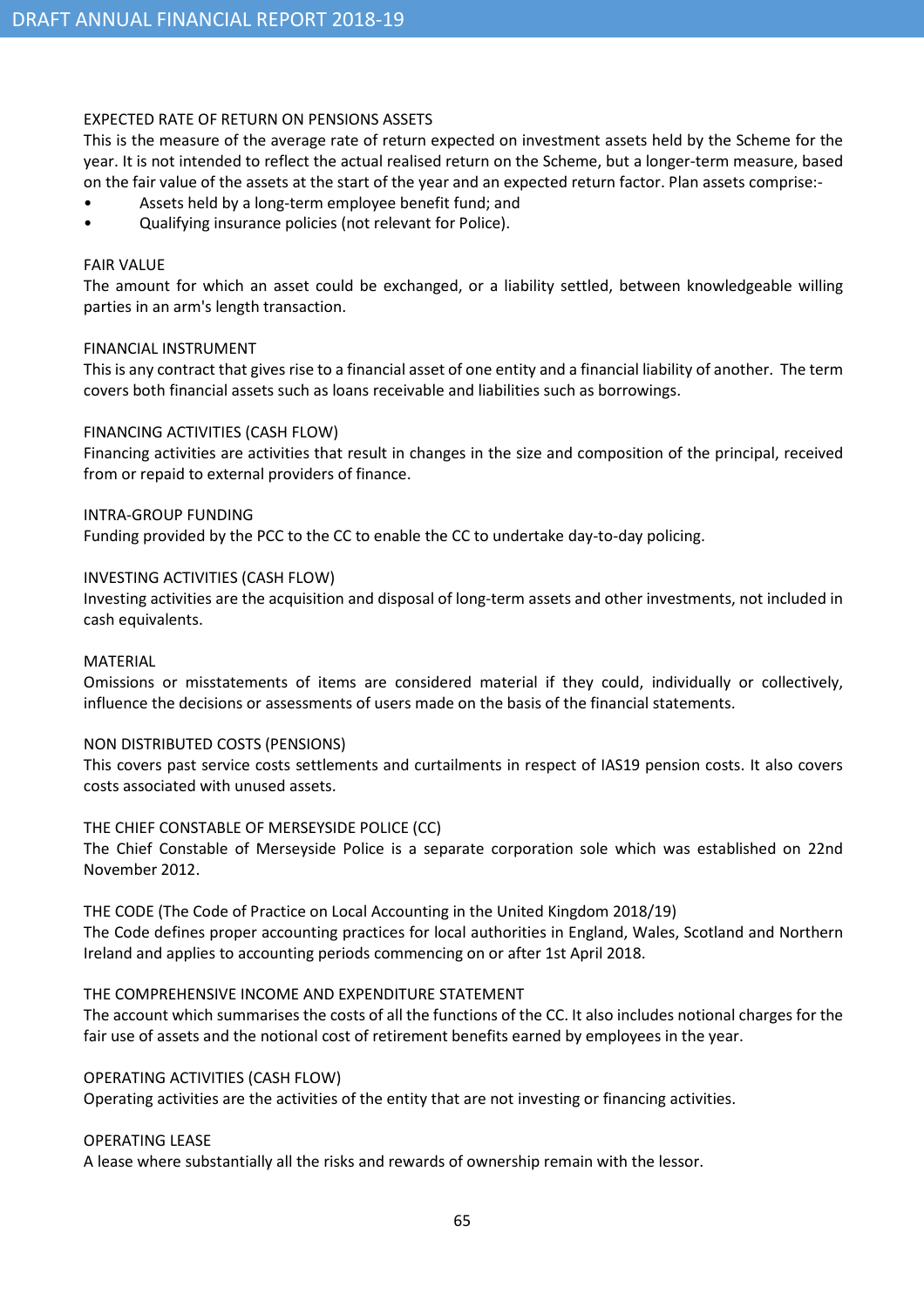EXPECTED RATE OF RETURN ON PENSIONS ASSETS

This is the measure of the average rate of return expected on investment assets held by the Scheme for the year. It is not intended to reflect the actual realised return on the Scheme, but a longer-term measure, based on the fair value of the assets at the start of the year and an expected return factor. Plan assets comprise:-

- Assets held by a long-term employee benefit fund; and
- Qualifying insurance policies (not relevant for Police).

FAIR VALUE

The amount for which an asset could be exchanged, or a liability settled, between knowledgeable willing parties in an arm's length transaction.

FINANCIAL INSTRUMENT

This is any contract that gives rise to a financial asset of one entity and a financial liability of another. The term covers both financial assets such as loans receivable and liabilities such as borrowings.

FINANCING ACTIVITIES (CASH FLOW)

Financing activities are activities that result in changes in the size and composition of the principal, received from or repaid to external providers of finance.

INTRA-GROUP FUNDING

Funding provided by the PCC to the CC to enable the CC to undertake day-to-day policing.

INVESTING ACTIVITIES (CASH FLOW)

Investing activities are the acquisition and disposal of long-term assets and other investments, not included in cash equivalents.

MATERIAL

Omissions or misstatements of items are considered material if they could, individually or collectively, influence the decisions or assessments of users made on the basis of the financial statements.

NON DISTRIBUTED COSTS (PENSIONS)

This covers past service costs settlements and curtailments in respect of IAS19 pension costs. It also covers costs associated with unused assets.

THE CHIEF CONSTABLE OF MERSEYSIDE POLICE (CC)

The Chief Constable of Merseyside Police is a separate corporation sole which was established on 22nd November 2012.

THE CODE (The Code of Practice on Local Accounting in the United Kingdom 2018/19)

The Code defines proper accounting practices for local authorities in England, Wales, Scotland and Northern Ireland and applies to accounting periods commencing on or after 1st April 2018.

THE COMPREHENSIVE INCOME AND EXPENDITURE STATEMENT

The account which summarises the costs of all the functions of the CC. It also includes notional charges for the fair use of assets and the notional cost of retirement benefits earned by employees in the year.

OPERATING ACTIVITIES (CASH FLOW)

Operating activities are the activities of the entity that are not investing or financing activities.

OPERATING LEASE

A lease where substantially all the risks and rewards of ownership remain with the lessor.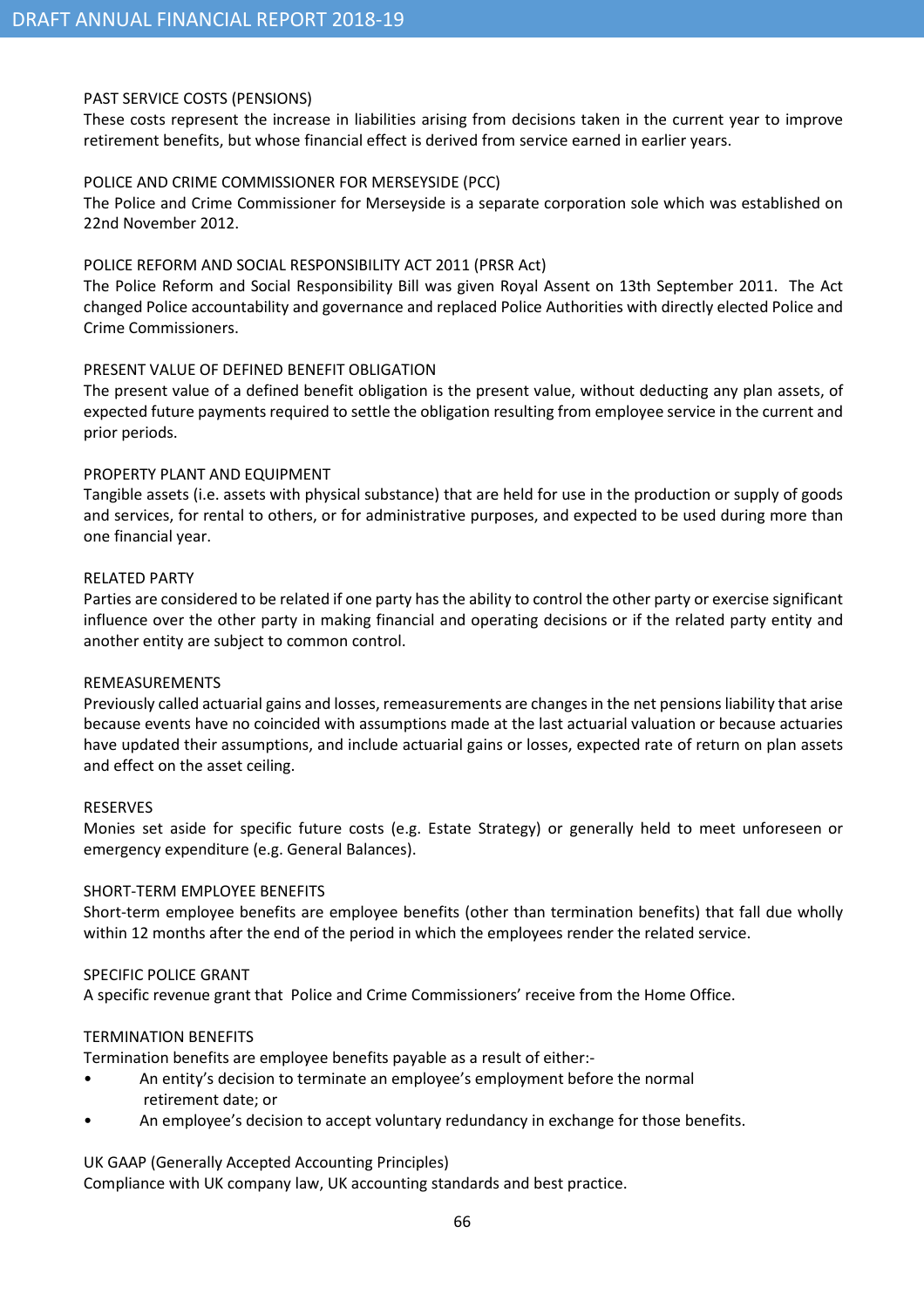PAST SERVICE COSTS (PENSIONS)
These costs represent the increase in liabilities arising from decisions taken in the current year to improve retirement benefits, but whose financial effect is derived from service earned in earlier years.

POLICE AND CRIME COMMISSIONER FOR MERSEYSIDE (PCC)
The Police and Crime Commissioner for Merseyside is a separate corporation sole which was established on 22nd November 2012.

POLICE REFORM AND SOCIAL RESPONSIBILITY ACT 2011 (PRSR Act)
The Police Reform and Social Responsibility Bill was given Royal Assent on 13th September 2011. The Act changed Police accountability and governance and replaced Police Authorities with directly elected Police and Crime Commissioners.

PRESENT VALUE OF DEFINED BENEFIT OBLIGATION
The present value of a defined benefit obligation is the present value, without deducting any plan assets, of expected future payments required to settle the obligation resulting from employee service in the current and prior periods.

PROPERTY PLANT AND EQUIPMENT
Tangible assets (i.e. assets with physical substance) that are held for use in the production or supply of goods and services, for rental to others, or for administrative purposes, and expected to be used during more than one financial year.

RELATED PARTY
Parties are considered to be related if one party has the ability to control the other party or exercise significant influence over the other party in making financial and operating decisions or if the related party entity and another entity are subject to common control.

REMEASUREMENTS
Previously called actuarial gains and losses, remeasurements are changes in the net pensions liability that arise because events have no coincided with assumptions made at the last actuarial valuation or because actuaries have updated their assumptions, and include actuarial gains or losses, expected rate of return on plan assets and effect on the asset ceiling.

RESERVES
Monies set aside for specific future costs (e.g. Estate Strategy) or generally held to meet unforeseen or emergency expenditure (e.g. General Balances).

SHORT-TERM EMPLOYEE BENEFITS
Short-term employee benefits are employee benefits (other than termination benefits) that fall due wholly within 12 months after the end of the period in which the employees render the related service.

SPECIFIC POLICE GRANT
A specific revenue grant that Police and Crime Commissioners' receive from the Home Office.

TERMINATION BENEFITS
Termination benefits are employee benefits payable as a result of either:-

- An entity's decision to terminate an employee's employment before the normal retirement date; or
- An employee's decision to accept voluntary redundancy in exchange for those benefits.

UK GAAP (Generally Accepted Accounting Principles)
Compliance with UK company law, UK accounting standards and best practice.